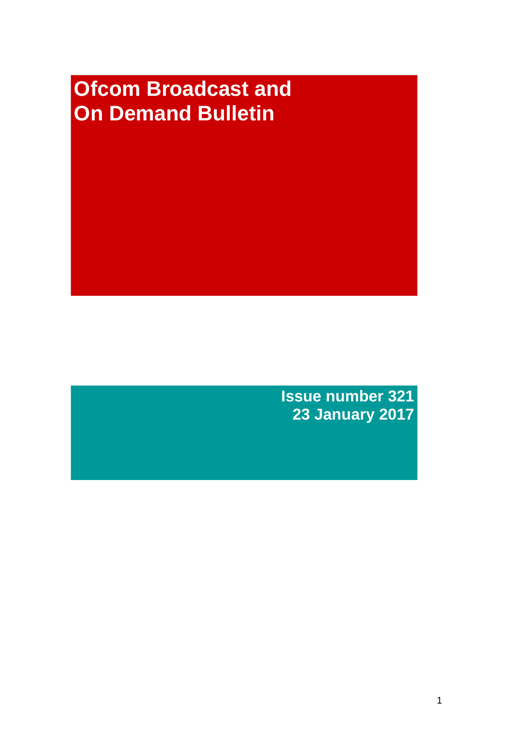# Ofcom Broadcast and On Demand Bulletin

**Issue number 321**
**23 January 2017**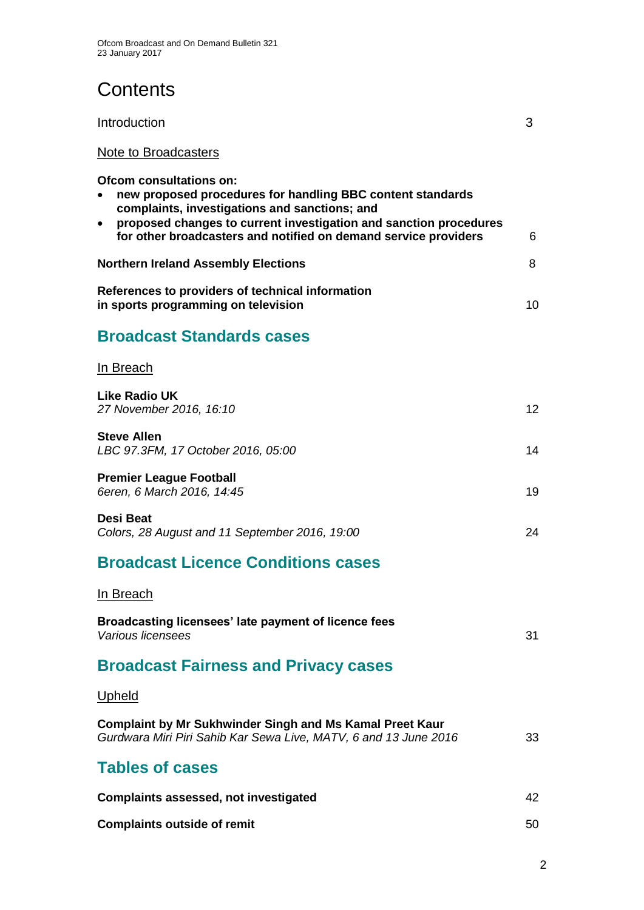# Contents

Introduction 3

Note to Broadcasters

**Ofcom consultations on:**
- **new proposed procedures for handling BBC content standards complaints, investigations and sanctions; and**
- **proposed changes to current investigation and sanction procedures for other broadcasters and notified on demand service providers** 6

**Northern Ireland Assembly Elections** 8

**References to providers of technical information in sports programming on television** 10

## Broadcast Standards cases

In Breach

**Like Radio UK**
*27 November 2016, 16:10* 12

**Steve Allen**
*LBC 97.3FM, 17 October 2016, 05:00* 14

**Premier League Football**
*6eren, 6 March 2016, 14:45* 19

**Desi Beat**
*Colors, 28 August and 11 September 2016, 19:00* 24

## Broadcast Licence Conditions cases

In Breach

**Broadcasting licensees' late payment of licence fees**
*Various licensees* 31

## Broadcast Fairness and Privacy cases

Upheld

**Complaint by Mr Sukhwinder Singh and Ms Kamal Preet Kaur**
*Gurdwara Miri Piri Sahib Kar Sewa Live, MATV, 6 and 13 June 2016* 33

## Tables of cases

**Complaints assessed, not investigated** 42

**Complaints outside of remit** 50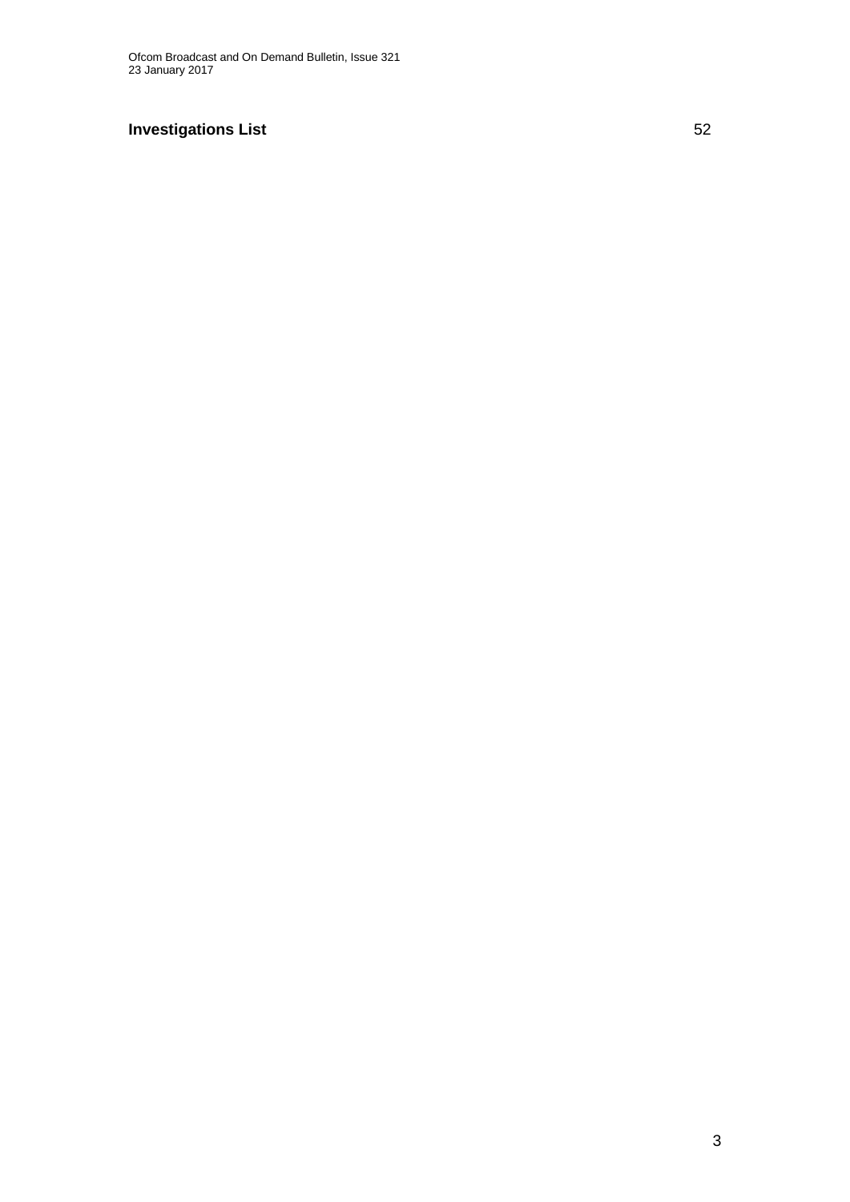**Investigations List** 52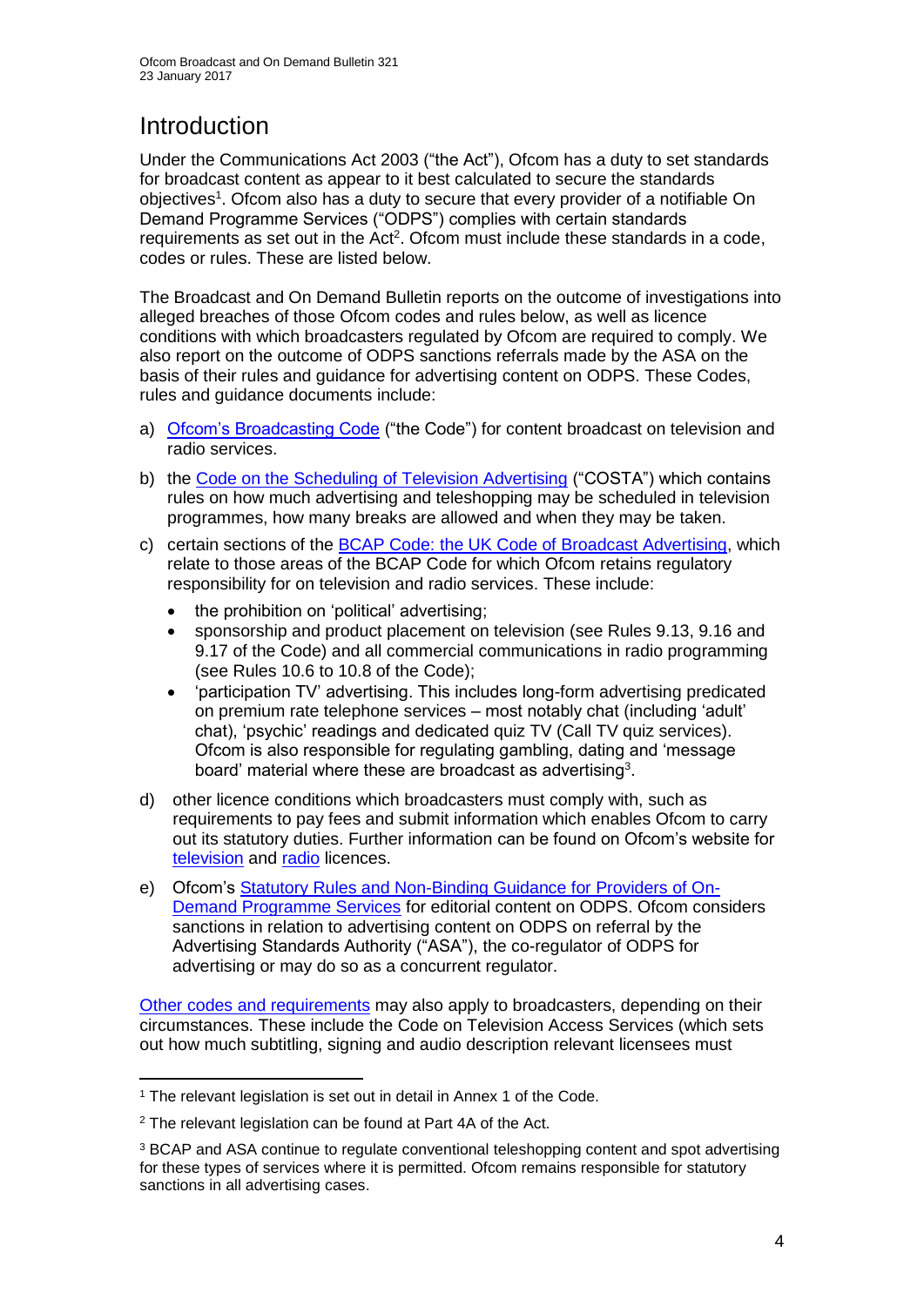# Introduction

Under the Communications Act 2003 ("the Act"), Ofcom has a duty to set standards for broadcast content as appear to it best calculated to secure the standards objectives[1]. Ofcom also has a duty to secure that every provider of a notifiable On Demand Programme Services ("ODPS") complies with certain standards requirements as set out in the Act[2]. Ofcom must include these standards in a code, codes or rules. These are listed below.

The Broadcast and On Demand Bulletin reports on the outcome of investigations into alleged breaches of those Ofcom codes and rules below, as well as licence conditions with which broadcasters regulated by Ofcom are required to comply. We also report on the outcome of ODPS sanctions referrals made by the ASA on the basis of their rules and guidance for advertising content on ODPS. These Codes, rules and guidance documents include:

a) Ofcom's Broadcasting Code ("the Code") for content broadcast on television and radio services.

b) the Code on the Scheduling of Television Advertising ("COSTA") which contains rules on how much advertising and teleshopping may be scheduled in television programmes, how many breaks are allowed and when they may be taken.

c) certain sections of the BCAP Code: the UK Code of Broadcast Advertising, which relate to those areas of the BCAP Code for which Ofcom retains regulatory responsibility for on television and radio services. These include:
   - the prohibition on 'political' advertising;
   - sponsorship and product placement on television (see Rules 9.13, 9.16 and 9.17 of the Code) and all commercial communications in radio programming (see Rules 10.6 to 10.8 of the Code);
   - 'participation TV' advertising. This includes long-form advertising predicated on premium rate telephone services – most notably chat (including 'adult' chat), 'psychic' readings and dedicated quiz TV (Call TV quiz services). Ofcom is also responsible for regulating gambling, dating and 'message board' material where these are broadcast as advertising[3].

d) other licence conditions which broadcasters must comply with, such as requirements to pay fees and submit information which enables Ofcom to carry out its statutory duties. Further information can be found on Ofcom's website for television and radio licences.

e) Ofcom's Statutory Rules and Non-Binding Guidance for Providers of On-Demand Programme Services for editorial content on ODPS. Ofcom considers sanctions in relation to advertising content on ODPS on referral by the Advertising Standards Authority ("ASA"), the co-regulator of ODPS for advertising or may do so as a concurrent regulator.

Other codes and requirements may also apply to broadcasters, depending on their circumstances. These include the Code on Television Access Services (which sets out how much subtitling, signing and audio description relevant licensees must

---

[1] The relevant legislation is set out in detail in Annex 1 of the Code.

[2] The relevant legislation can be found at Part 4A of the Act.

[3] BCAP and ASA continue to regulate conventional teleshopping content and spot advertising for these types of services where it is permitted. Ofcom remains responsible for statutory sanctions in all advertising cases.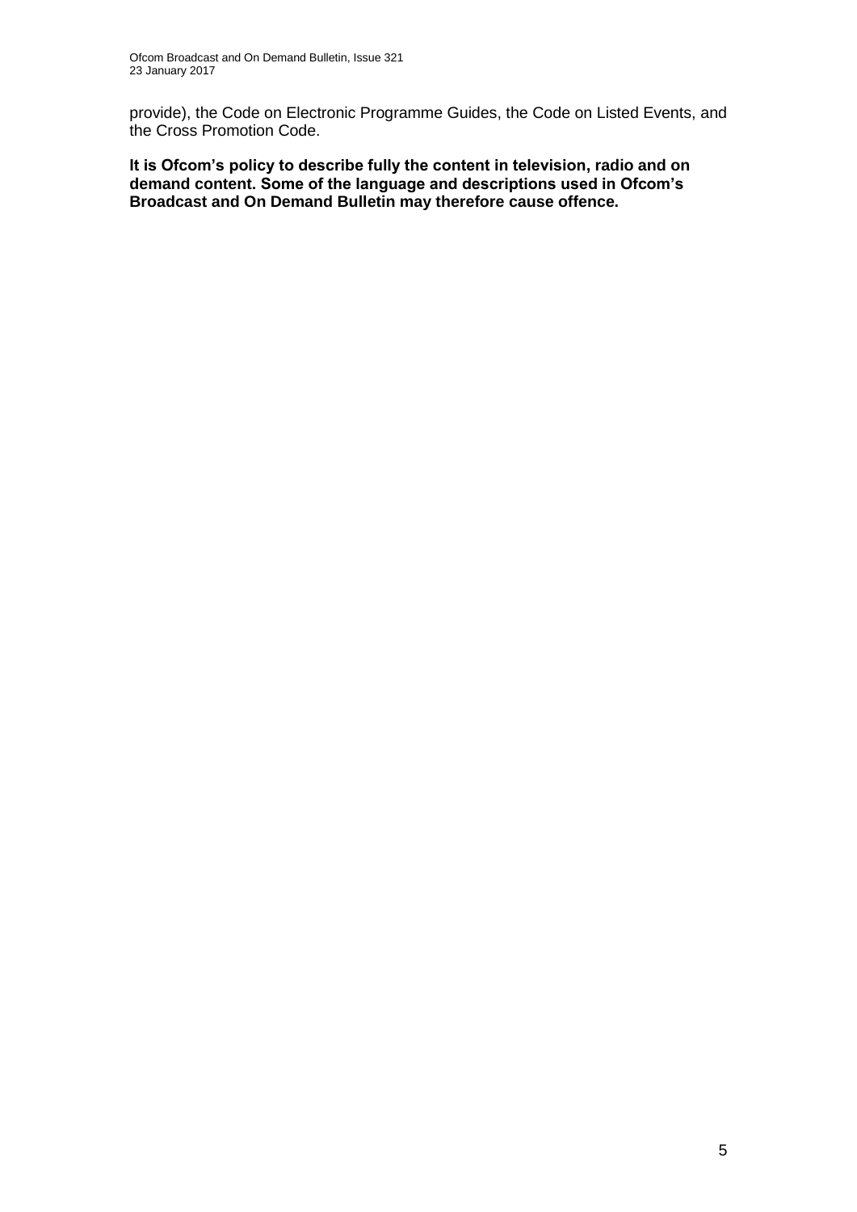provide), the Code on Electronic Programme Guides, the Code on Listed Events, and the Cross Promotion Code.

**It is Ofcom's policy to describe fully the content in television, radio and on demand content. Some of the language and descriptions used in Ofcom's Broadcast and On Demand Bulletin may therefore cause offence.**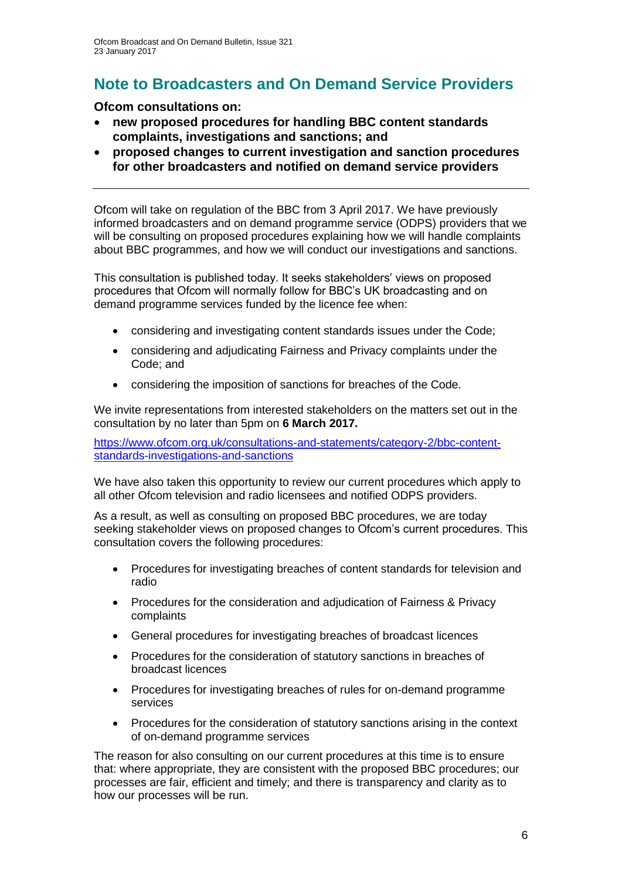## Note to Broadcasters and On Demand Service Providers

**Ofcom consultations on:**

- **new proposed procedures for handling BBC content standards complaints, investigations and sanctions; and**
- **proposed changes to current investigation and sanction procedures for other broadcasters and notified on demand service providers**

---

Ofcom will take on regulation of the BBC from 3 April 2017. We have previously informed broadcasters and on demand programme service (ODPS) providers that we will be consulting on proposed procedures explaining how we will handle complaints about BBC programmes, and how we will conduct our investigations and sanctions.

This consultation is published today. It seeks stakeholders' views on proposed procedures that Ofcom will normally follow for BBC's UK broadcasting and on demand programme services funded by the licence fee when:

- considering and investigating content standards issues under the Code;
- considering and adjudicating Fairness and Privacy complaints under the Code; and
- considering the imposition of sanctions for breaches of the Code.

We invite representations from interested stakeholders on the matters set out in the consultation by no later than 5pm on **6 March 2017.**

https://www.ofcom.org.uk/consultations-and-statements/category-2/bbc-content-standards-investigations-and-sanctions

We have also taken this opportunity to review our current procedures which apply to all other Ofcom television and radio licensees and notified ODPS providers.

As a result, as well as consulting on proposed BBC procedures, we are today seeking stakeholder views on proposed changes to Ofcom's current procedures. This consultation covers the following procedures:

- Procedures for investigating breaches of content standards for television and radio
- Procedures for the consideration and adjudication of Fairness & Privacy complaints
- General procedures for investigating breaches of broadcast licences
- Procedures for the consideration of statutory sanctions in breaches of broadcast licences
- Procedures for investigating breaches of rules for on-demand programme services
- Procedures for the consideration of statutory sanctions arising in the context of on-demand programme services

The reason for also consulting on our current procedures at this time is to ensure that: where appropriate, they are consistent with the proposed BBC procedures; our processes are fair, efficient and timely; and there is transparency and clarity as to how our processes will be run.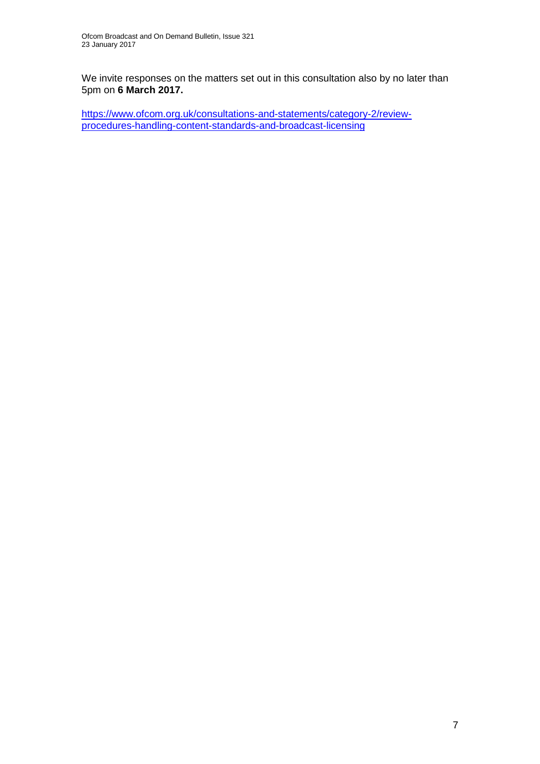We invite responses on the matters set out in this consultation also by no later than 5pm on **6 March 2017.**

[https://www.ofcom.org.uk/consultations-and-statements/category-2/review-procedures-handling-content-standards-and-broadcast-licensing](https://www.ofcom.org.uk/consultations-and-statements/category-2/review-procedures-handling-content-standards-and-broadcast-licensing)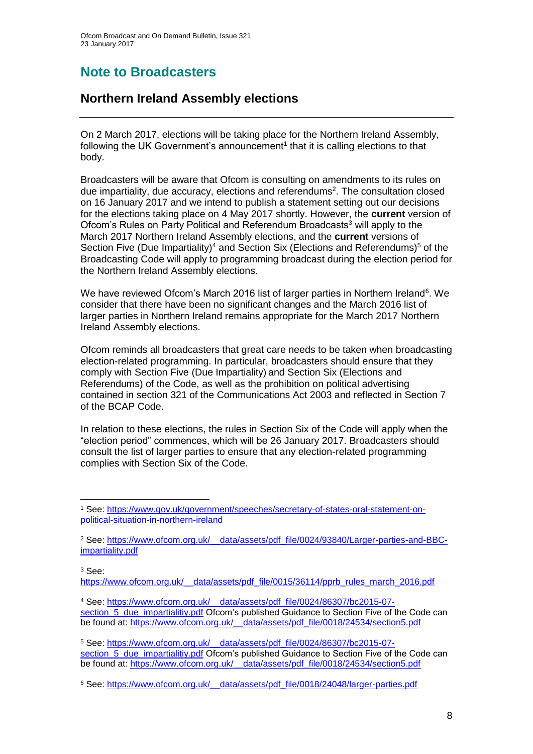# Note to Broadcasters

## Northern Ireland Assembly elections

On 2 March 2017, elections will be taking place for the Northern Ireland Assembly, following the UK Government's announcement[1] that it is calling elections to that body.

Broadcasters will be aware that Ofcom is consulting on amendments to its rules on due impartiality, due accuracy, elections and referendums[2]. The consultation closed on 16 January 2017 and we intend to publish a statement setting out our decisions for the elections taking place on 4 May 2017 shortly. However, the **current** version of Ofcom's Rules on Party Political and Referendum Broadcasts[3] will apply to the March 2017 Northern Ireland Assembly elections, and the **current** versions of Section Five (Due Impartiality)[4] and Section Six (Elections and Referendums)[5] of the Broadcasting Code will apply to programming broadcast during the election period for the Northern Ireland Assembly elections.

We have reviewed Ofcom's March 2016 list of larger parties in Northern Ireland[6]. We consider that there have been no significant changes and the March 2016 list of larger parties in Northern Ireland remains appropriate for the March 2017 Northern Ireland Assembly elections.

Ofcom reminds all broadcasters that great care needs to be taken when broadcasting election-related programming. In particular, broadcasters should ensure that they comply with Section Five (Due Impartiality) and Section Six (Elections and Referendums) of the Code, as well as the prohibition on political advertising contained in section 321 of the Communications Act 2003 and reflected in Section 7 of the BCAP Code.

In relation to these elections, the rules in Section Six of the Code will apply when the "election period" commences, which will be 26 January 2017. Broadcasters should consult the list of larger parties to ensure that any election-related programming complies with Section Six of the Code.

---

[1] See: https://www.gov.uk/government/speeches/secretary-of-states-oral-statement-on-political-situation-in-northern-ireland

[2] See: https://www.ofcom.org.uk/__data/assets/pdf_file/0024/93840/Larger-parties-and-BBC-impartiality.pdf

[3] See: https://www.ofcom.org.uk/__data/assets/pdf_file/0015/36114/pprb_rules_march_2016.pdf

[4] See: https://www.ofcom.org.uk/__data/assets/pdf_file/0024/86307/bc2015-07-section_5_due_impartialitiy.pdf Ofcom's published Guidance to Section Five of the Code can be found at: https://www.ofcom.org.uk/__data/assets/pdf_file/0018/24534/section5.pdf

[5] See: https://www.ofcom.org.uk/__data/assets/pdf_file/0024/86307/bc2015-07-section_5_due_impartialitiy.pdf Ofcom's published Guidance to Section Five of the Code can be found at: https://www.ofcom.org.uk/__data/assets/pdf_file/0018/24534/section5.pdf

[6] See: https://www.ofcom.org.uk/__data/assets/pdf_file/0018/24048/larger-parties.pdf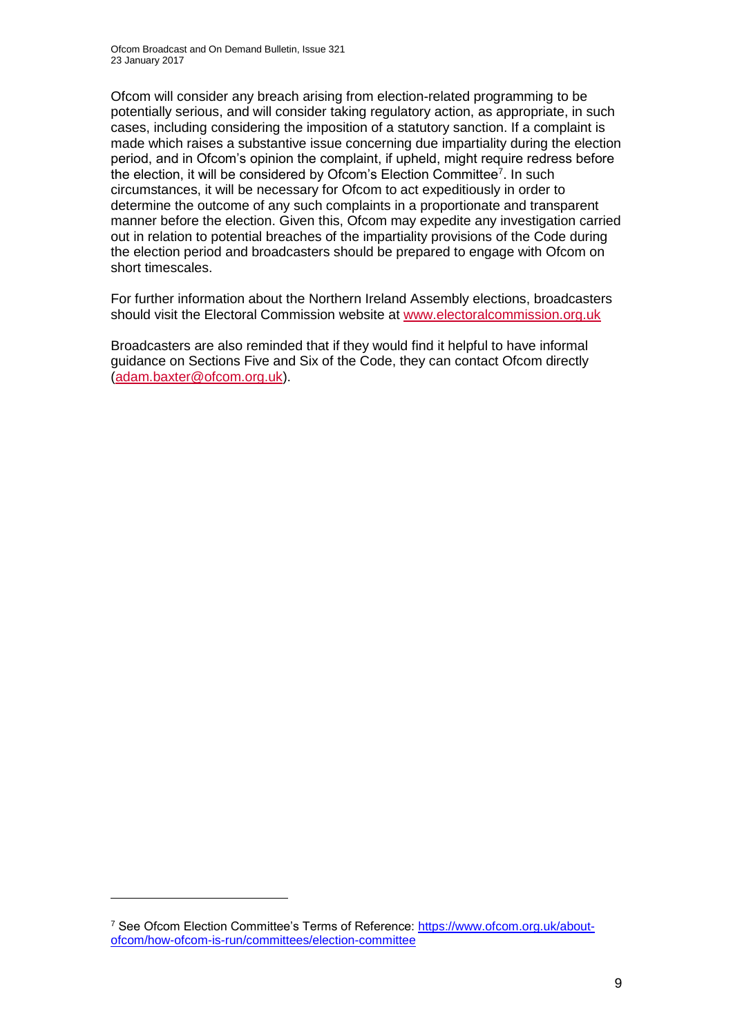Ofcom will consider any breach arising from election-related programming to be potentially serious, and will consider taking regulatory action, as appropriate, in such cases, including considering the imposition of a statutory sanction. If a complaint is made which raises a substantive issue concerning due impartiality during the election period, and in Ofcom's opinion the complaint, if upheld, might require redress before the election, it will be considered by Ofcom's Election Committee[7]. In such circumstances, it will be necessary for Ofcom to act expeditiously in order to determine the outcome of any such complaints in a proportionate and transparent manner before the election. Given this, Ofcom may expedite any investigation carried out in relation to potential breaches of the impartiality provisions of the Code during the election period and broadcasters should be prepared to engage with Ofcom on short timescales.

For further information about the Northern Ireland Assembly elections, broadcasters should visit the Electoral Commission website at www.electoralcommission.org.uk

Broadcasters are also reminded that if they would find it helpful to have informal guidance on Sections Five and Six of the Code, they can contact Ofcom directly (adam.baxter@ofcom.org.uk).

[7] See Ofcom Election Committee's Terms of Reference: https://www.ofcom.org.uk/about-ofcom/how-ofcom-is-run/committees/election-committee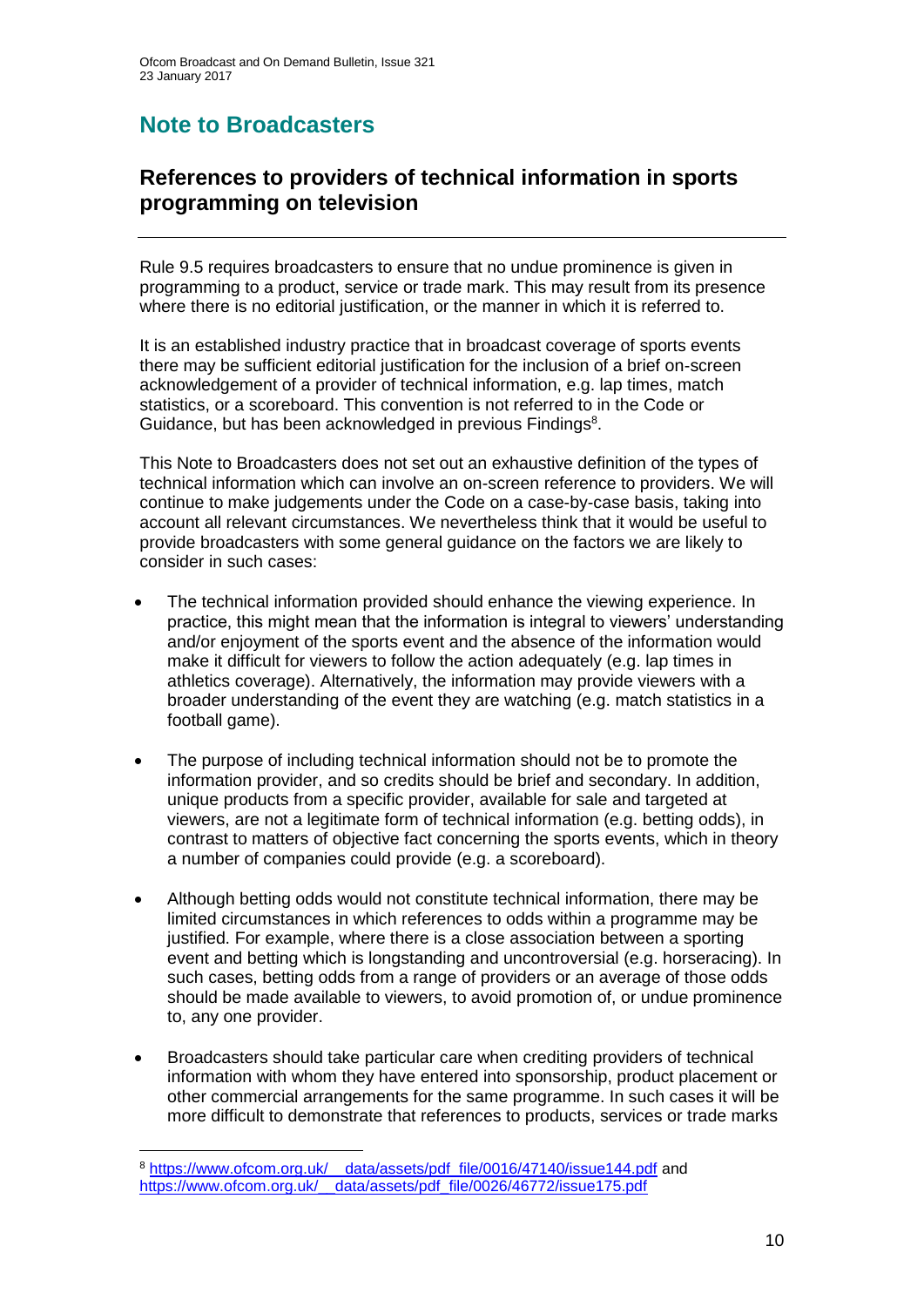# Note to Broadcasters

## References to providers of technical information in sports programming on television

Rule 9.5 requires broadcasters to ensure that no undue prominence is given in programming to a product, service or trade mark. This may result from its presence where there is no editorial justification, or the manner in which it is referred to.

It is an established industry practice that in broadcast coverage of sports events there may be sufficient editorial justification for the inclusion of a brief on-screen acknowledgement of a provider of technical information, e.g. lap times, match statistics, or a scoreboard. This convention is not referred to in the Code or Guidance, but has been acknowledged in previous Findings[8].

This Note to Broadcasters does not set out an exhaustive definition of the types of technical information which can involve an on-screen reference to providers. We will continue to make judgements under the Code on a case-by-case basis, taking into account all relevant circumstances. We nevertheless think that it would be useful to provide broadcasters with some general guidance on the factors we are likely to consider in such cases:

- The technical information provided should enhance the viewing experience. In practice, this might mean that the information is integral to viewers' understanding and/or enjoyment of the sports event and the absence of the information would make it difficult for viewers to follow the action adequately (e.g. lap times in athletics coverage). Alternatively, the information may provide viewers with a broader understanding of the event they are watching (e.g. match statistics in a football game).

- The purpose of including technical information should not be to promote the information provider, and so credits should be brief and secondary. In addition, unique products from a specific provider, available for sale and targeted at viewers, are not a legitimate form of technical information (e.g. betting odds), in contrast to matters of objective fact concerning the sports events, which in theory a number of companies could provide (e.g. a scoreboard).

- Although betting odds would not constitute technical information, there may be limited circumstances in which references to odds within a programme may be justified. For example, where there is a close association between a sporting event and betting which is longstanding and uncontroversial (e.g. horseracing). In such cases, betting odds from a range of providers or an average of those odds should be made available to viewers, to avoid promotion of, or undue prominence to, any one provider.

- Broadcasters should take particular care when crediting providers of technical information with whom they have entered into sponsorship, product placement or other commercial arrangements for the same programme. In such cases it will be more difficult to demonstrate that references to products, services or trade marks

---

[8] https://www.ofcom.org.uk/__data/assets/pdf_file/0016/47140/issue144.pdf and https://www.ofcom.org.uk/__data/assets/pdf_file/0026/46772/issue175.pdf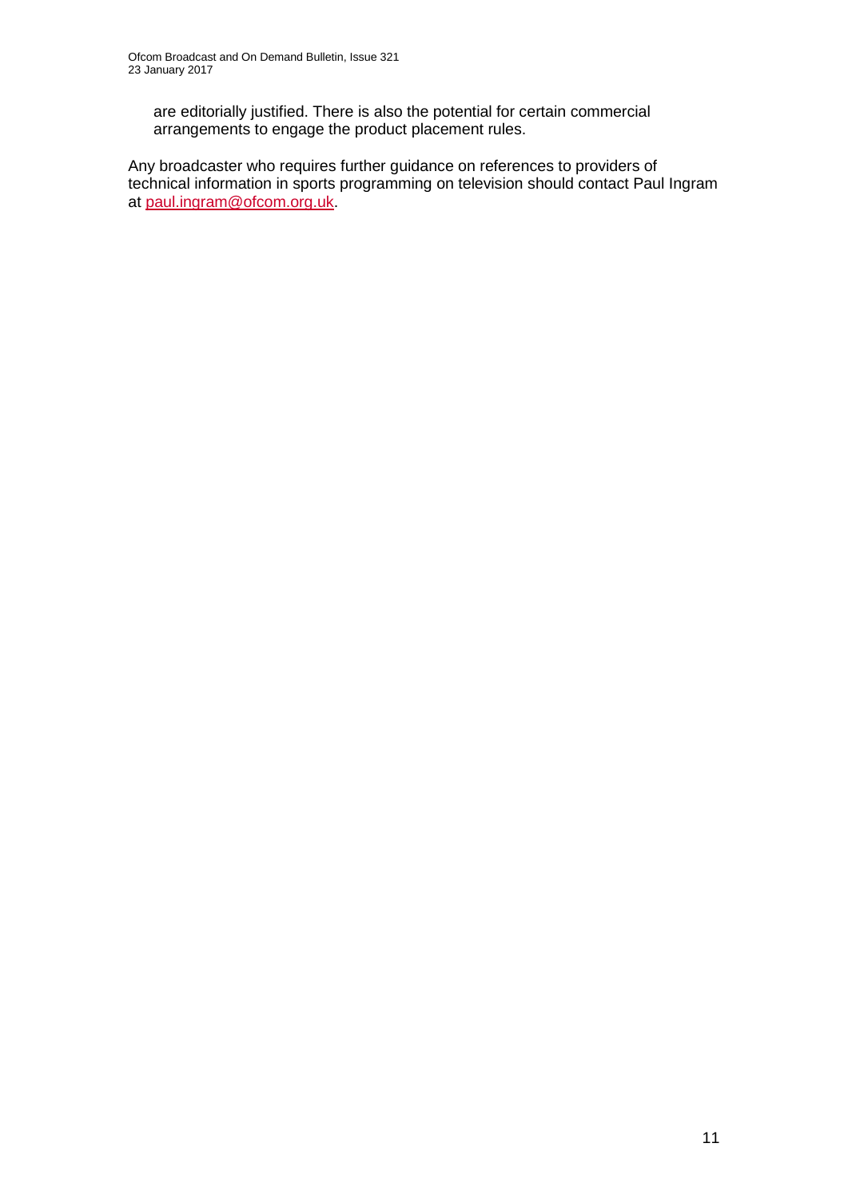are editorially justified. There is also the potential for certain commercial arrangements to engage the product placement rules.

Any broadcaster who requires further guidance on references to providers of technical information in sports programming on television should contact Paul Ingram at paul.ingram@ofcom.org.uk.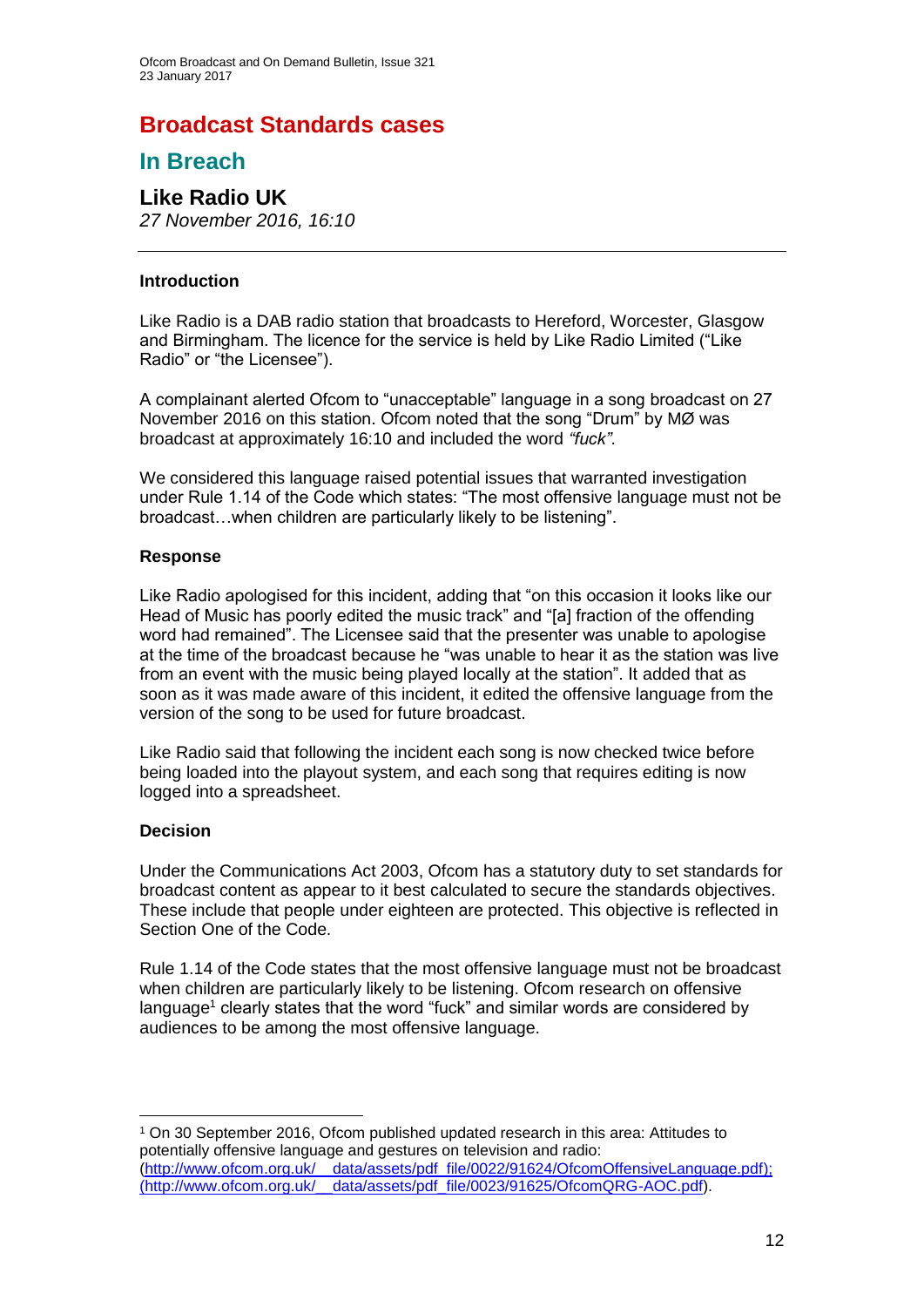# Broadcast Standards cases

## In Breach

### Like Radio UK

*27 November 2016, 16:10*

---

#### Introduction

Like Radio is a DAB radio station that broadcasts to Hereford, Worcester, Glasgow and Birmingham. The licence for the service is held by Like Radio Limited ("Like Radio" or "the Licensee").

A complainant alerted Ofcom to "unacceptable" language in a song broadcast on 27 November 2016 on this station. Ofcom noted that the song "Drum" by MØ was broadcast at approximately 16:10 and included the word *"fuck"*.

We considered this language raised potential issues that warranted investigation under Rule 1.14 of the Code which states: "The most offensive language must not be broadcast…when children are particularly likely to be listening".

#### Response

Like Radio apologised for this incident, adding that "on this occasion it looks like our Head of Music has poorly edited the music track" and "[a] fraction of the offending word had remained". The Licensee said that the presenter was unable to apologise at the time of the broadcast because he "was unable to hear it as the station was live from an event with the music being played locally at the station". It added that as soon as it was made aware of this incident, it edited the offensive language from the version of the song to be used for future broadcast.

Like Radio said that following the incident each song is now checked twice before being loaded into the playout system, and each song that requires editing is now logged into a spreadsheet.

#### Decision

Under the Communications Act 2003, Ofcom has a statutory duty to set standards for broadcast content as appear to it best calculated to secure the standards objectives. These include that people under eighteen are protected. This objective is reflected in Section One of the Code.

Rule 1.14 of the Code states that the most offensive language must not be broadcast when children are particularly likely to be listening. Ofcom research on offensive language[1] clearly states that the word "fuck" and similar words are considered by audiences to be among the most offensive language.

---

[1] On 30 September 2016, Ofcom published updated research in this area: Attitudes to potentially offensive language and gestures on television and radio: (http://www.ofcom.org.uk/__data/assets/pdf_file/0022/91624/OfcomOffensiveLanguage.pdf); (http://www.ofcom.org.uk/__data/assets/pdf_file/0023/91625/OfcomQRG-AOC.pdf).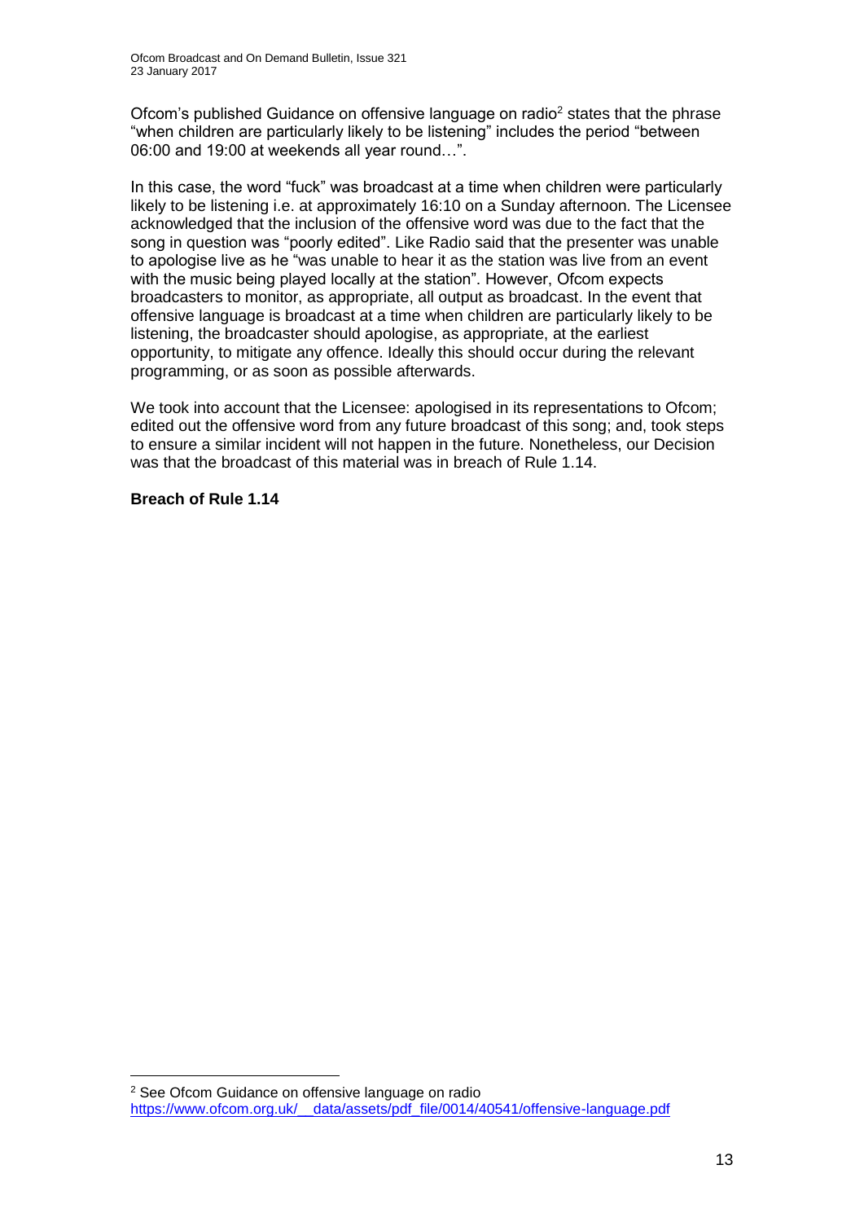Ofcom's published Guidance on offensive language on radio[2] states that the phrase "when children are particularly likely to be listening" includes the period "between 06:00 and 19:00 at weekends all year round…".

In this case, the word "fuck" was broadcast at a time when children were particularly likely to be listening i.e. at approximately 16:10 on a Sunday afternoon. The Licensee acknowledged that the inclusion of the offensive word was due to the fact that the song in question was "poorly edited". Like Radio said that the presenter was unable to apologise live as he "was unable to hear it as the station was live from an event with the music being played locally at the station". However, Ofcom expects broadcasters to monitor, as appropriate, all output as broadcast. In the event that offensive language is broadcast at a time when children are particularly likely to be listening, the broadcaster should apologise, as appropriate, at the earliest opportunity, to mitigate any offence. Ideally this should occur during the relevant programming, or as soon as possible afterwards.

We took into account that the Licensee: apologised in its representations to Ofcom; edited out the offensive word from any future broadcast of this song; and, took steps to ensure a similar incident will not happen in the future. Nonetheless, our Decision was that the broadcast of this material was in breach of Rule 1.14.

**Breach of Rule 1.14**

---

[2] See Ofcom Guidance on offensive language on radio https://www.ofcom.org.uk/__data/assets/pdf_file/0014/40541/offensive-language.pdf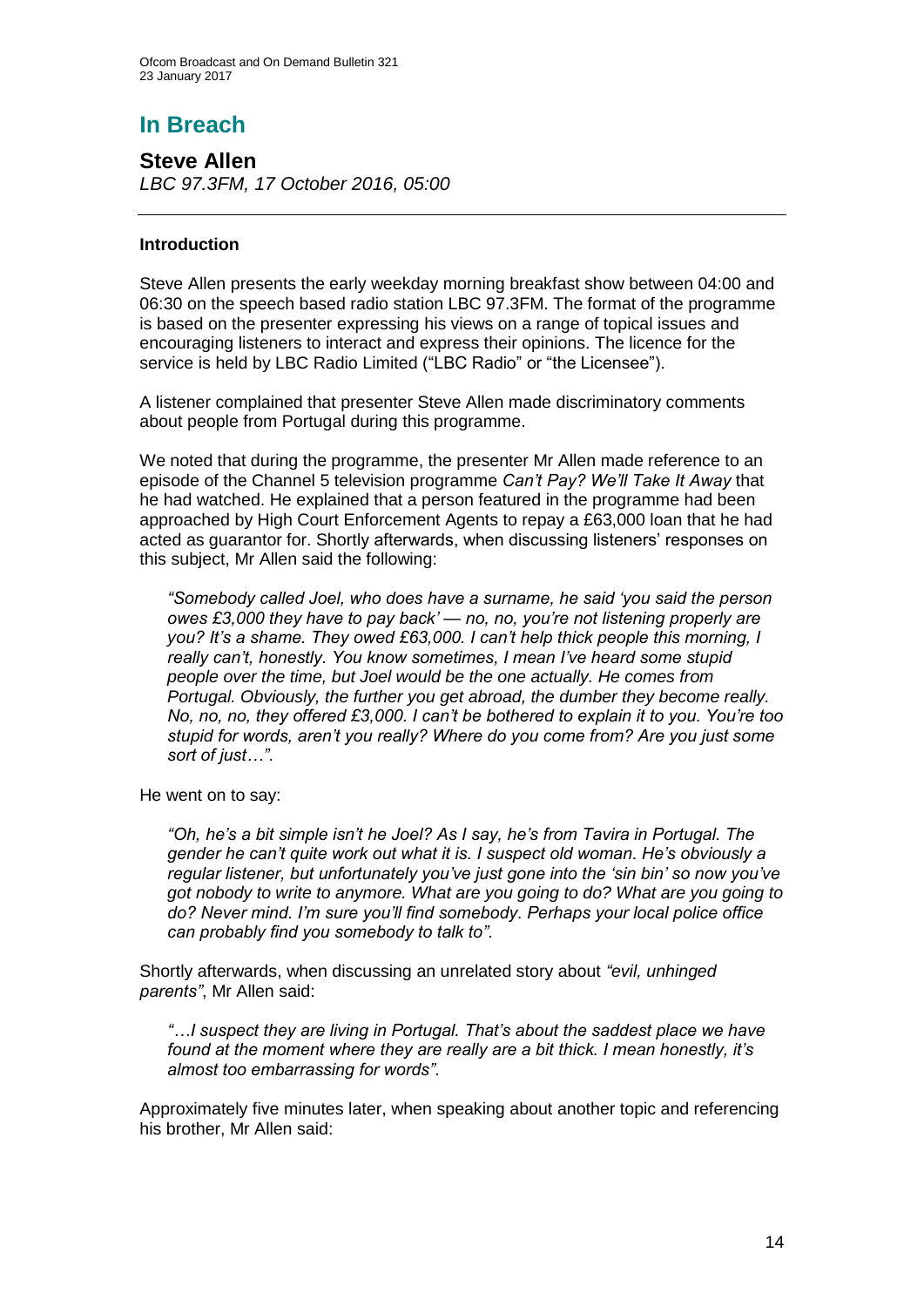# In Breach

## Steve Allen

*LBC 97.3FM, 17 October 2016, 05:00*

---

### Introduction

Steve Allen presents the early weekday morning breakfast show between 04:00 and 06:30 on the speech based radio station LBC 97.3FM. The format of the programme is based on the presenter expressing his views on a range of topical issues and encouraging listeners to interact and express their opinions. The licence for the service is held by LBC Radio Limited ("LBC Radio" or "the Licensee").

A listener complained that presenter Steve Allen made discriminatory comments about people from Portugal during this programme.

We noted that during the programme, the presenter Mr Allen made reference to an episode of the Channel 5 television programme *Can't Pay? We'll Take It Away* that he had watched. He explained that a person featured in the programme had been approached by High Court Enforcement Agents to repay a £63,000 loan that he had acted as guarantor for. Shortly afterwards, when discussing listeners' responses on this subject, Mr Allen said the following:

> *"Somebody called Joel, who does have a surname, he said 'you said the person owes £3,000 they have to pay back' — no, no, you're not listening properly are you? It's a shame. They owed £63,000. I can't help thick people this morning, I really can't, honestly. You know sometimes, I mean I've heard some stupid people over the time, but Joel would be the one actually. He comes from Portugal. Obviously, the further you get abroad, the dumber they become really. No, no, no, they offered £3,000. I can't be bothered to explain it to you. You're too stupid for words, aren't you really? Where do you come from? Are you just some sort of just…"*.

He went on to say:

> *"Oh, he's a bit simple isn't he Joel? As I say, he's from Tavira in Portugal. The gender he can't quite work out what it is. I suspect old woman. He's obviously a regular listener, but unfortunately you've just gone into the 'sin bin' so now you've got nobody to write to anymore. What are you going to do? What are you going to do? Never mind. I'm sure you'll find somebody. Perhaps your local police office can probably find you somebody to talk to"*.

Shortly afterwards, when discussing an unrelated story about *"evil, unhinged parents"*, Mr Allen said:

> *"…I suspect they are living in Portugal. That's about the saddest place we have found at the moment where they are really are a bit thick. I mean honestly, it's almost too embarrassing for words"*.

Approximately five minutes later, when speaking about another topic and referencing his brother, Mr Allen said: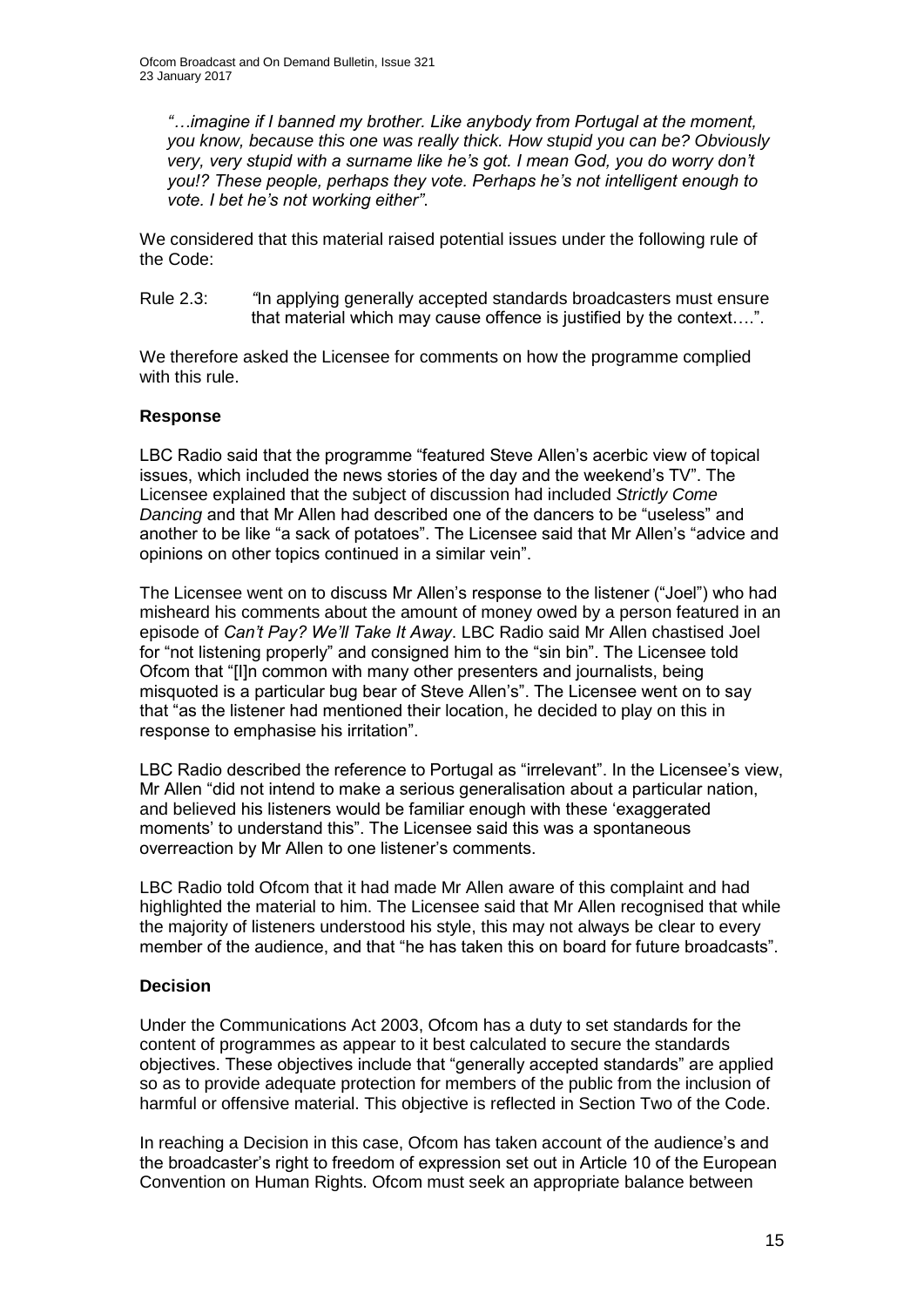*"…imagine if I banned my brother. Like anybody from Portugal at the moment, you know, because this one was really thick. How stupid you can be? Obviously very, very stupid with a surname like he's got. I mean God, you do worry don't you!? These people, perhaps they vote. Perhaps he's not intelligent enough to vote. I bet he's not working either".*

We considered that this material raised potential issues under the following rule of the Code:

Rule 2.3: *"*In applying generally accepted standards broadcasters must ensure that material which may cause offence is justified by the context….".

We therefore asked the Licensee for comments on how the programme complied with this rule.

### Response

LBC Radio said that the programme "featured Steve Allen's acerbic view of topical issues, which included the news stories of the day and the weekend's TV". The Licensee explained that the subject of discussion had included *Strictly Come Dancing* and that Mr Allen had described one of the dancers to be "useless" and another to be like "a sack of potatoes". The Licensee said that Mr Allen's "advice and opinions on other topics continued in a similar vein".

The Licensee went on to discuss Mr Allen's response to the listener ("Joel") who had misheard his comments about the amount of money owed by a person featured in an episode of *Can't Pay? We'll Take It Away*. LBC Radio said Mr Allen chastised Joel for "not listening properly" and consigned him to the "sin bin". The Licensee told Ofcom that "[I]n common with many other presenters and journalists, being misquoted is a particular bug bear of Steve Allen's". The Licensee went on to say that "as the listener had mentioned their location, he decided to play on this in response to emphasise his irritation".

LBC Radio described the reference to Portugal as "irrelevant". In the Licensee's view, Mr Allen "did not intend to make a serious generalisation about a particular nation, and believed his listeners would be familiar enough with these 'exaggerated moments' to understand this". The Licensee said this was a spontaneous overreaction by Mr Allen to one listener's comments.

LBC Radio told Ofcom that it had made Mr Allen aware of this complaint and had highlighted the material to him. The Licensee said that Mr Allen recognised that while the majority of listeners understood his style, this may not always be clear to every member of the audience, and that "he has taken this on board for future broadcasts".

### Decision

Under the Communications Act 2003, Ofcom has a duty to set standards for the content of programmes as appear to it best calculated to secure the standards objectives. These objectives include that "generally accepted standards" are applied so as to provide adequate protection for members of the public from the inclusion of harmful or offensive material. This objective is reflected in Section Two of the Code.

In reaching a Decision in this case, Ofcom has taken account of the audience's and the broadcaster's right to freedom of expression set out in Article 10 of the European Convention on Human Rights. Ofcom must seek an appropriate balance between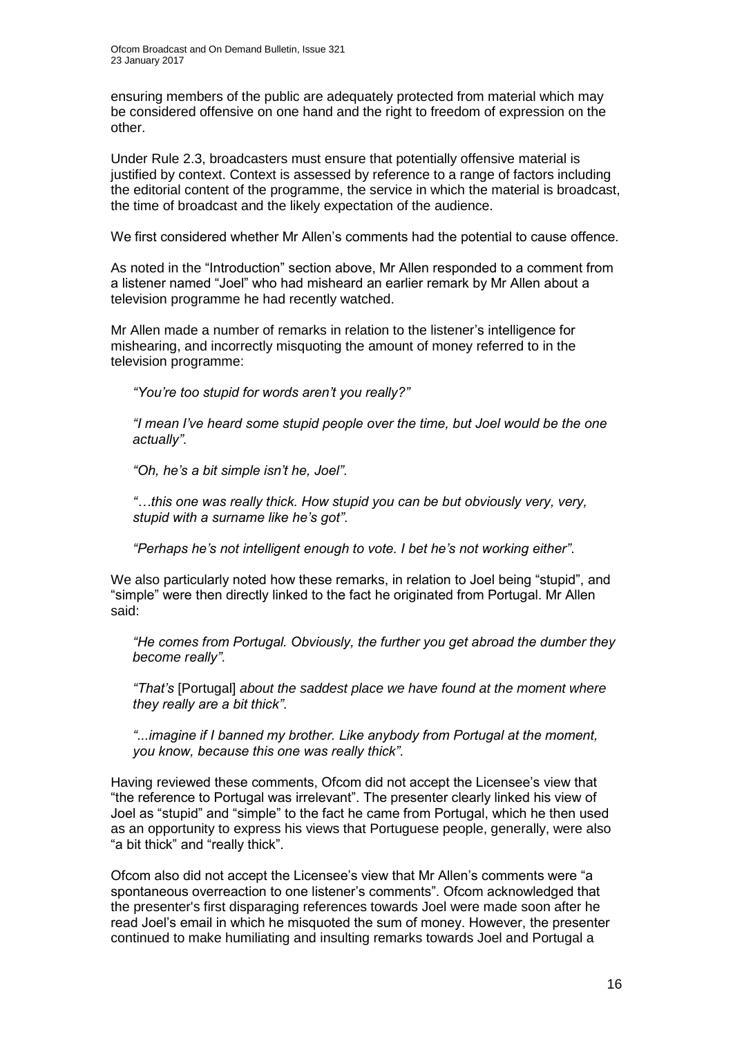ensuring members of the public are adequately protected from material which may be considered offensive on one hand and the right to freedom of expression on the other.

Under Rule 2.3, broadcasters must ensure that potentially offensive material is justified by context. Context is assessed by reference to a range of factors including the editorial content of the programme, the service in which the material is broadcast, the time of broadcast and the likely expectation of the audience.

We first considered whether Mr Allen's comments had the potential to cause offence.

As noted in the "Introduction" section above, Mr Allen responded to a comment from a listener named "Joel" who had misheard an earlier remark by Mr Allen about a television programme he had recently watched.

Mr Allen made a number of remarks in relation to the listener's intelligence for mishearing, and incorrectly misquoting the amount of money referred to in the television programme:

> *"You're too stupid for words aren't you really?"*
>
> *"I mean I've heard some stupid people over the time, but Joel would be the one actually".*
>
> *"Oh, he's a bit simple isn't he, Joel".*
>
> *"…this one was really thick. How stupid you can be but obviously very, very, stupid with a surname like he's got".*
>
> *"Perhaps he's not intelligent enough to vote. I bet he's not working either".*

We also particularly noted how these remarks, in relation to Joel being "stupid", and "simple" were then directly linked to the fact he originated from Portugal. Mr Allen said:

> *"He comes from Portugal. Obviously, the further you get abroad the dumber they become really".*
>
> *"That's* [Portugal] *about the saddest place we have found at the moment where they really are a bit thick".*
>
> *"...imagine if I banned my brother. Like anybody from Portugal at the moment, you know, because this one was really thick".*

Having reviewed these comments, Ofcom did not accept the Licensee's view that "the reference to Portugal was irrelevant". The presenter clearly linked his view of Joel as "stupid" and "simple" to the fact he came from Portugal, which he then used as an opportunity to express his views that Portuguese people, generally, were also "a bit thick" and "really thick".

Ofcom also did not accept the Licensee's view that Mr Allen's comments were "a spontaneous overreaction to one listener's comments". Ofcom acknowledged that the presenter's first disparaging references towards Joel were made soon after he read Joel's email in which he misquoted the sum of money. However, the presenter continued to make humiliating and insulting remarks towards Joel and Portugal a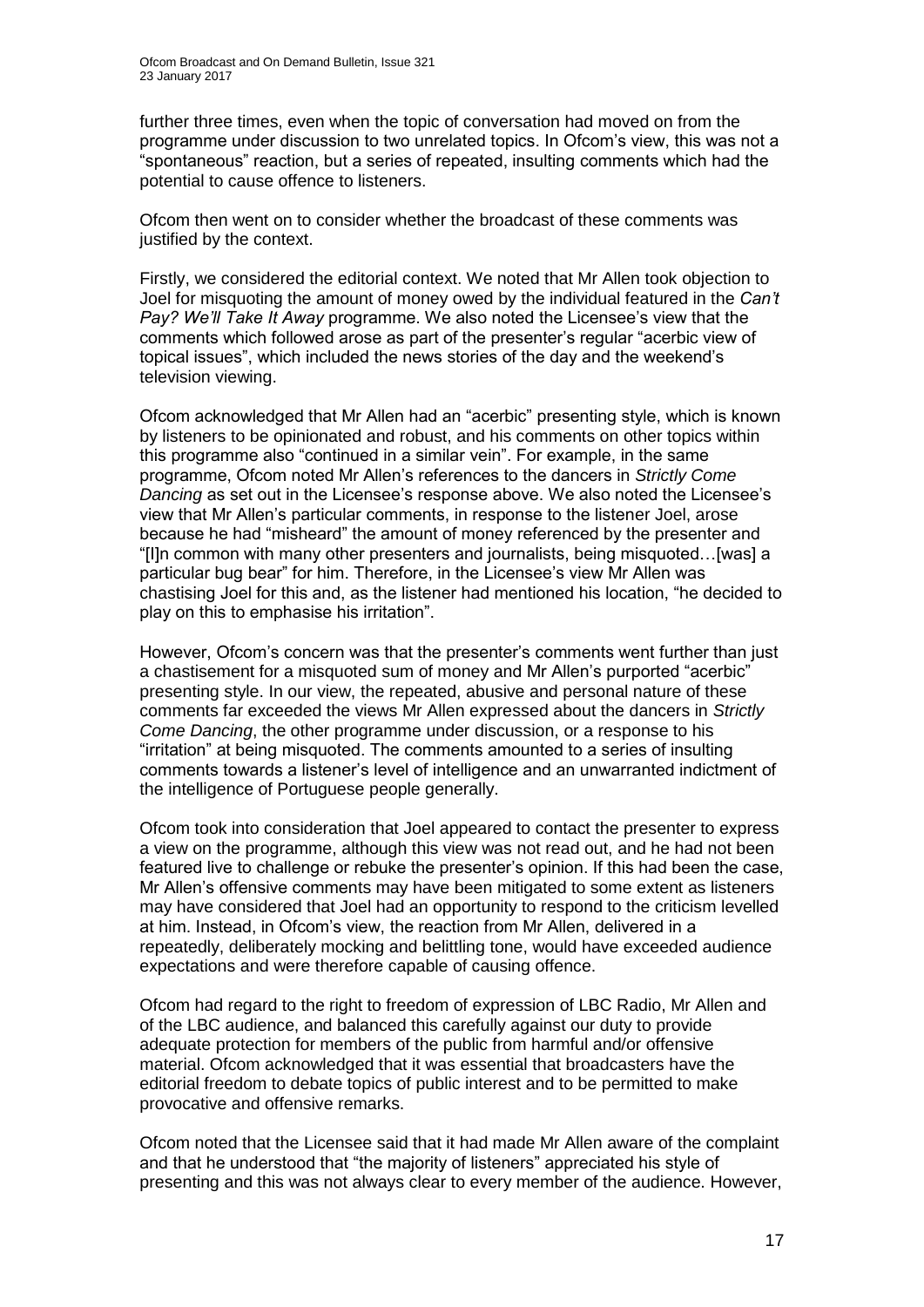further three times, even when the topic of conversation had moved on from the programme under discussion to two unrelated topics. In Ofcom's view, this was not a "spontaneous" reaction, but a series of repeated, insulting comments which had the potential to cause offence to listeners.

Ofcom then went on to consider whether the broadcast of these comments was justified by the context.

Firstly, we considered the editorial context. We noted that Mr Allen took objection to Joel for misquoting the amount of money owed by the individual featured in the *Can't Pay? We'll Take It Away* programme. We also noted the Licensee's view that the comments which followed arose as part of the presenter's regular "acerbic view of topical issues", which included the news stories of the day and the weekend's television viewing.

Ofcom acknowledged that Mr Allen had an "acerbic" presenting style, which is known by listeners to be opinionated and robust, and his comments on other topics within this programme also "continued in a similar vein". For example, in the same programme, Ofcom noted Mr Allen's references to the dancers in *Strictly Come Dancing* as set out in the Licensee's response above. We also noted the Licensee's view that Mr Allen's particular comments, in response to the listener Joel, arose because he had "misheard" the amount of money referenced by the presenter and "[I]n common with many other presenters and journalists, being misquoted…[was] a particular bug bear" for him. Therefore, in the Licensee's view Mr Allen was chastising Joel for this and, as the listener had mentioned his location, "he decided to play on this to emphasise his irritation".

However, Ofcom's concern was that the presenter's comments went further than just a chastisement for a misquoted sum of money and Mr Allen's purported "acerbic" presenting style. In our view, the repeated, abusive and personal nature of these comments far exceeded the views Mr Allen expressed about the dancers in *Strictly Come Dancing*, the other programme under discussion, or a response to his "irritation" at being misquoted. The comments amounted to a series of insulting comments towards a listener's level of intelligence and an unwarranted indictment of the intelligence of Portuguese people generally.

Ofcom took into consideration that Joel appeared to contact the presenter to express a view on the programme, although this view was not read out, and he had not been featured live to challenge or rebuke the presenter's opinion. If this had been the case, Mr Allen's offensive comments may have been mitigated to some extent as listeners may have considered that Joel had an opportunity to respond to the criticism levelled at him. Instead, in Ofcom's view, the reaction from Mr Allen, delivered in a repeatedly, deliberately mocking and belittling tone, would have exceeded audience expectations and were therefore capable of causing offence.

Ofcom had regard to the right to freedom of expression of LBC Radio, Mr Allen and of the LBC audience, and balanced this carefully against our duty to provide adequate protection for members of the public from harmful and/or offensive material. Ofcom acknowledged that it was essential that broadcasters have the editorial freedom to debate topics of public interest and to be permitted to make provocative and offensive remarks.

Ofcom noted that the Licensee said that it had made Mr Allen aware of the complaint and that he understood that "the majority of listeners" appreciated his style of presenting and this was not always clear to every member of the audience. However,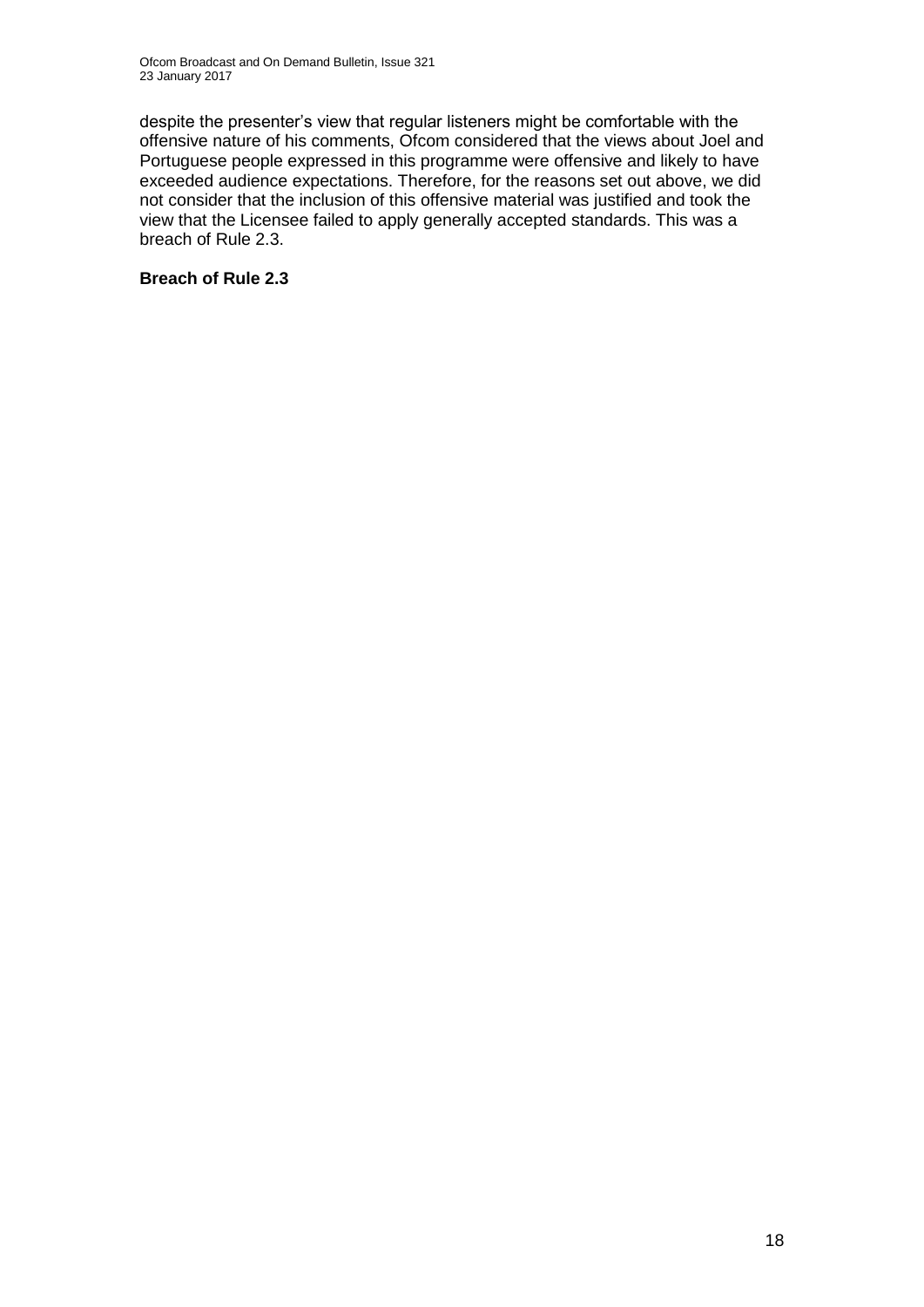despite the presenter's view that regular listeners might be comfortable with the offensive nature of his comments, Ofcom considered that the views about Joel and Portuguese people expressed in this programme were offensive and likely to have exceeded audience expectations. Therefore, for the reasons set out above, we did not consider that the inclusion of this offensive material was justified and took the view that the Licensee failed to apply generally accepted standards. This was a breach of Rule 2.3.

**Breach of Rule 2.3**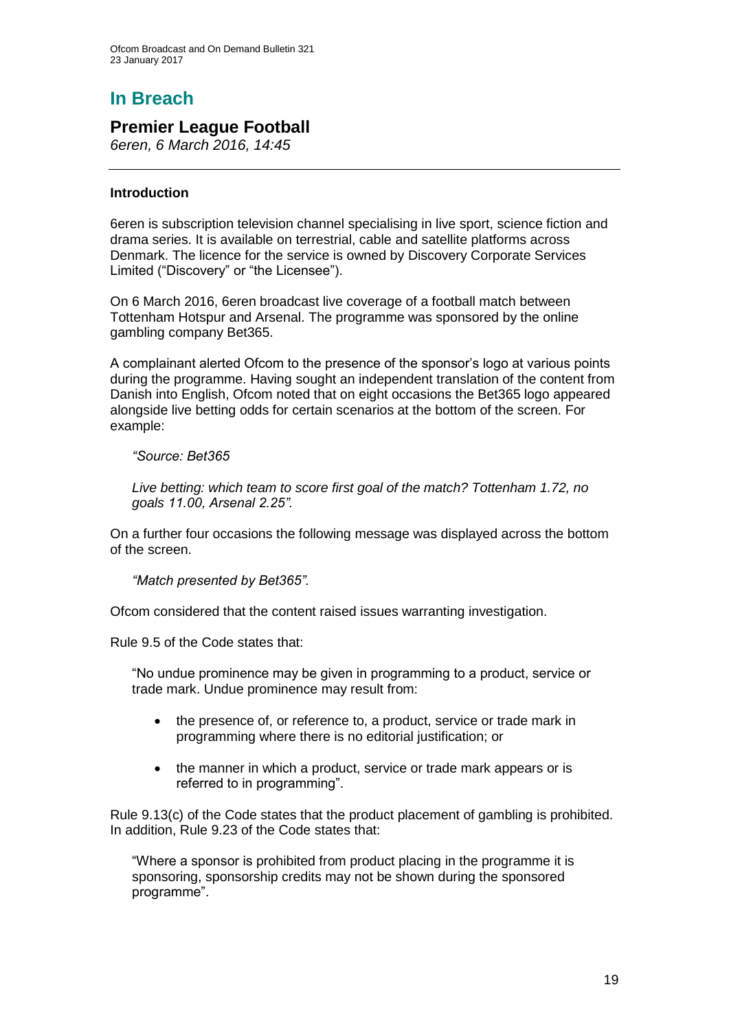# In Breach

## Premier League Football

*6eren, 6 March 2016, 14:45*

---

### Introduction

6eren is subscription television channel specialising in live sport, science fiction and drama series. It is available on terrestrial, cable and satellite platforms across Denmark. The licence for the service is owned by Discovery Corporate Services Limited ("Discovery" or "the Licensee").

On 6 March 2016, 6eren broadcast live coverage of a football match between Tottenham Hotspur and Arsenal. The programme was sponsored by the online gambling company Bet365.

A complainant alerted Ofcom to the presence of the sponsor's logo at various points during the programme. Having sought an independent translation of the content from Danish into English, Ofcom noted that on eight occasions the Bet365 logo appeared alongside live betting odds for certain scenarios at the bottom of the screen. For example:

> *"Source: Bet365*
>
> *Live betting: which team to score first goal of the match? Tottenham 1.72, no goals 11.00, Arsenal 2.25".*

On a further four occasions the following message was displayed across the bottom of the screen.

> *"Match presented by Bet365".*

Ofcom considered that the content raised issues warranting investigation.

Rule 9.5 of the Code states that:

> "No undue prominence may be given in programming to a product, service or trade mark. Undue prominence may result from:
>
> - the presence of, or reference to, a product, service or trade mark in programming where there is no editorial justification; or
> - the manner in which a product, service or trade mark appears or is referred to in programming".

Rule 9.13(c) of the Code states that the product placement of gambling is prohibited. In addition, Rule 9.23 of the Code states that:

> "Where a sponsor is prohibited from product placing in the programme it is sponsoring, sponsorship credits may not be shown during the sponsored programme".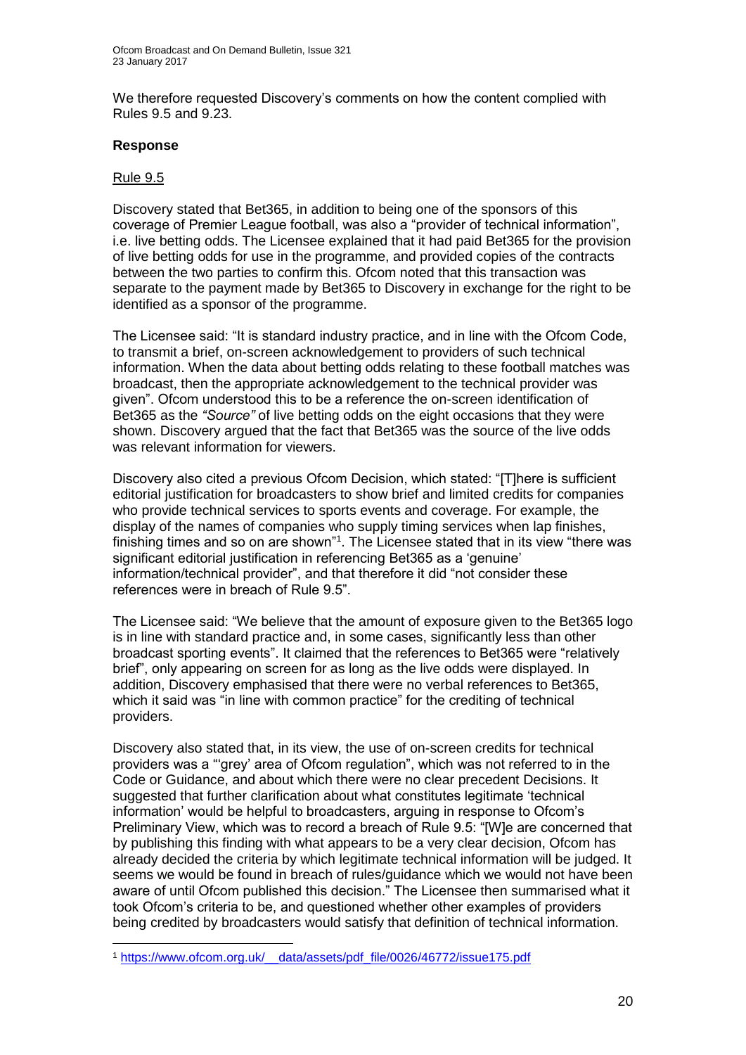We therefore requested Discovery's comments on how the content complied with Rules 9.5 and 9.23.

**Response**

Rule 9.5

Discovery stated that Bet365, in addition to being one of the sponsors of this coverage of Premier League football, was also a "provider of technical information", i.e. live betting odds. The Licensee explained that it had paid Bet365 for the provision of live betting odds for use in the programme, and provided copies of the contracts between the two parties to confirm this. Ofcom noted that this transaction was separate to the payment made by Bet365 to Discovery in exchange for the right to be identified as a sponsor of the programme.

The Licensee said: "It is standard industry practice, and in line with the Ofcom Code, to transmit a brief, on-screen acknowledgement to providers of such technical information. When the data about betting odds relating to these football matches was broadcast, then the appropriate acknowledgement to the technical provider was given". Ofcom understood this to be a reference the on-screen identification of Bet365 as the *"Source"* of live betting odds on the eight occasions that they were shown. Discovery argued that the fact that Bet365 was the source of the live odds was relevant information for viewers.

Discovery also cited a previous Ofcom Decision, which stated: "[T]here is sufficient editorial justification for broadcasters to show brief and limited credits for companies who provide technical services to sports events and coverage. For example, the display of the names of companies who supply timing services when lap finishes, finishing times and so on are shown"[1]. The Licensee stated that in its view "there was significant editorial justification in referencing Bet365 as a 'genuine' information/technical provider", and that therefore it did "not consider these references were in breach of Rule 9.5".

The Licensee said: "We believe that the amount of exposure given to the Bet365 logo is in line with standard practice and, in some cases, significantly less than other broadcast sporting events". It claimed that the references to Bet365 were "relatively brief", only appearing on screen for as long as the live odds were displayed. In addition, Discovery emphasised that there were no verbal references to Bet365, which it said was "in line with common practice" for the crediting of technical providers.

Discovery also stated that, in its view, the use of on-screen credits for technical providers was a "'grey' area of Ofcom regulation", which was not referred to in the Code or Guidance, and about which there were no clear precedent Decisions. It suggested that further clarification about what constitutes legitimate 'technical information' would be helpful to broadcasters, arguing in response to Ofcom's Preliminary View, which was to record a breach of Rule 9.5: "[W]e are concerned that by publishing this finding with what appears to be a very clear decision, Ofcom has already decided the criteria by which legitimate technical information will be judged. It seems we would be found in breach of rules/guidance which we would not have been aware of until Ofcom published this decision." The Licensee then summarised what it took Ofcom's criteria to be, and questioned whether other examples of providers being credited by broadcasters would satisfy that definition of technical information.

[1] https://www.ofcom.org.uk/__data/assets/pdf_file/0026/46772/issue175.pdf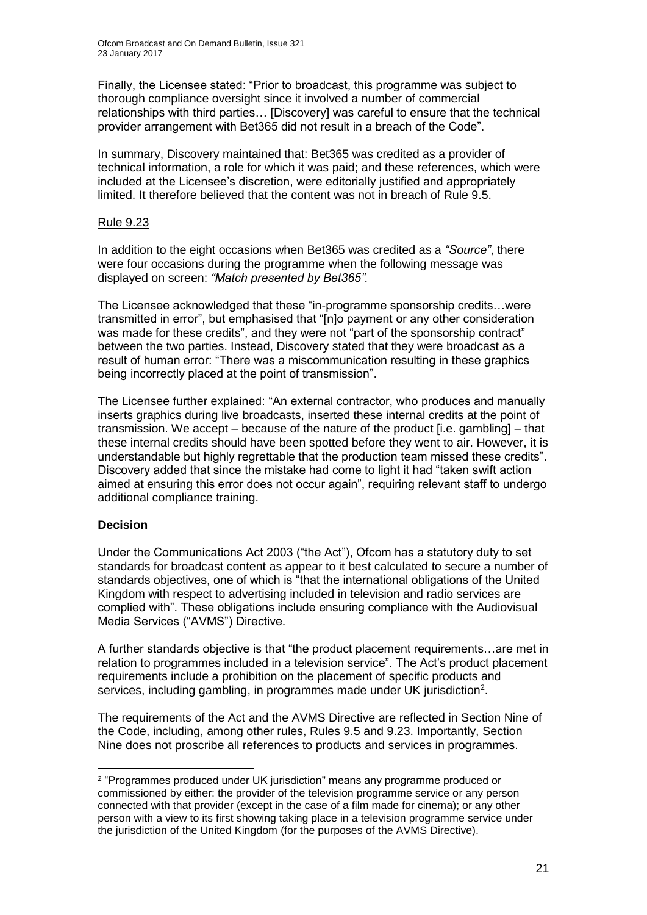Finally, the Licensee stated: "Prior to broadcast, this programme was subject to thorough compliance oversight since it involved a number of commercial relationships with third parties… [Discovery] was careful to ensure that the technical provider arrangement with Bet365 did not result in a breach of the Code".

In summary, Discovery maintained that: Bet365 was credited as a provider of technical information, a role for which it was paid; and these references, which were included at the Licensee's discretion, were editorially justified and appropriately limited. It therefore believed that the content was not in breach of Rule 9.5.

Rule 9.23

In addition to the eight occasions when Bet365 was credited as a *"Source"*, there were four occasions during the programme when the following message was displayed on screen: *"Match presented by Bet365".*

The Licensee acknowledged that these "in-programme sponsorship credits…were transmitted in error", but emphasised that "[n]o payment or any other consideration was made for these credits", and they were not "part of the sponsorship contract" between the two parties. Instead, Discovery stated that they were broadcast as a result of human error: "There was a miscommunication resulting in these graphics being incorrectly placed at the point of transmission".

The Licensee further explained: "An external contractor, who produces and manually inserts graphics during live broadcasts, inserted these internal credits at the point of transmission. We accept – because of the nature of the product [i.e. gambling] – that these internal credits should have been spotted before they went to air. However, it is understandable but highly regrettable that the production team missed these credits". Discovery added that since the mistake had come to light it had "taken swift action aimed at ensuring this error does not occur again", requiring relevant staff to undergo additional compliance training.

**Decision**

Under the Communications Act 2003 ("the Act"), Ofcom has a statutory duty to set standards for broadcast content as appear to it best calculated to secure a number of standards objectives, one of which is "that the international obligations of the United Kingdom with respect to advertising included in television and radio services are complied with". These obligations include ensuring compliance with the Audiovisual Media Services ("AVMS") Directive.

A further standards objective is that "the product placement requirements…are met in relation to programmes included in a television service". The Act's product placement requirements include a prohibition on the placement of specific products and services, including gambling, in programmes made under UK jurisdiction[2].

The requirements of the Act and the AVMS Directive are reflected in Section Nine of the Code, including, among other rules, Rules 9.5 and 9.23. Importantly, Section Nine does not proscribe all references to products and services in programmes.

[2] "Programmes produced under UK jurisdiction" means any programme produced or commissioned by either: the provider of the television programme service or any person connected with that provider (except in the case of a film made for cinema); or any other person with a view to its first showing taking place in a television programme service under the jurisdiction of the United Kingdom (for the purposes of the AVMS Directive).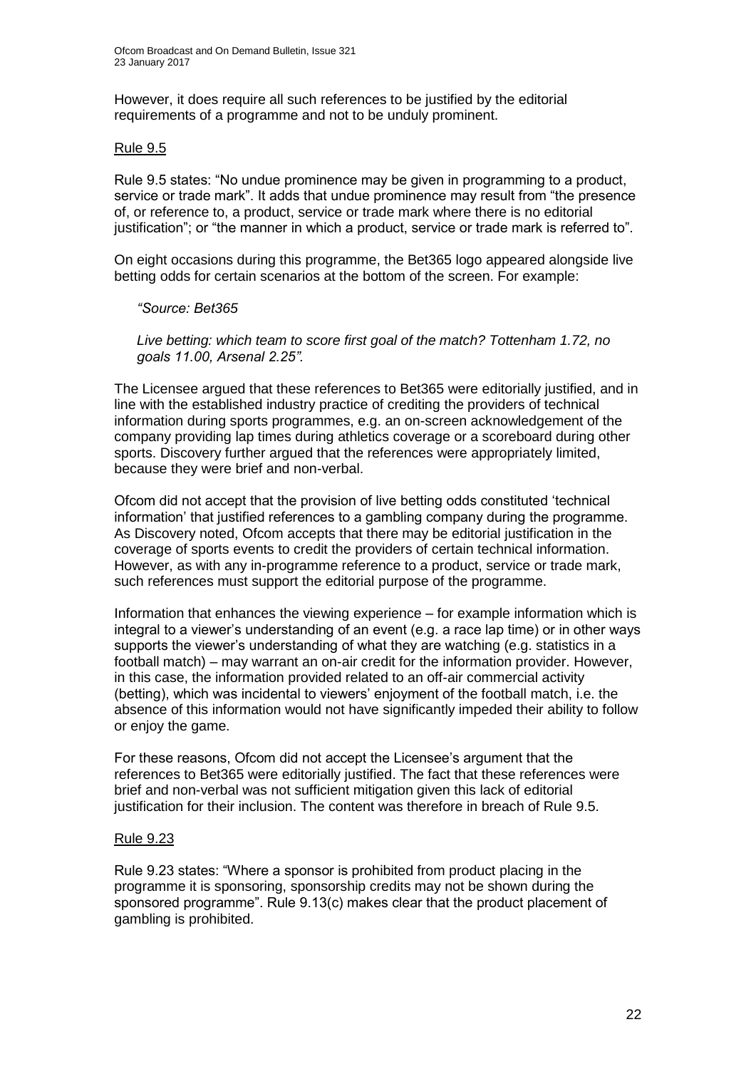However, it does require all such references to be justified by the editorial requirements of a programme and not to be unduly prominent.

Rule 9.5

Rule 9.5 states: "No undue prominence may be given in programming to a product, service or trade mark". It adds that undue prominence may result from "the presence of, or reference to, a product, service or trade mark where there is no editorial justification"; or "the manner in which a product, service or trade mark is referred to".

On eight occasions during this programme, the Bet365 logo appeared alongside live betting odds for certain scenarios at the bottom of the screen. For example:

> *"Source: Bet365*
>
> *Live betting: which team to score first goal of the match? Tottenham 1.72, no goals 11.00, Arsenal 2.25".*

The Licensee argued that these references to Bet365 were editorially justified, and in line with the established industry practice of crediting the providers of technical information during sports programmes, e.g. an on-screen acknowledgement of the company providing lap times during athletics coverage or a scoreboard during other sports. Discovery further argued that the references were appropriately limited, because they were brief and non-verbal.

Ofcom did not accept that the provision of live betting odds constituted 'technical information' that justified references to a gambling company during the programme. As Discovery noted, Ofcom accepts that there may be editorial justification in the coverage of sports events to credit the providers of certain technical information. However, as with any in-programme reference to a product, service or trade mark, such references must support the editorial purpose of the programme.

Information that enhances the viewing experience – for example information which is integral to a viewer's understanding of an event (e.g. a race lap time) or in other ways supports the viewer's understanding of what they are watching (e.g. statistics in a football match) – may warrant an on-air credit for the information provider. However, in this case, the information provided related to an off-air commercial activity (betting), which was incidental to viewers' enjoyment of the football match, i.e. the absence of this information would not have significantly impeded their ability to follow or enjoy the game.

For these reasons, Ofcom did not accept the Licensee's argument that the references to Bet365 were editorially justified. The fact that these references were brief and non-verbal was not sufficient mitigation given this lack of editorial justification for their inclusion. The content was therefore in breach of Rule 9.5.

Rule 9.23

Rule 9.23 states: "Where a sponsor is prohibited from product placing in the programme it is sponsoring, sponsorship credits may not be shown during the sponsored programme". Rule 9.13(c) makes clear that the product placement of gambling is prohibited.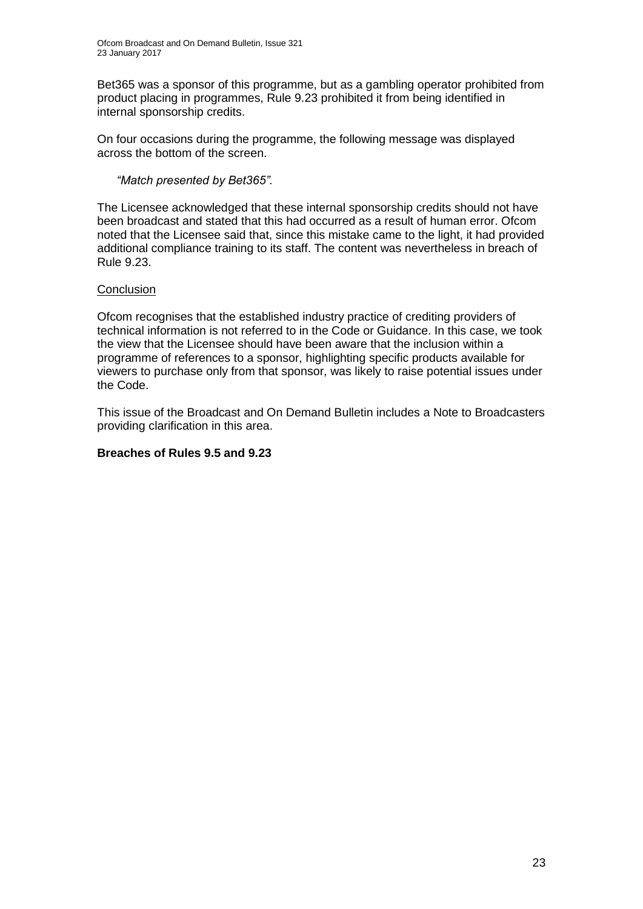Bet365 was a sponsor of this programme, but as a gambling operator prohibited from product placing in programmes, Rule 9.23 prohibited it from being identified in internal sponsorship credits.

On four occasions during the programme, the following message was displayed across the bottom of the screen.

> *"Match presented by Bet365".*

The Licensee acknowledged that these internal sponsorship credits should not have been broadcast and stated that this had occurred as a result of human error. Ofcom noted that the Licensee said that, since this mistake came to the light, it had provided additional compliance training to its staff. The content was nevertheless in breach of Rule 9.23.

Conclusion

Ofcom recognises that the established industry practice of crediting providers of technical information is not referred to in the Code or Guidance. In this case, we took the view that the Licensee should have been aware that the inclusion within a programme of references to a sponsor, highlighting specific products available for viewers to purchase only from that sponsor, was likely to raise potential issues under the Code.

This issue of the Broadcast and On Demand Bulletin includes a Note to Broadcasters providing clarification in this area.

**Breaches of Rules 9.5 and 9.23**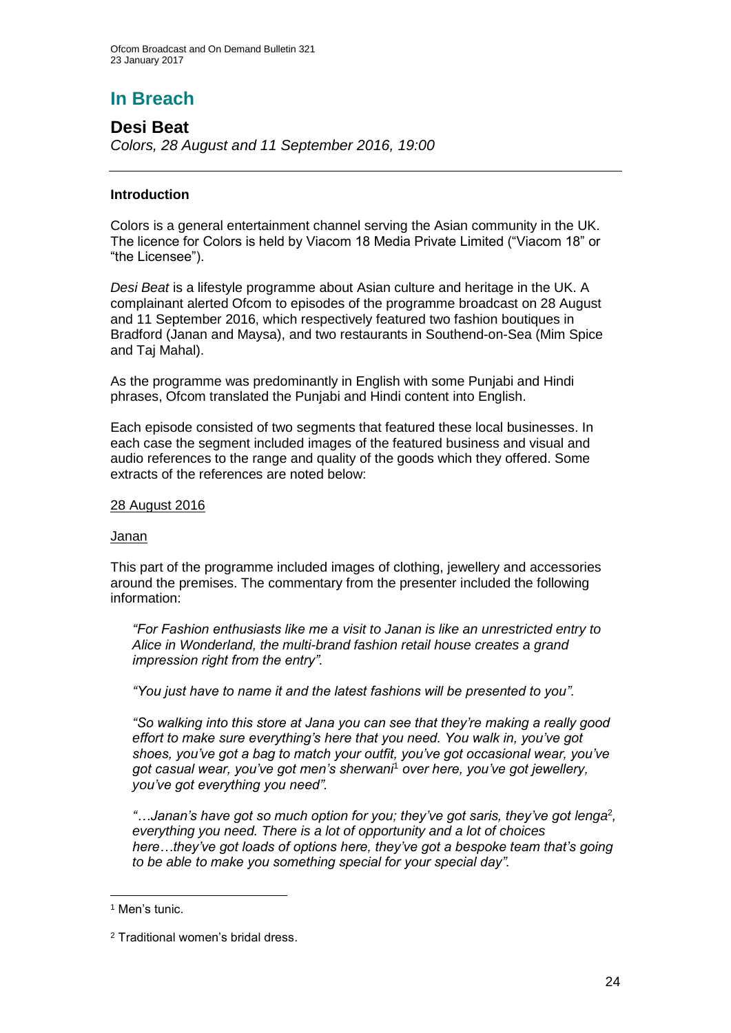# In Breach

## Desi Beat

*Colors, 28 August and 11 September 2016, 19:00*

### Introduction

Colors is a general entertainment channel serving the Asian community in the UK. The licence for Colors is held by Viacom 18 Media Private Limited ("Viacom 18" or "the Licensee").

*Desi Beat* is a lifestyle programme about Asian culture and heritage in the UK. A complainant alerted Ofcom to episodes of the programme broadcast on 28 August and 11 September 2016, which respectively featured two fashion boutiques in Bradford (Janan and Maysa), and two restaurants in Southend-on-Sea (Mim Spice and Taj Mahal).

As the programme was predominantly in English with some Punjabi and Hindi phrases, Ofcom translated the Punjabi and Hindi content into English.

Each episode consisted of two segments that featured these local businesses. In each case the segment included images of the featured business and visual and audio references to the range and quality of the goods which they offered. Some extracts of the references are noted below:

<u>28 August 2016</u>

<u>Janan</u>

This part of the programme included images of clothing, jewellery and accessories around the premises. The commentary from the presenter included the following information:

> *"For Fashion enthusiasts like me a visit to Janan is like an unrestricted entry to Alice in Wonderland, the multi-brand fashion retail house creates a grand impression right from the entry".*
>
> *"You just have to name it and the latest fashions will be presented to you".*
>
> *"So walking into this store at Jana you can see that they're making a really good effort to make sure everything's here that you need. You walk in, you've got shoes, you've got a bag to match your outfit, you've got occasional wear, you've got casual wear, you've got men's sherwani*[1] *over here, you've got jewellery, you've got everything you need".*
>
> *"…Janan's have got so much option for you; they've got saris, they've got lenga*[2]*, everything you need. There is a lot of opportunity and a lot of choices here…they've got loads of options here, they've got a bespoke team that's going to be able to make you something special for your special day".*

---

[1] Men's tunic.

[2] Traditional women's bridal dress.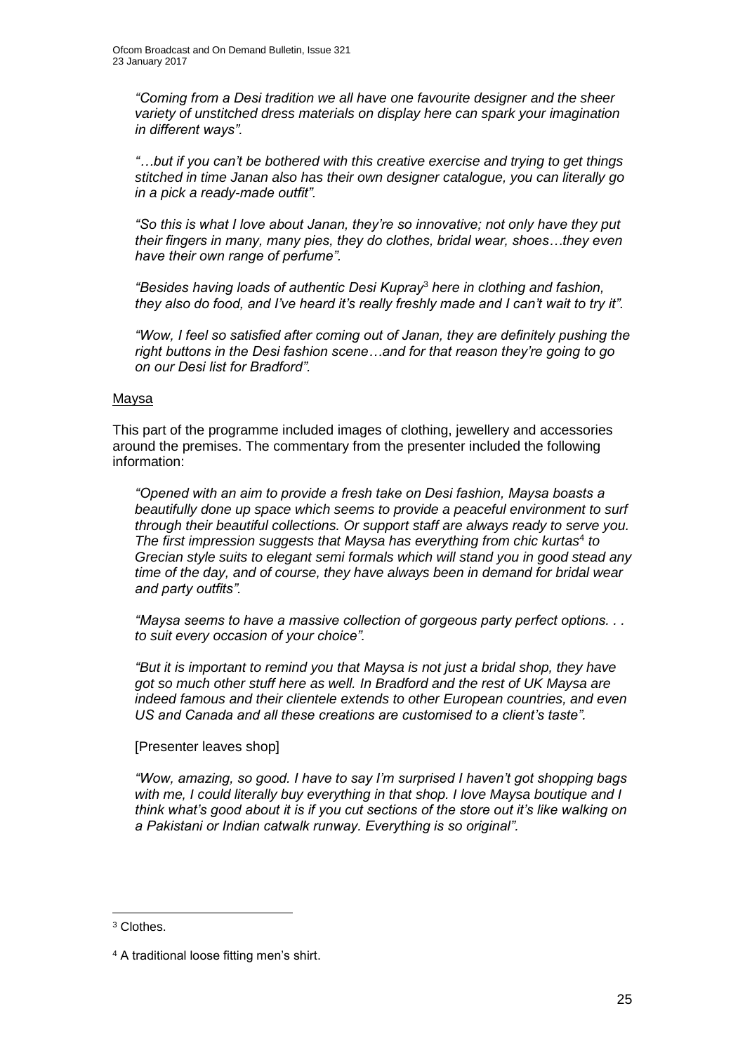*"Coming from a Desi tradition we all have one favourite designer and the sheer variety of unstitched dress materials on display here can spark your imagination in different ways".*

*"…but if you can't be bothered with this creative exercise and trying to get things stitched in time Janan also has their own designer catalogue, you can literally go in a pick a ready-made outfit".*

*"So this is what I love about Janan, they're so innovative; not only have they put their fingers in many, many pies, they do clothes, bridal wear, shoes…they even have their own range of perfume".*

*"Besides having loads of authentic Desi Kupray[3] here in clothing and fashion, they also do food, and I've heard it's really freshly made and I can't wait to try it".*

*"Wow, I feel so satisfied after coming out of Janan, they are definitely pushing the right buttons in the Desi fashion scene…and for that reason they're going to go on our Desi list for Bradford".*

Maysa

This part of the programme included images of clothing, jewellery and accessories around the premises. The commentary from the presenter included the following information:

*"Opened with an aim to provide a fresh take on Desi fashion, Maysa boasts a beautifully done up space which seems to provide a peaceful environment to surf through their beautiful collections. Or support staff are always ready to serve you. The first impression suggests that Maysa has everything from chic kurtas[4] to Grecian style suits to elegant semi formals which will stand you in good stead any time of the day, and of course, they have always been in demand for bridal wear and party outfits".*

*"Maysa seems to have a massive collection of gorgeous party perfect options. . . to suit every occasion of your choice".*

*"But it is important to remind you that Maysa is not just a bridal shop, they have got so much other stuff here as well. In Bradford and the rest of UK Maysa are indeed famous and their clientele extends to other European countries, and even US and Canada and all these creations are customised to a client's taste".*

[Presenter leaves shop]

*"Wow, amazing, so good. I have to say I'm surprised I haven't got shopping bags with me, I could literally buy everything in that shop. I love Maysa boutique and I think what's good about it is if you cut sections of the store out it's like walking on a Pakistani or Indian catwalk runway. Everything is so original".*

---

[3] Clothes.

[4] A traditional loose fitting men's shirt.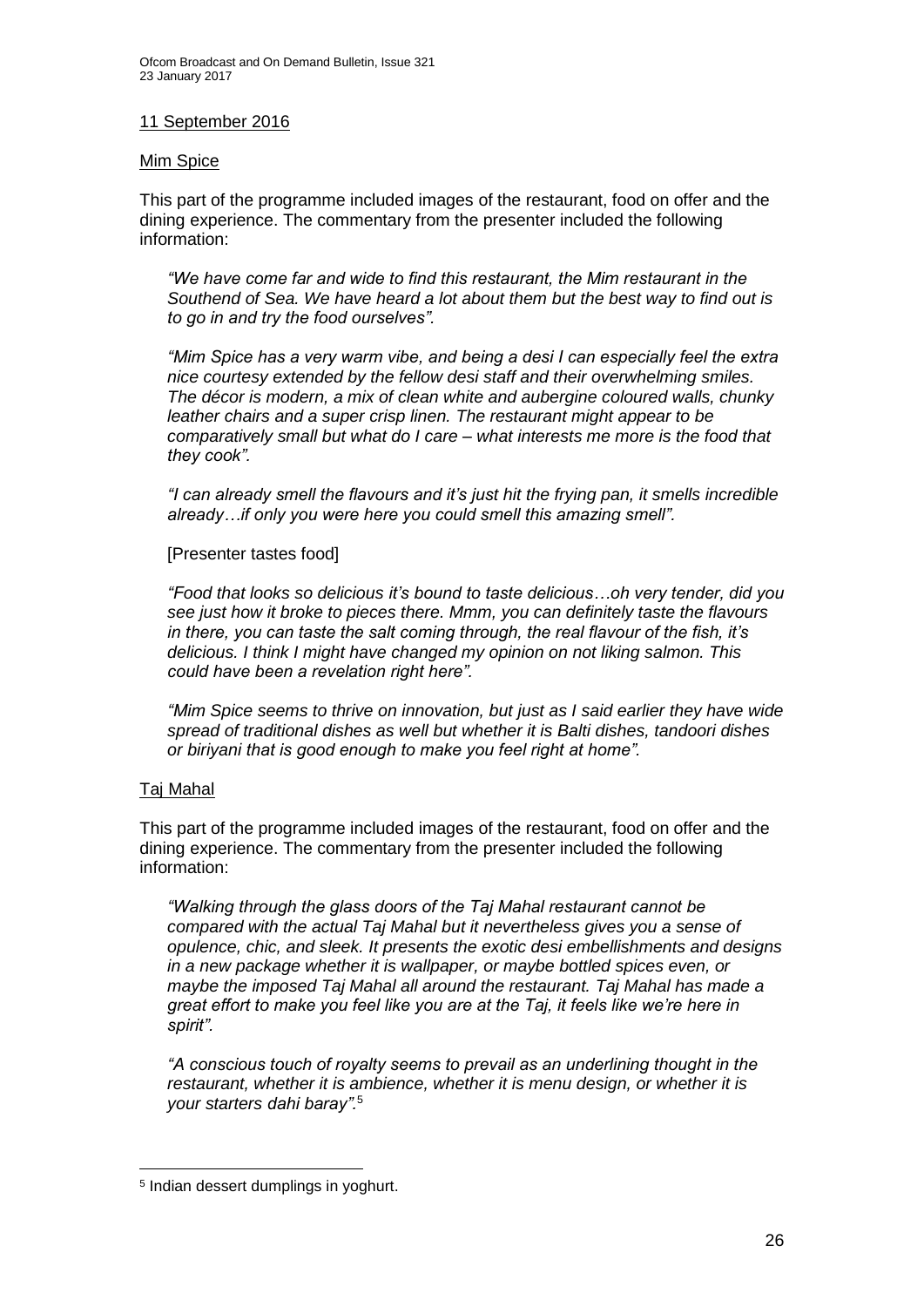11 September 2016

Mim Spice

This part of the programme included images of the restaurant, food on offer and the dining experience. The commentary from the presenter included the following information:

> *"We have come far and wide to find this restaurant, the Mim restaurant in the Southend of Sea. We have heard a lot about them but the best way to find out is to go in and try the food ourselves".*
>
> *"Mim Spice has a very warm vibe, and being a desi I can especially feel the extra nice courtesy extended by the fellow desi staff and their overwhelming smiles. The décor is modern, a mix of clean white and aubergine coloured walls, chunky leather chairs and a super crisp linen. The restaurant might appear to be comparatively small but what do I care – what interests me more is the food that they cook".*
>
> *"I can already smell the flavours and it's just hit the frying pan, it smells incredible already…if only you were here you could smell this amazing smell".*
>
> [Presenter tastes food]
>
> *"Food that looks so delicious it's bound to taste delicious…oh very tender, did you see just how it broke to pieces there. Mmm, you can definitely taste the flavours in there, you can taste the salt coming through, the real flavour of the fish, it's delicious. I think I might have changed my opinion on not liking salmon. This could have been a revelation right here".*
>
> *"Mim Spice seems to thrive on innovation, but just as I said earlier they have wide spread of traditional dishes as well but whether it is Balti dishes, tandoori dishes or biriyani that is good enough to make you feel right at home".*

Taj Mahal

This part of the programme included images of the restaurant, food on offer and the dining experience. The commentary from the presenter included the following information:

> *"Walking through the glass doors of the Taj Mahal restaurant cannot be compared with the actual Taj Mahal but it nevertheless gives you a sense of opulence, chic, and sleek. It presents the exotic desi embellishments and designs in a new package whether it is wallpaper, or maybe bottled spices even, or maybe the imposed Taj Mahal all around the restaurant. Taj Mahal has made a great effort to make you feel like you are at the Taj, it feels like we're here in spirit".*
>
> *"A conscious touch of royalty seems to prevail as an underlining thought in the restaurant, whether it is ambience, whether it is menu design, or whether it is your starters dahi baray".*[5]

---

[5] Indian dessert dumplings in yoghurt.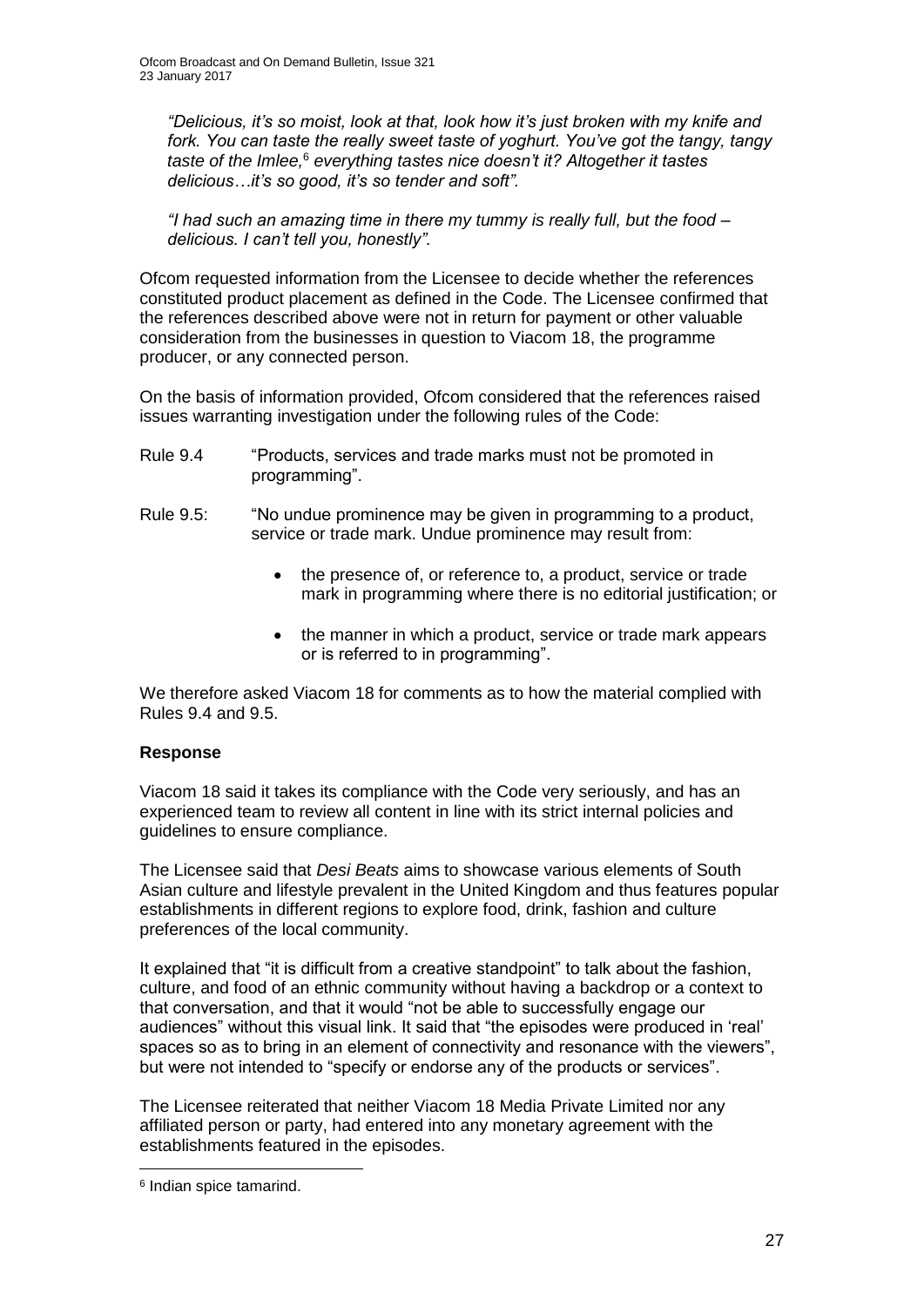*"Delicious, it's so moist, look at that, look how it's just broken with my knife and fork. You can taste the really sweet taste of yoghurt. You've got the tangy, tangy taste of the Imlee,*[6] *everything tastes nice doesn't it? Altogether it tastes delicious…it's so good, it's so tender and soft".*

*"I had such an amazing time in there my tummy is really full, but the food – delicious. I can't tell you, honestly".*

Ofcom requested information from the Licensee to decide whether the references constituted product placement as defined in the Code. The Licensee confirmed that the references described above were not in return for payment or other valuable consideration from the businesses in question to Viacom 18, the programme producer, or any connected person.

On the basis of information provided, Ofcom considered that the references raised issues warranting investigation under the following rules of the Code:

Rule 9.4 "Products, services and trade marks must not be promoted in programming".

Rule 9.5: "No undue prominence may be given in programming to a product, service or trade mark. Undue prominence may result from:

- the presence of, or reference to, a product, service or trade mark in programming where there is no editorial justification; or
- the manner in which a product, service or trade mark appears or is referred to in programming".

We therefore asked Viacom 18 for comments as to how the material complied with Rules 9.4 and 9.5.

**Response**

Viacom 18 said it takes its compliance with the Code very seriously, and has an experienced team to review all content in line with its strict internal policies and guidelines to ensure compliance.

The Licensee said that *Desi Beats* aims to showcase various elements of South Asian culture and lifestyle prevalent in the United Kingdom and thus features popular establishments in different regions to explore food, drink, fashion and culture preferences of the local community.

It explained that "it is difficult from a creative standpoint" to talk about the fashion, culture, and food of an ethnic community without having a backdrop or a context to that conversation, and that it would "not be able to successfully engage our audiences" without this visual link. It said that "the episodes were produced in 'real' spaces so as to bring in an element of connectivity and resonance with the viewers", but were not intended to "specify or endorse any of the products or services".

The Licensee reiterated that neither Viacom 18 Media Private Limited nor any affiliated person or party, had entered into any monetary agreement with the establishments featured in the episodes.

[6] Indian spice tamarind.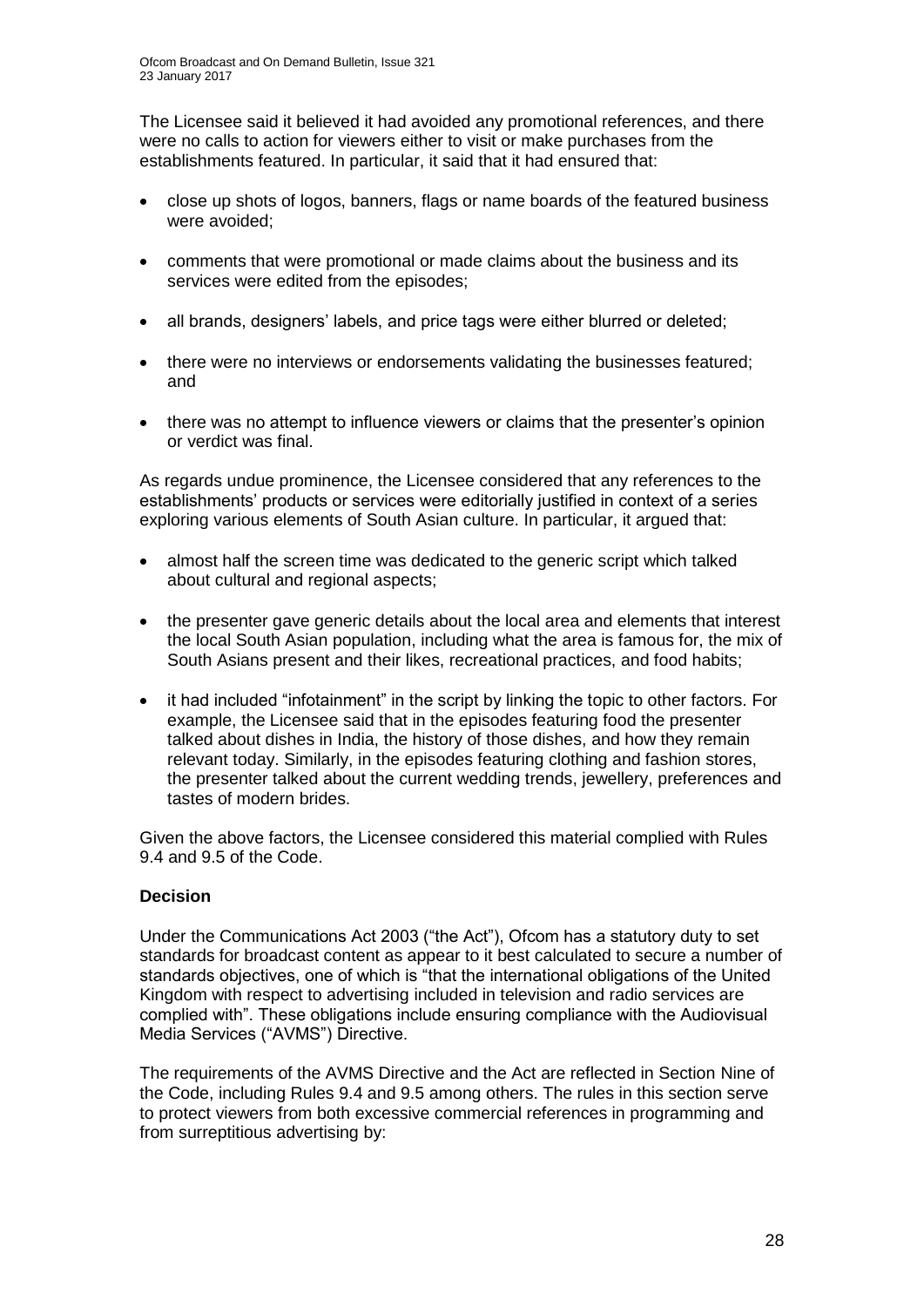The Licensee said it believed it had avoided any promotional references, and there were no calls to action for viewers either to visit or make purchases from the establishments featured. In particular, it said that it had ensured that:

- close up shots of logos, banners, flags or name boards of the featured business were avoided;
- comments that were promotional or made claims about the business and its services were edited from the episodes;
- all brands, designers' labels, and price tags were either blurred or deleted;
- there were no interviews or endorsements validating the businesses featured; and
- there was no attempt to influence viewers or claims that the presenter's opinion or verdict was final.

As regards undue prominence, the Licensee considered that any references to the establishments' products or services were editorially justified in context of a series exploring various elements of South Asian culture. In particular, it argued that:

- almost half the screen time was dedicated to the generic script which talked about cultural and regional aspects;
- the presenter gave generic details about the local area and elements that interest the local South Asian population, including what the area is famous for, the mix of South Asians present and their likes, recreational practices, and food habits;
- it had included "infotainment" in the script by linking the topic to other factors. For example, the Licensee said that in the episodes featuring food the presenter talked about dishes in India, the history of those dishes, and how they remain relevant today. Similarly, in the episodes featuring clothing and fashion stores, the presenter talked about the current wedding trends, jewellery, preferences and tastes of modern brides.

Given the above factors, the Licensee considered this material complied with Rules 9.4 and 9.5 of the Code.

**Decision**

Under the Communications Act 2003 ("the Act"), Ofcom has a statutory duty to set standards for broadcast content as appear to it best calculated to secure a number of standards objectives, one of which is "that the international obligations of the United Kingdom with respect to advertising included in television and radio services are complied with". These obligations include ensuring compliance with the Audiovisual Media Services ("AVMS") Directive.

The requirements of the AVMS Directive and the Act are reflected in Section Nine of the Code, including Rules 9.4 and 9.5 among others. The rules in this section serve to protect viewers from both excessive commercial references in programming and from surreptitious advertising by: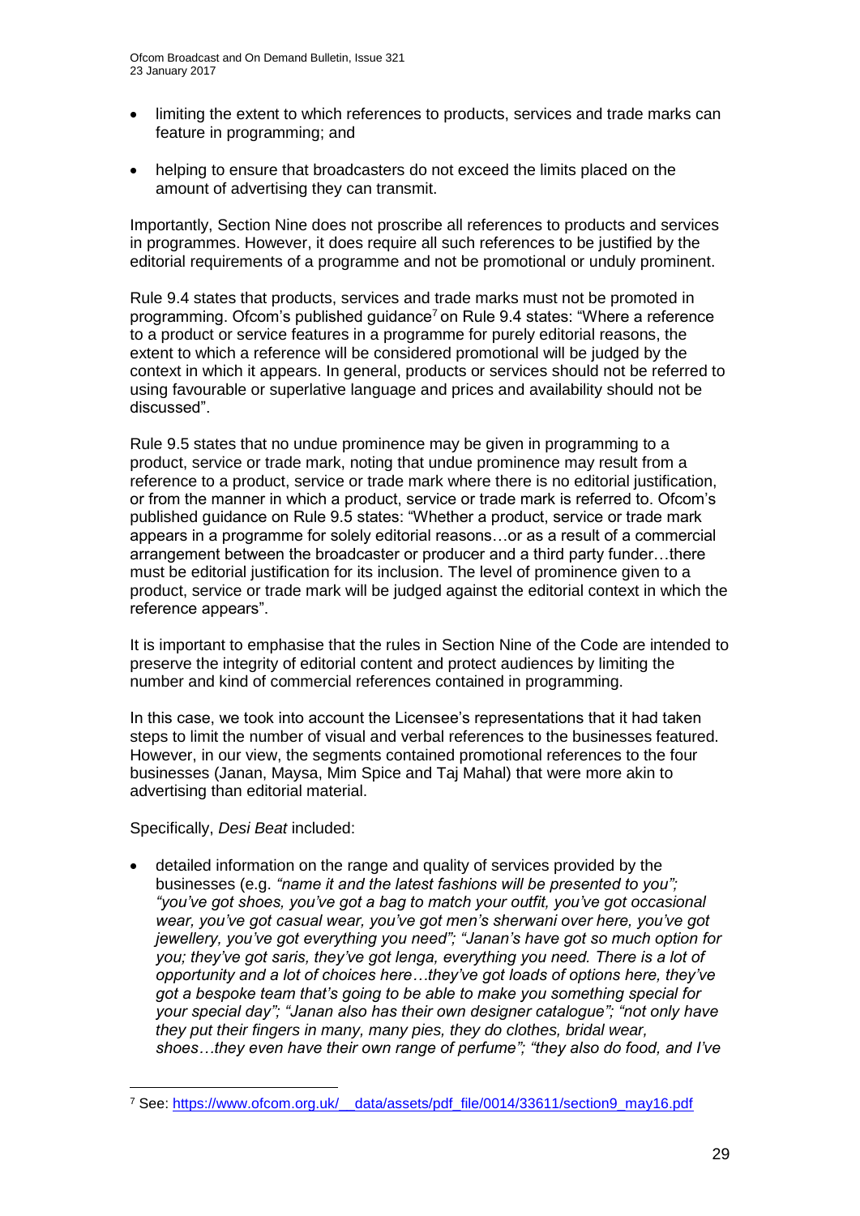- limiting the extent to which references to products, services and trade marks can feature in programming; and
- helping to ensure that broadcasters do not exceed the limits placed on the amount of advertising they can transmit.

Importantly, Section Nine does not proscribe all references to products and services in programmes. However, it does require all such references to be justified by the editorial requirements of a programme and not be promotional or unduly prominent.

Rule 9.4 states that products, services and trade marks must not be promoted in programming. Ofcom's published guidance[7] on Rule 9.4 states: "Where a reference to a product or service features in a programme for purely editorial reasons, the extent to which a reference will be considered promotional will be judged by the context in which it appears. In general, products or services should not be referred to using favourable or superlative language and prices and availability should not be discussed".

Rule 9.5 states that no undue prominence may be given in programming to a product, service or trade mark, noting that undue prominence may result from a reference to a product, service or trade mark where there is no editorial justification, or from the manner in which a product, service or trade mark is referred to. Ofcom's published guidance on Rule 9.5 states: "Whether a product, service or trade mark appears in a programme for solely editorial reasons…or as a result of a commercial arrangement between the broadcaster or producer and a third party funder…there must be editorial justification for its inclusion. The level of prominence given to a product, service or trade mark will be judged against the editorial context in which the reference appears".

It is important to emphasise that the rules in Section Nine of the Code are intended to preserve the integrity of editorial content and protect audiences by limiting the number and kind of commercial references contained in programming.

In this case, we took into account the Licensee's representations that it had taken steps to limit the number of visual and verbal references to the businesses featured. However, in our view, the segments contained promotional references to the four businesses (Janan, Maysa, Mim Spice and Taj Mahal) that were more akin to advertising than editorial material.

Specifically, *Desi Beat* included:

- detailed information on the range and quality of services provided by the businesses (e.g. *"name it and the latest fashions will be presented to you"; "you've got shoes, you've got a bag to match your outfit, you've got occasional wear, you've got casual wear, you've got men's sherwani over here, you've got jewellery, you've got everything you need"; "Janan's have got so much option for you; they've got saris, they've got lenga, everything you need. There is a lot of opportunity and a lot of choices here…they've got loads of options here, they've got a bespoke team that's going to be able to make you something special for your special day"; "Janan also has their own designer catalogue"; "not only have they put their fingers in many, many pies, they do clothes, bridal wear, shoes…they even have their own range of perfume"; "they also do food, and I've*

[7] See: https://www.ofcom.org.uk/__data/assets/pdf_file/0014/33611/section9_may16.pdf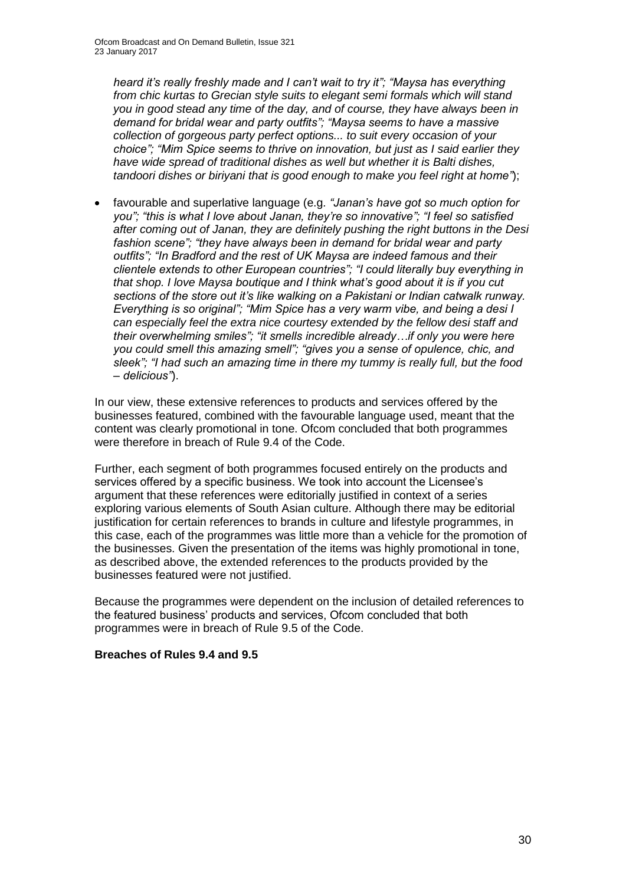*heard it's really freshly made and I can't wait to try it"; "Maysa has everything from chic kurtas to Grecian style suits to elegant semi formals which will stand you in good stead any time of the day, and of course, they have always been in demand for bridal wear and party outfits"; "Maysa seems to have a massive collection of gorgeous party perfect options... to suit every occasion of your choice"; "Mim Spice seems to thrive on innovation, but just as I said earlier they have wide spread of traditional dishes as well but whether it is Balti dishes, tandoori dishes or biriyani that is good enough to make you feel right at home"*);

- favourable and superlative language (e.g. *"Janan's have got so much option for you"; "this is what I love about Janan, they're so innovative"; "I feel so satisfied after coming out of Janan, they are definitely pushing the right buttons in the Desi fashion scene"; "they have always been in demand for bridal wear and party outfits"; "In Bradford and the rest of UK Maysa are indeed famous and their clientele extends to other European countries"; "I could literally buy everything in that shop. I love Maysa boutique and I think what's good about it is if you cut sections of the store out it's like walking on a Pakistani or Indian catwalk runway. Everything is so original"; "Mim Spice has a very warm vibe, and being a desi I can especially feel the extra nice courtesy extended by the fellow desi staff and their overwhelming smiles"; "it smells incredible already…if only you were here you could smell this amazing smell"; "gives you a sense of opulence, chic, and sleek"; "I had such an amazing time in there my tummy is really full, but the food – delicious"*).

In our view, these extensive references to products and services offered by the businesses featured, combined with the favourable language used, meant that the content was clearly promotional in tone. Ofcom concluded that both programmes were therefore in breach of Rule 9.4 of the Code.

Further, each segment of both programmes focused entirely on the products and services offered by a specific business. We took into account the Licensee's argument that these references were editorially justified in context of a series exploring various elements of South Asian culture. Although there may be editorial justification for certain references to brands in culture and lifestyle programmes, in this case, each of the programmes was little more than a vehicle for the promotion of the businesses. Given the presentation of the items was highly promotional in tone, as described above, the extended references to the products provided by the businesses featured were not justified.

Because the programmes were dependent on the inclusion of detailed references to the featured business' products and services, Ofcom concluded that both programmes were in breach of Rule 9.5 of the Code.

**Breaches of Rules 9.4 and 9.5**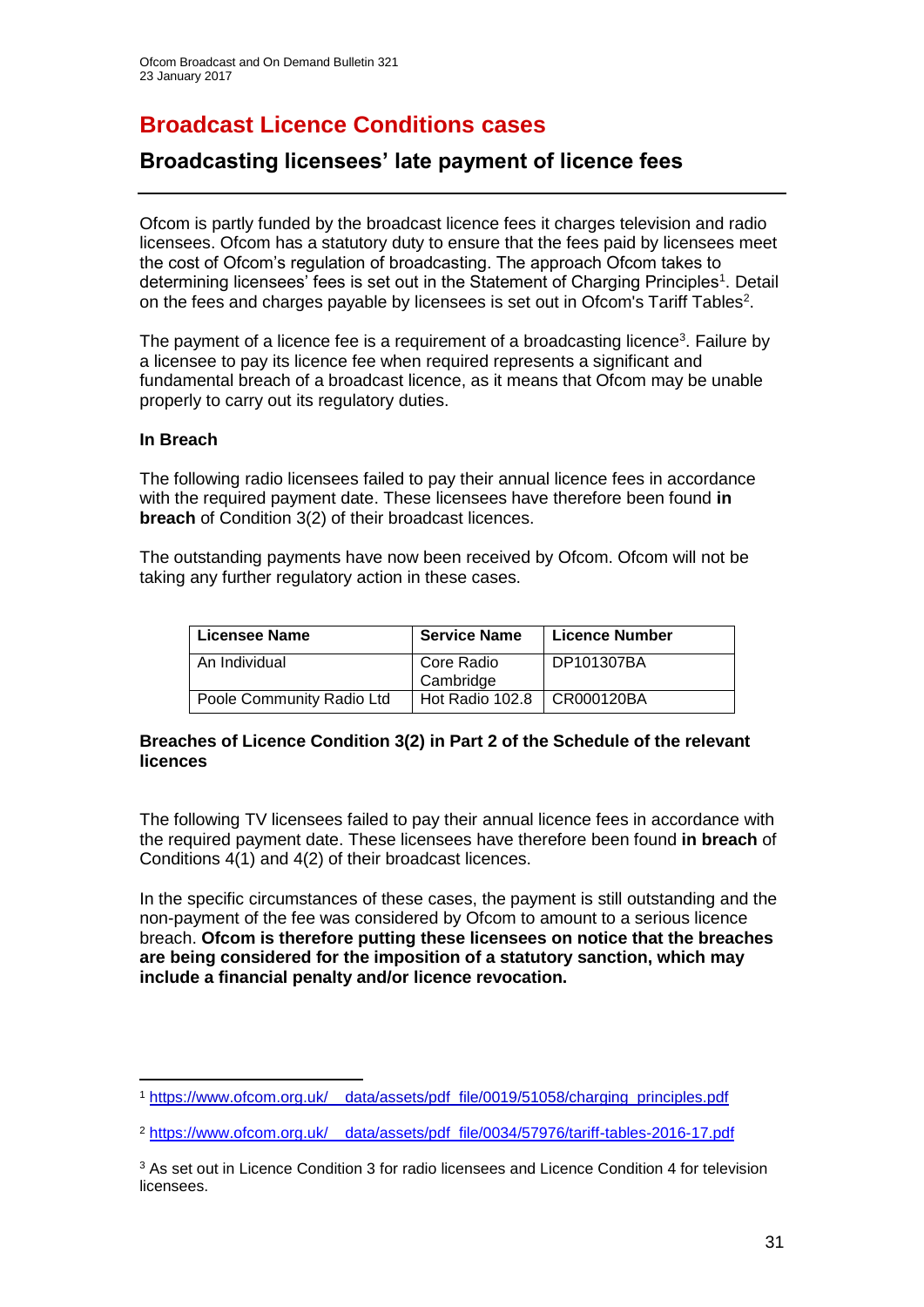# Broadcast Licence Conditions cases

## Broadcasting licensees' late payment of licence fees

Ofcom is partly funded by the broadcast licence fees it charges television and radio licensees. Ofcom has a statutory duty to ensure that the fees paid by licensees meet the cost of Ofcom's regulation of broadcasting. The approach Ofcom takes to determining licensees' fees is set out in the Statement of Charging Principles[1]. Detail on the fees and charges payable by licensees is set out in Ofcom's Tariff Tables[2].

The payment of a licence fee is a requirement of a broadcasting licence[3]. Failure by a licensee to pay its licence fee when required represents a significant and fundamental breach of a broadcast licence, as it means that Ofcom may be unable properly to carry out its regulatory duties.

**In Breach**

The following radio licensees failed to pay their annual licence fees in accordance with the required payment date. These licensees have therefore been found **in breach** of Condition 3(2) of their broadcast licences.

The outstanding payments have now been received by Ofcom. Ofcom will not be taking any further regulatory action in these cases.

| Licensee Name | Service Name | Licence Number |
|---|---|---|
| An Individual | Core Radio Cambridge | DP101307BA |
| Poole Community Radio Ltd | Hot Radio 102.8 | CR000120BA |

**Breaches of Licence Condition 3(2) in Part 2 of the Schedule of the relevant licences**

The following TV licensees failed to pay their annual licence fees in accordance with the required payment date. These licensees have therefore been found **in breach** of Conditions 4(1) and 4(2) of their broadcast licences.

In the specific circumstances of these cases, the payment is still outstanding and the non-payment of the fee was considered by Ofcom to amount to a serious licence breach. **Ofcom is therefore putting these licensees on notice that the breaches are being considered for the imposition of a statutory sanction, which may include a financial penalty and/or licence revocation.**

---

[1] https://www.ofcom.org.uk/__data/assets/pdf_file/0019/51058/charging_principles.pdf

[2] https://www.ofcom.org.uk/__data/assets/pdf_file/0034/57976/tariff-tables-2016-17.pdf

[3] As set out in Licence Condition 3 for radio licensees and Licence Condition 4 for television licensees.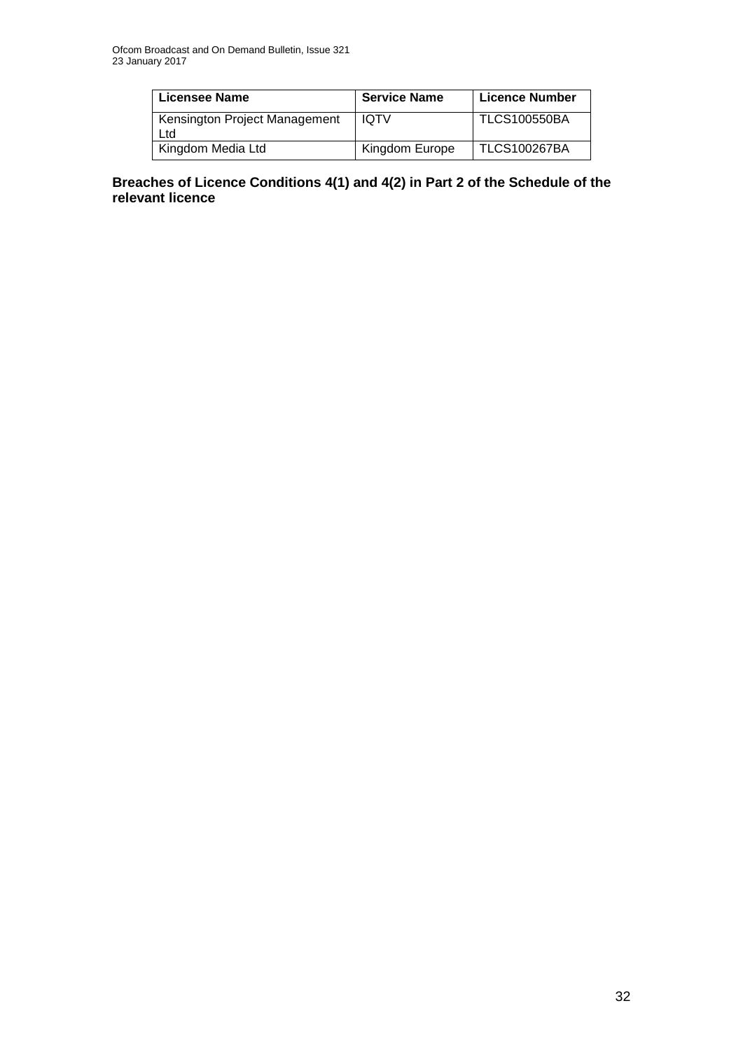| Licensee Name | Service Name | Licence Number |
| --- | --- | --- |
| Kensington Project Management Ltd | IQTV | TLCS100550BA |
| Kingdom Media Ltd | Kingdom Europe | TLCS100267BA |

**Breaches of Licence Conditions 4(1) and 4(2) in Part 2 of the Schedule of the relevant licence**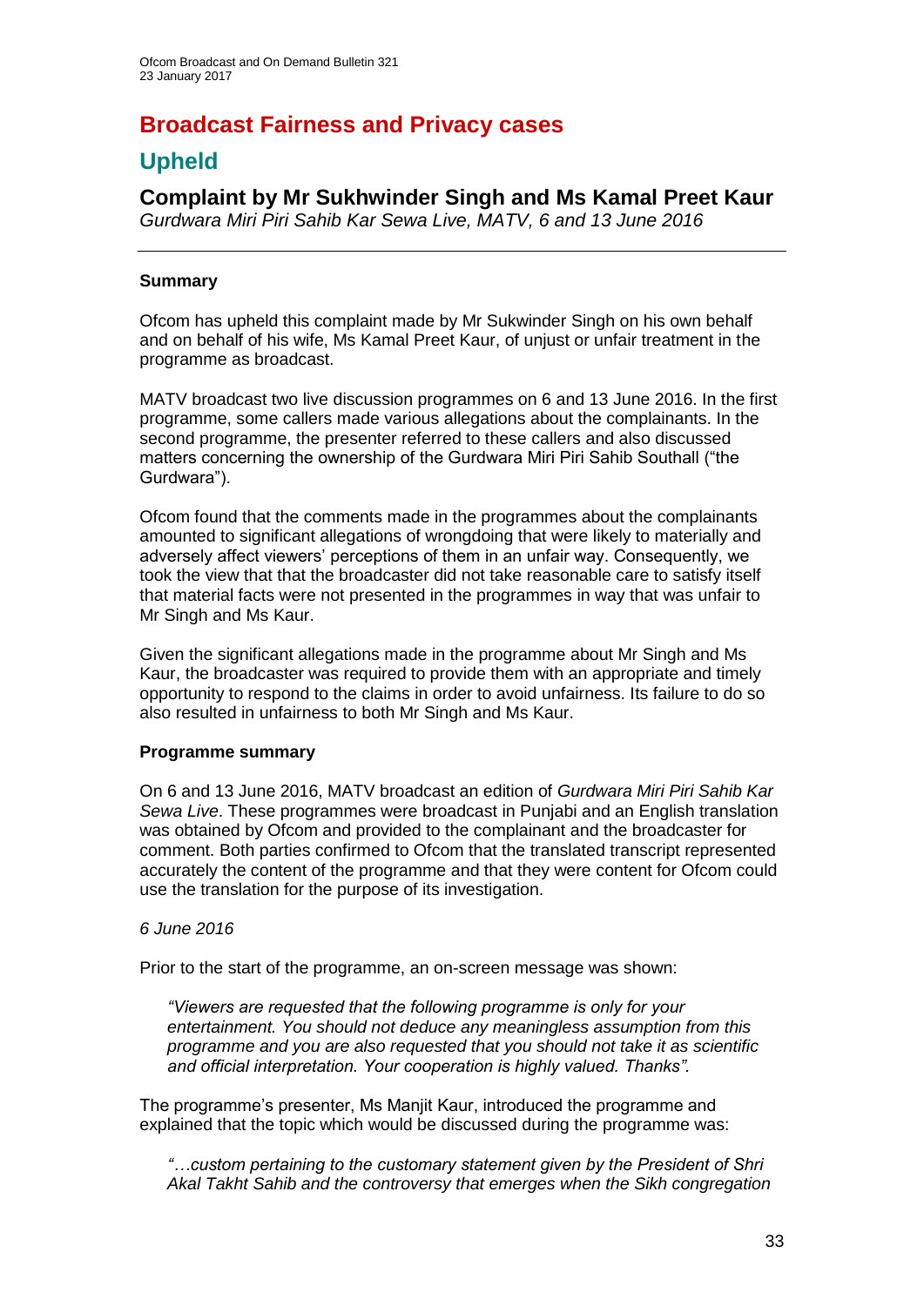# Broadcast Fairness and Privacy cases

## Upheld

### Complaint by Mr Sukhwinder Singh and Ms Kamal Preet Kaur

*Gurdwara Miri Piri Sahib Kar Sewa Live, MATV, 6 and 13 June 2016*

---

#### Summary

Ofcom has upheld this complaint made by Mr Sukwinder Singh on his own behalf and on behalf of his wife, Ms Kamal Preet Kaur, of unjust or unfair treatment in the programme as broadcast.

MATV broadcast two live discussion programmes on 6 and 13 June 2016. In the first programme, some callers made various allegations about the complainants. In the second programme, the presenter referred to these callers and also discussed matters concerning the ownership of the Gurdwara Miri Piri Sahib Southall ("the Gurdwara").

Ofcom found that the comments made in the programmes about the complainants amounted to significant allegations of wrongdoing that were likely to materially and adversely affect viewers' perceptions of them in an unfair way. Consequently, we took the view that that the broadcaster did not take reasonable care to satisfy itself that material facts were not presented in the programmes in way that was unfair to Mr Singh and Ms Kaur.

Given the significant allegations made in the programme about Mr Singh and Ms Kaur, the broadcaster was required to provide them with an appropriate and timely opportunity to respond to the claims in order to avoid unfairness. Its failure to do so also resulted in unfairness to both Mr Singh and Ms Kaur.

#### Programme summary

On 6 and 13 June 2016, MATV broadcast an edition of *Gurdwara Miri Piri Sahib Kar Sewa Live*. These programmes were broadcast in Punjabi and an English translation was obtained by Ofcom and provided to the complainant and the broadcaster for comment. Both parties confirmed to Ofcom that the translated transcript represented accurately the content of the programme and that they were content for Ofcom could use the translation for the purpose of its investigation.

*6 June 2016*

Prior to the start of the programme, an on-screen message was shown:

> *"Viewers are requested that the following programme is only for your entertainment. You should not deduce any meaningless assumption from this programme and you are also requested that you should not take it as scientific and official interpretation. Your cooperation is highly valued. Thanks".*

The programme's presenter, Ms Manjit Kaur, introduced the programme and explained that the topic which would be discussed during the programme was:

> *"…custom pertaining to the customary statement given by the President of Shri Akal Takht Sahib and the controversy that emerges when the Sikh congregation*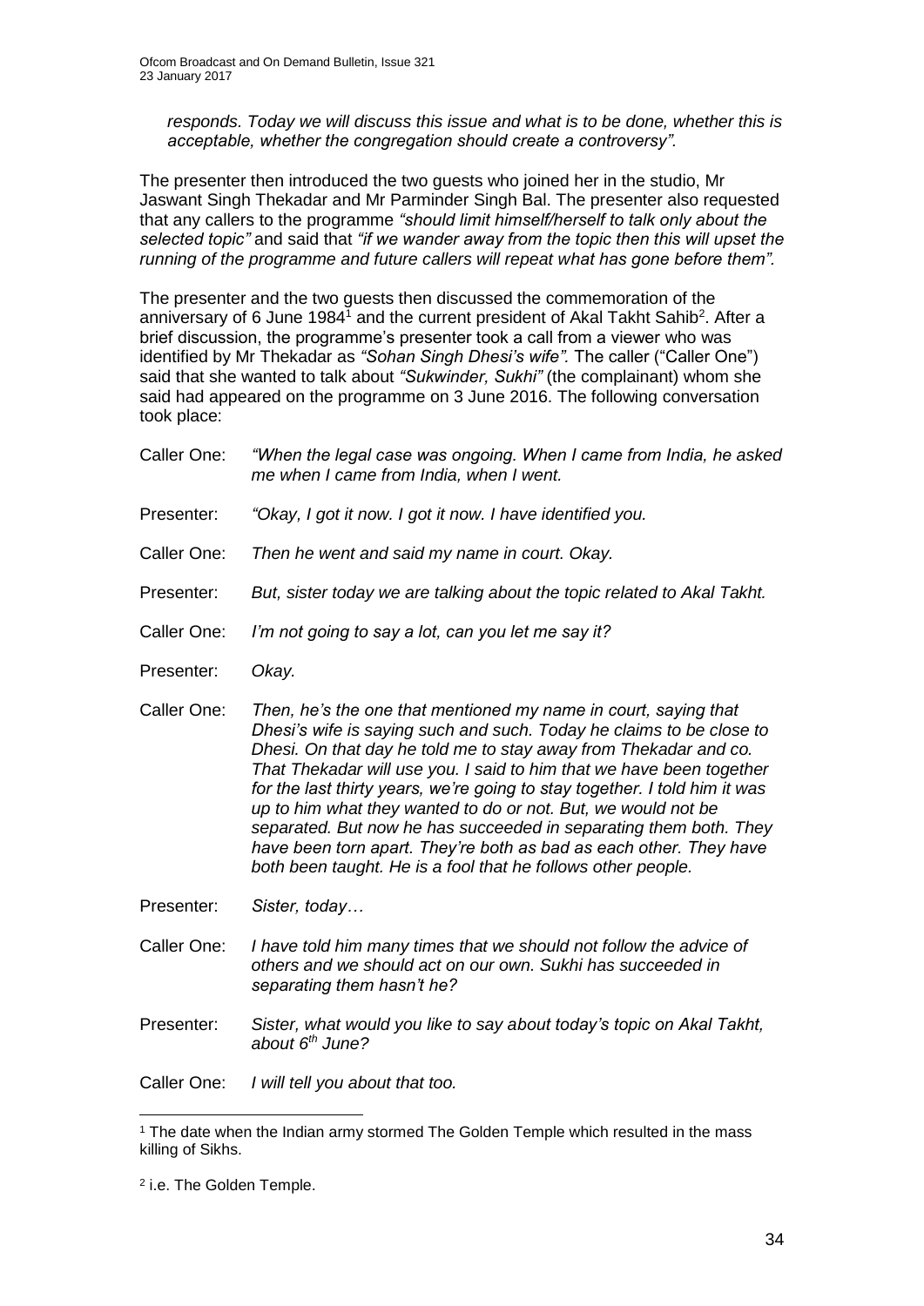*responds. Today we will discuss this issue and what is to be done, whether this is acceptable, whether the congregation should create a controversy".*

The presenter then introduced the two guests who joined her in the studio, Mr Jaswant Singh Thekadar and Mr Parminder Singh Bal. The presenter also requested that any callers to the programme *"should limit himself/herself to talk only about the selected topic"* and said that *"if we wander away from the topic then this will upset the running of the programme and future callers will repeat what has gone before them".*

The presenter and the two guests then discussed the commemoration of the anniversary of 6 June 1984[1] and the current president of Akal Takht Sahib[2]. After a brief discussion, the programme's presenter took a call from a viewer who was identified by Mr Thekadar as *"Sohan Singh Dhesi's wife".* The caller ("Caller One") said that she wanted to talk about *"Sukwinder, Sukhi"* (the complainant) whom she said had appeared on the programme on 3 June 2016. The following conversation took place:

Caller One: *"When the legal case was ongoing. When I came from India, he asked me when I came from India, when I went.*

Presenter: *"Okay, I got it now. I got it now. I have identified you.*

Caller One: *Then he went and said my name in court. Okay.*

Presenter: *But, sister today we are talking about the topic related to Akal Takht.*

Caller One: *I'm not going to say a lot, can you let me say it?*

Presenter: *Okay.*

Caller One: *Then, he's the one that mentioned my name in court, saying that Dhesi's wife is saying such and such. Today he claims to be close to Dhesi. On that day he told me to stay away from Thekadar and co. That Thekadar will use you. I said to him that we have been together for the last thirty years, we're going to stay together. I told him it was up to him what they wanted to do or not. But, we would not be separated. But now he has succeeded in separating them both. They have been torn apart. They're both as bad as each other. They have both been taught. He is a fool that he follows other people.*

Presenter: *Sister, today…*

Caller One: *I have told him many times that we should not follow the advice of others and we should act on our own. Sukhi has succeeded in separating them hasn't he?*

Presenter: *Sister, what would you like to say about today's topic on Akal Takht, about 6th June?*

Caller One: *I will tell you about that too.*

---

[1] The date when the Indian army stormed The Golden Temple which resulted in the mass killing of Sikhs.

[2] i.e. The Golden Temple.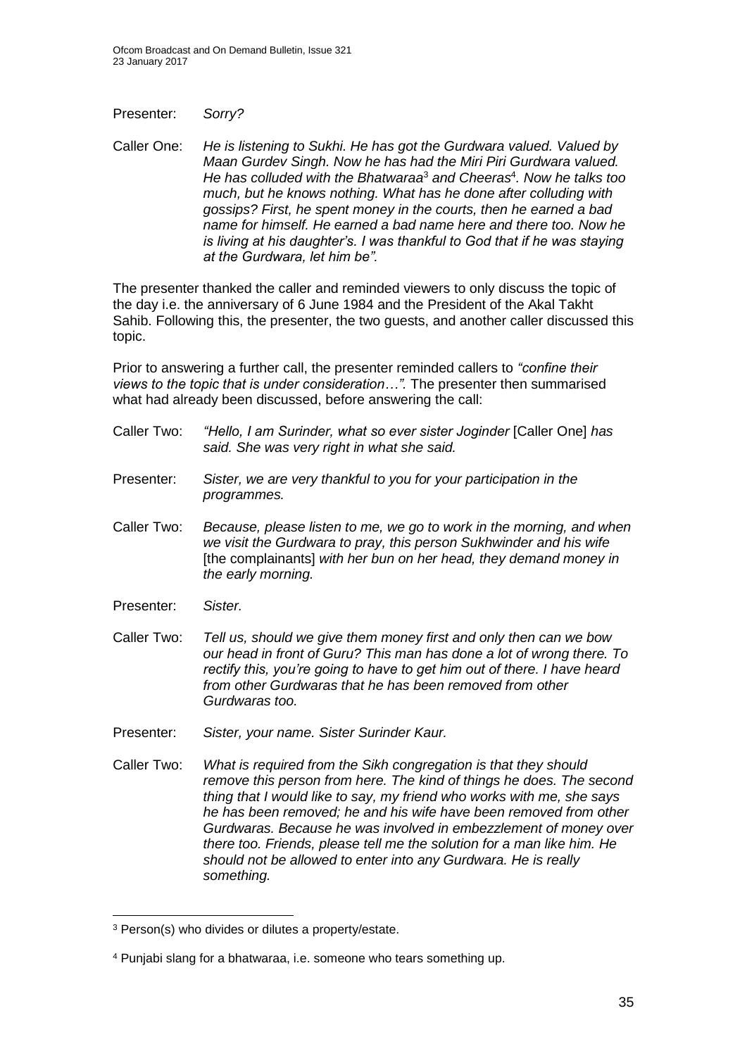Presenter: *Sorry?*

Caller One: *He is listening to Sukhi. He has got the Gurdwara valued. Valued by Maan Gurdev Singh. Now he has had the Miri Piri Gurdwara valued. He has colluded with the Bhatwaraa*[3] *and Cheeras*[4]*. Now he talks too much, but he knows nothing. What has he done after colluding with gossips? First, he spent money in the courts, then he earned a bad name for himself. He earned a bad name here and there too. Now he is living at his daughter's. I was thankful to God that if he was staying at the Gurdwara, let him be".*

The presenter thanked the caller and reminded viewers to only discuss the topic of the day i.e. the anniversary of 6 June 1984 and the President of the Akal Takht Sahib. Following this, the presenter, the two guests, and another caller discussed this topic.

Prior to answering a further call, the presenter reminded callers to *"confine their views to the topic that is under consideration…".* The presenter then summarised what had already been discussed, before answering the call:

Caller Two: *"Hello, I am Surinder, what so ever sister Joginder* [Caller One] *has said. She was very right in what she said.*

Presenter: *Sister, we are very thankful to you for your participation in the programmes.*

Caller Two: *Because, please listen to me, we go to work in the morning, and when we visit the Gurdwara to pray, this person Sukhwinder and his wife* [the complainants] *with her bun on her head, they demand money in the early morning.*

Presenter: *Sister.*

Caller Two: *Tell us, should we give them money first and only then can we bow our head in front of Guru? This man has done a lot of wrong there. To rectify this, you're going to have to get him out of there. I have heard from other Gurdwaras that he has been removed from other Gurdwaras too.*

Presenter: *Sister, your name. Sister Surinder Kaur.*

Caller Two: *What is required from the Sikh congregation is that they should remove this person from here. The kind of things he does. The second thing that I would like to say, my friend who works with me, she says he has been removed; he and his wife have been removed from other Gurdwaras. Because he was involved in embezzlement of money over there too. Friends, please tell me the solution for a man like him. He should not be allowed to enter into any Gurdwara. He is really something.*

---

[3] Person(s) who divides or dilutes a property/estate.

[4] Punjabi slang for a bhatwaraa, i.e. someone who tears something up.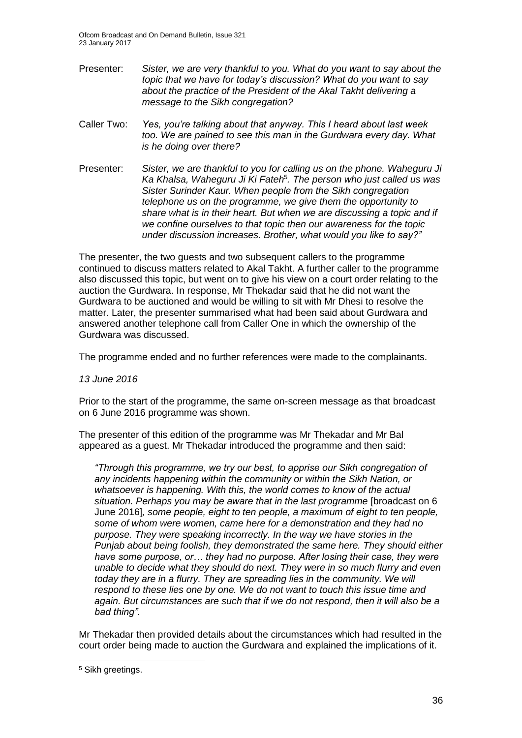Presenter: *Sister, we are very thankful to you. What do you want to say about the topic that we have for today's discussion? What do you want to say about the practice of the President of the Akal Takht delivering a message to the Sikh congregation?*

Caller Two: *Yes, you're talking about that anyway. This I heard about last week too. We are pained to see this man in the Gurdwara every day. What is he doing over there?*

Presenter: *Sister, we are thankful to you for calling us on the phone. Waheguru Ji Ka Khalsa, Waheguru Ji Ki Fateh*[5]*. The person who just called us was Sister Surinder Kaur. When people from the Sikh congregation telephone us on the programme, we give them the opportunity to share what is in their heart. But when we are discussing a topic and if we confine ourselves to that topic then our awareness for the topic under discussion increases. Brother, what would you like to say?"*

The presenter, the two guests and two subsequent callers to the programme continued to discuss matters related to Akal Takht. A further caller to the programme also discussed this topic, but went on to give his view on a court order relating to the auction the Gurdwara. In response, Mr Thekadar said that he did not want the Gurdwara to be auctioned and would be willing to sit with Mr Dhesi to resolve the matter. Later, the presenter summarised what had been said about Gurdwara and answered another telephone call from Caller One in which the ownership of the Gurdwara was discussed.

The programme ended and no further references were made to the complainants.

*13 June 2016*

Prior to the start of the programme, the same on-screen message as that broadcast on 6 June 2016 programme was shown.

The presenter of this edition of the programme was Mr Thekadar and Mr Bal appeared as a guest. Mr Thekadar introduced the programme and then said:

> *"Through this programme, we try our best, to apprise our Sikh congregation of any incidents happening within the community or within the Sikh Nation, or whatsoever is happening. With this, the world comes to know of the actual situation. Perhaps you may be aware that in the last programme* [broadcast on 6 June 2016]*, some people, eight to ten people, a maximum of eight to ten people, some of whom were women, came here for a demonstration and they had no purpose. They were speaking incorrectly. In the way we have stories in the Punjab about being foolish, they demonstrated the same here. They should either have some purpose, or… they had no purpose. After losing their case, they were unable to decide what they should do next. They were in so much flurry and even today they are in a flurry. They are spreading lies in the community. We will respond to these lies one by one. We do not want to touch this issue time and again. But circumstances are such that if we do not respond, then it will also be a bad thing".*

Mr Thekadar then provided details about the circumstances which had resulted in the court order being made to auction the Gurdwara and explained the implications of it.

---

[5] Sikh greetings.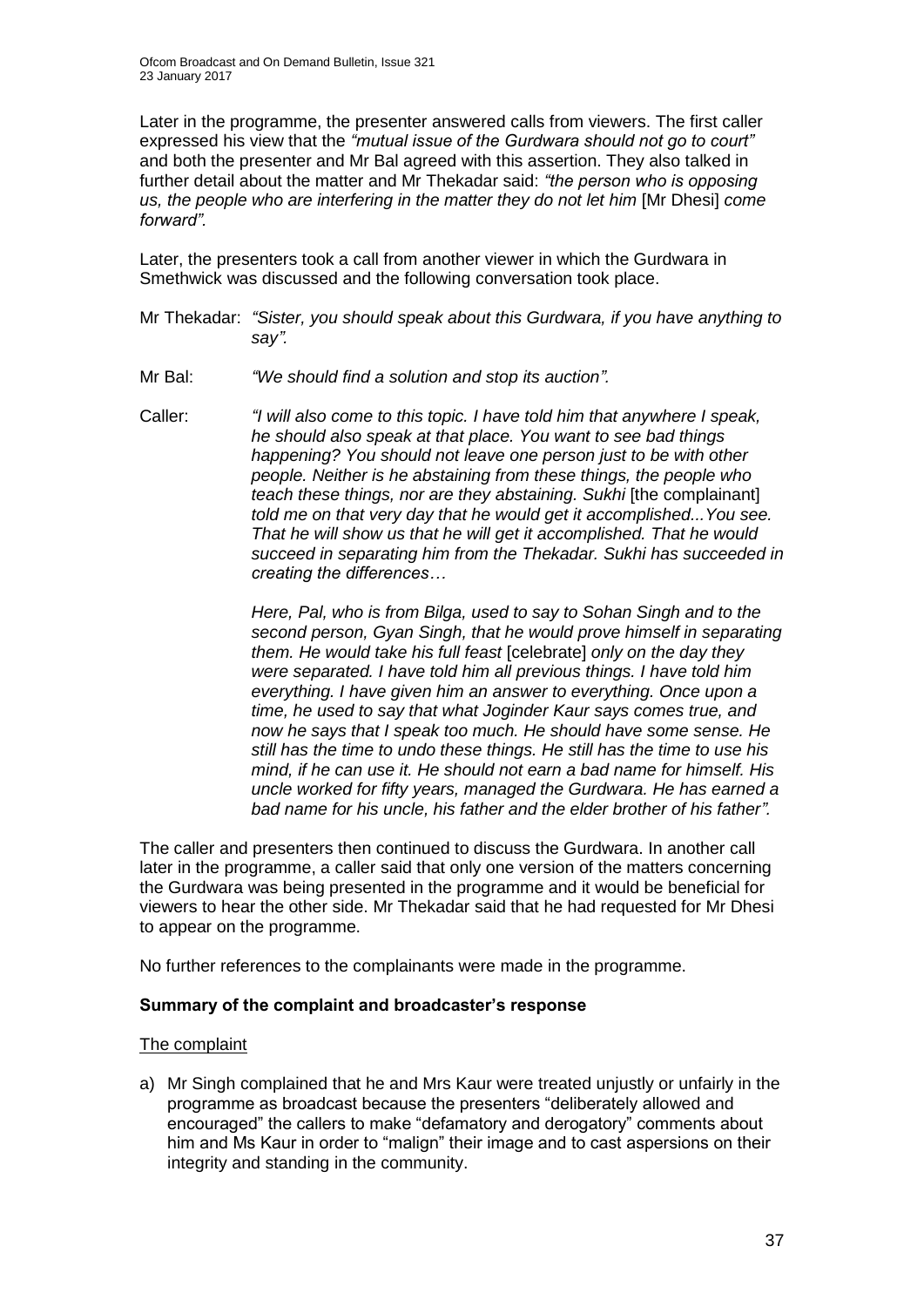Later in the programme, the presenter answered calls from viewers. The first caller expressed his view that the *"mutual issue of the Gurdwara should not go to court"* and both the presenter and Mr Bal agreed with this assertion. They also talked in further detail about the matter and Mr Thekadar said: *"the person who is opposing us, the people who are interfering in the matter they do not let him* [Mr Dhesi] *come forward".*

Later, the presenters took a call from another viewer in which the Gurdwara in Smethwick was discussed and the following conversation took place.

Mr Thekadar: *"Sister, you should speak about this Gurdwara, if you have anything to say".*

Mr Bal: *"We should find a solution and stop its auction".*

Caller: *"I will also come to this topic. I have told him that anywhere I speak, he should also speak at that place. You want to see bad things happening? You should not leave one person just to be with other people. Neither is he abstaining from these things, the people who teach these things, nor are they abstaining. Sukhi* [the complainant] *told me on that very day that he would get it accomplished...You see. That he will show us that he will get it accomplished. That he would succeed in separating him from the Thekadar. Sukhi has succeeded in creating the differences…*

*Here, Pal, who is from Bilga, used to say to Sohan Singh and to the second person, Gyan Singh, that he would prove himself in separating them. He would take his full feast* [celebrate] *only on the day they were separated. I have told him all previous things. I have told him everything. I have given him an answer to everything. Once upon a time, he used to say that what Joginder Kaur says comes true, and now he says that I speak too much. He should have some sense. He still has the time to undo these things. He still has the time to use his mind, if he can use it. He should not earn a bad name for himself. His uncle worked for fifty years, managed the Gurdwara. He has earned a bad name for his uncle, his father and the elder brother of his father".*

The caller and presenters then continued to discuss the Gurdwara. In another call later in the programme, a caller said that only one version of the matters concerning the Gurdwara was being presented in the programme and it would be beneficial for viewers to hear the other side. Mr Thekadar said that he had requested for Mr Dhesi to appear on the programme.

No further references to the complainants were made in the programme.

### Summary of the complaint and broadcaster's response

#### The complaint

a) Mr Singh complained that he and Mrs Kaur were treated unjustly or unfairly in the programme as broadcast because the presenters "deliberately allowed and encouraged" the callers to make "defamatory and derogatory" comments about him and Ms Kaur in order to "malign" their image and to cast aspersions on their integrity and standing in the community.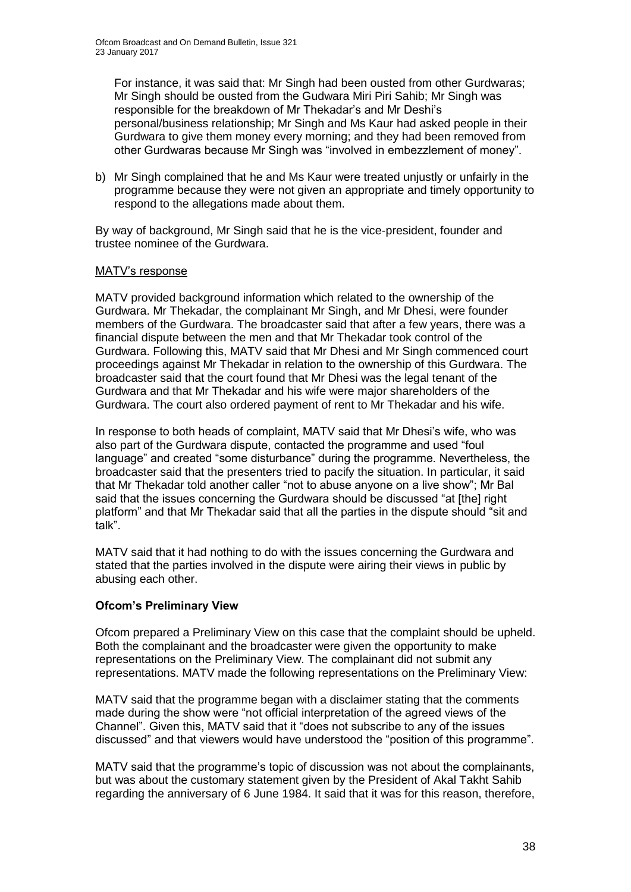For instance, it was said that: Mr Singh had been ousted from other Gurdwaras; Mr Singh should be ousted from the Gudwara Miri Piri Sahib; Mr Singh was responsible for the breakdown of Mr Thekadar's and Mr Deshi's personal/business relationship; Mr Singh and Ms Kaur had asked people in their Gurdwara to give them money every morning; and they had been removed from other Gurdwaras because Mr Singh was "involved in embezzlement of money".

b) Mr Singh complained that he and Ms Kaur were treated unjustly or unfairly in the programme because they were not given an appropriate and timely opportunity to respond to the allegations made about them.

By way of background, Mr Singh said that he is the vice-president, founder and trustee nominee of the Gurdwara.

MATV's response

MATV provided background information which related to the ownership of the Gurdwara. Mr Thekadar, the complainant Mr Singh, and Mr Dhesi, were founder members of the Gurdwara. The broadcaster said that after a few years, there was a financial dispute between the men and that Mr Thekadar took control of the Gurdwara. Following this, MATV said that Mr Dhesi and Mr Singh commenced court proceedings against Mr Thekadar in relation to the ownership of this Gurdwara. The broadcaster said that the court found that Mr Dhesi was the legal tenant of the Gurdwara and that Mr Thekadar and his wife were major shareholders of the Gurdwara. The court also ordered payment of rent to Mr Thekadar and his wife.

In response to both heads of complaint, MATV said that Mr Dhesi's wife, who was also part of the Gurdwara dispute, contacted the programme and used "foul language" and created "some disturbance" during the programme. Nevertheless, the broadcaster said that the presenters tried to pacify the situation. In particular, it said that Mr Thekadar told another caller "not to abuse anyone on a live show"; Mr Bal said that the issues concerning the Gurdwara should be discussed "at [the] right platform" and that Mr Thekadar said that all the parties in the dispute should "sit and talk".

MATV said that it had nothing to do with the issues concerning the Gurdwara and stated that the parties involved in the dispute were airing their views in public by abusing each other.

**Ofcom's Preliminary View**

Ofcom prepared a Preliminary View on this case that the complaint should be upheld. Both the complainant and the broadcaster were given the opportunity to make representations on the Preliminary View. The complainant did not submit any representations. MATV made the following representations on the Preliminary View:

MATV said that the programme began with a disclaimer stating that the comments made during the show were "not official interpretation of the agreed views of the Channel". Given this, MATV said that it "does not subscribe to any of the issues discussed" and that viewers would have understood the "position of this programme".

MATV said that the programme's topic of discussion was not about the complainants, but was about the customary statement given by the President of Akal Takht Sahib regarding the anniversary of 6 June 1984. It said that it was for this reason, therefore,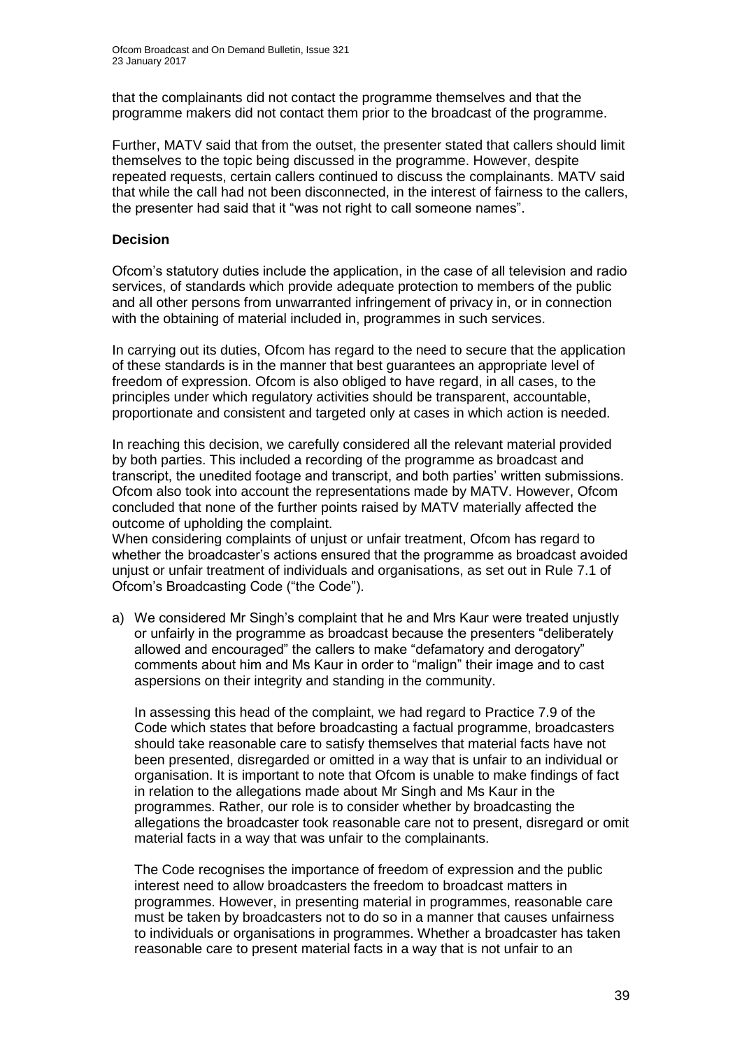that the complainants did not contact the programme themselves and that the programme makers did not contact them prior to the broadcast of the programme.

Further, MATV said that from the outset, the presenter stated that callers should limit themselves to the topic being discussed in the programme. However, despite repeated requests, certain callers continued to discuss the complainants. MATV said that while the call had not been disconnected, in the interest of fairness to the callers, the presenter had said that it "was not right to call someone names".

**Decision**

Ofcom's statutory duties include the application, in the case of all television and radio services, of standards which provide adequate protection to members of the public and all other persons from unwarranted infringement of privacy in, or in connection with the obtaining of material included in, programmes in such services.

In carrying out its duties, Ofcom has regard to the need to secure that the application of these standards is in the manner that best guarantees an appropriate level of freedom of expression. Ofcom is also obliged to have regard, in all cases, to the principles under which regulatory activities should be transparent, accountable, proportionate and consistent and targeted only at cases in which action is needed.

In reaching this decision, we carefully considered all the relevant material provided by both parties. This included a recording of the programme as broadcast and transcript, the unedited footage and transcript, and both parties' written submissions. Ofcom also took into account the representations made by MATV. However, Ofcom concluded that none of the further points raised by MATV materially affected the outcome of upholding the complaint.

When considering complaints of unjust or unfair treatment, Ofcom has regard to whether the broadcaster's actions ensured that the programme as broadcast avoided unjust or unfair treatment of individuals and organisations, as set out in Rule 7.1 of Ofcom's Broadcasting Code ("the Code").

a) We considered Mr Singh's complaint that he and Mrs Kaur were treated unjustly or unfairly in the programme as broadcast because the presenters "deliberately allowed and encouraged" the callers to make "defamatory and derogatory" comments about him and Ms Kaur in order to "malign" their image and to cast aspersions on their integrity and standing in the community.

   In assessing this head of the complaint, we had regard to Practice 7.9 of the Code which states that before broadcasting a factual programme, broadcasters should take reasonable care to satisfy themselves that material facts have not been presented, disregarded or omitted in a way that is unfair to an individual or organisation. It is important to note that Ofcom is unable to make findings of fact in relation to the allegations made about Mr Singh and Ms Kaur in the programmes. Rather, our role is to consider whether by broadcasting the allegations the broadcaster took reasonable care not to present, disregard or omit material facts in a way that was unfair to the complainants.

   The Code recognises the importance of freedom of expression and the public interest need to allow broadcasters the freedom to broadcast matters in programmes. However, in presenting material in programmes, reasonable care must be taken by broadcasters not to do so in a manner that causes unfairness to individuals or organisations in programmes. Whether a broadcaster has taken reasonable care to present material facts in a way that is not unfair to an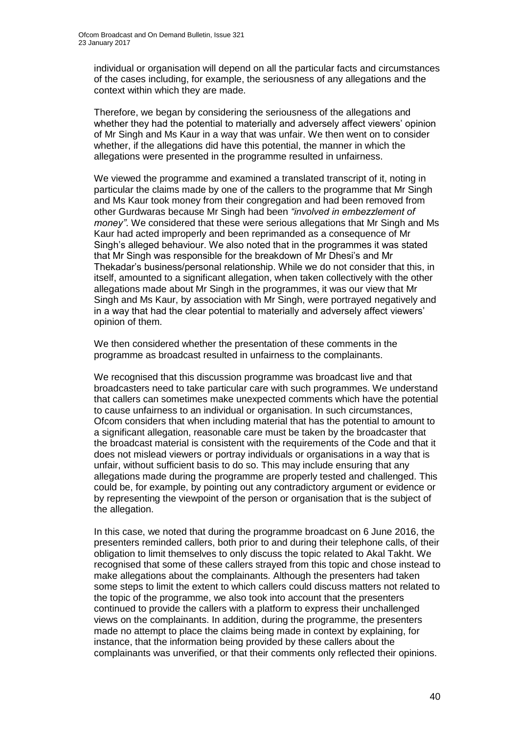individual or organisation will depend on all the particular facts and circumstances of the cases including, for example, the seriousness of any allegations and the context within which they are made.

Therefore, we began by considering the seriousness of the allegations and whether they had the potential to materially and adversely affect viewers' opinion of Mr Singh and Ms Kaur in a way that was unfair. We then went on to consider whether, if the allegations did have this potential, the manner in which the allegations were presented in the programme resulted in unfairness.

We viewed the programme and examined a translated transcript of it, noting in particular the claims made by one of the callers to the programme that Mr Singh and Ms Kaur took money from their congregation and had been removed from other Gurdwaras because Mr Singh had been *"involved in embezzlement of money"*. We considered that these were serious allegations that Mr Singh and Ms Kaur had acted improperly and been reprimanded as a consequence of Mr Singh's alleged behaviour. We also noted that in the programmes it was stated that Mr Singh was responsible for the breakdown of Mr Dhesi's and Mr Thekadar's business/personal relationship. While we do not consider that this, in itself, amounted to a significant allegation, when taken collectively with the other allegations made about Mr Singh in the programmes, it was our view that Mr Singh and Ms Kaur, by association with Mr Singh, were portrayed negatively and in a way that had the clear potential to materially and adversely affect viewers' opinion of them.

We then considered whether the presentation of these comments in the programme as broadcast resulted in unfairness to the complainants.

We recognised that this discussion programme was broadcast live and that broadcasters need to take particular care with such programmes. We understand that callers can sometimes make unexpected comments which have the potential to cause unfairness to an individual or organisation. In such circumstances, Ofcom considers that when including material that has the potential to amount to a significant allegation, reasonable care must be taken by the broadcaster that the broadcast material is consistent with the requirements of the Code and that it does not mislead viewers or portray individuals or organisations in a way that is unfair, without sufficient basis to do so. This may include ensuring that any allegations made during the programme are properly tested and challenged. This could be, for example, by pointing out any contradictory argument or evidence or by representing the viewpoint of the person or organisation that is the subject of the allegation.

In this case, we noted that during the programme broadcast on 6 June 2016, the presenters reminded callers, both prior to and during their telephone calls, of their obligation to limit themselves to only discuss the topic related to Akal Takht. We recognised that some of these callers strayed from this topic and chose instead to make allegations about the complainants. Although the presenters had taken some steps to limit the extent to which callers could discuss matters not related to the topic of the programme, we also took into account that the presenters continued to provide the callers with a platform to express their unchallenged views on the complainants. In addition, during the programme, the presenters made no attempt to place the claims being made in context by explaining, for instance, that the information being provided by these callers about the complainants was unverified, or that their comments only reflected their opinions.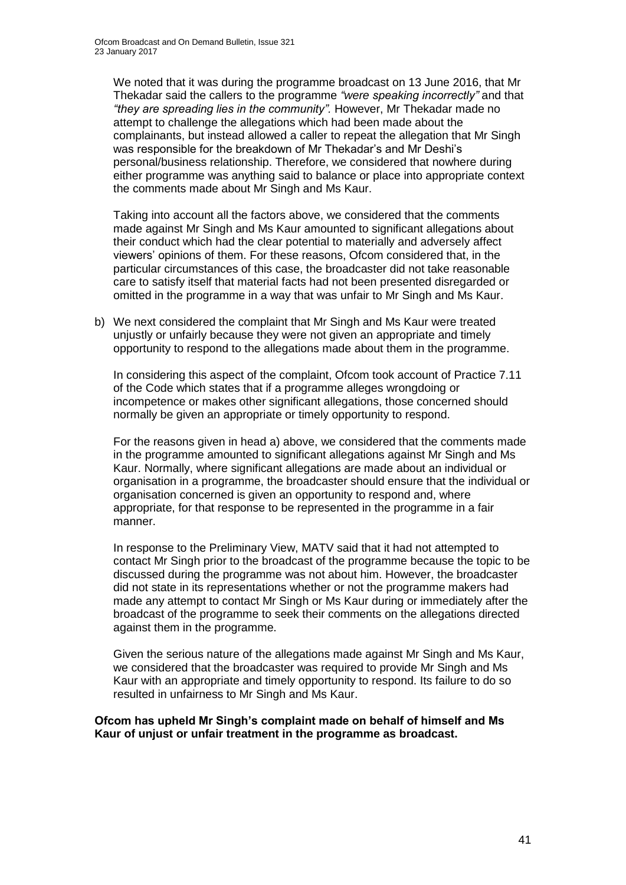We noted that it was during the programme broadcast on 13 June 2016, that Mr Thekadar said the callers to the programme *"were speaking incorrectly"* and that *"they are spreading lies in the community"*. However, Mr Thekadar made no attempt to challenge the allegations which had been made about the complainants, but instead allowed a caller to repeat the allegation that Mr Singh was responsible for the breakdown of Mr Thekadar's and Mr Deshi's personal/business relationship. Therefore, we considered that nowhere during either programme was anything said to balance or place into appropriate context the comments made about Mr Singh and Ms Kaur.

Taking into account all the factors above, we considered that the comments made against Mr Singh and Ms Kaur amounted to significant allegations about their conduct which had the clear potential to materially and adversely affect viewers' opinions of them. For these reasons, Ofcom considered that, in the particular circumstances of this case, the broadcaster did not take reasonable care to satisfy itself that material facts had not been presented disregarded or omitted in the programme in a way that was unfair to Mr Singh and Ms Kaur.

b) We next considered the complaint that Mr Singh and Ms Kaur were treated unjustly or unfairly because they were not given an appropriate and timely opportunity to respond to the allegations made about them in the programme.

   In considering this aspect of the complaint, Ofcom took account of Practice 7.11 of the Code which states that if a programme alleges wrongdoing or incompetence or makes other significant allegations, those concerned should normally be given an appropriate or timely opportunity to respond.

   For the reasons given in head a) above, we considered that the comments made in the programme amounted to significant allegations against Mr Singh and Ms Kaur. Normally, where significant allegations are made about an individual or organisation in a programme, the broadcaster should ensure that the individual or organisation concerned is given an opportunity to respond and, where appropriate, for that response to be represented in the programme in a fair manner.

   In response to the Preliminary View, MATV said that it had not attempted to contact Mr Singh prior to the broadcast of the programme because the topic to be discussed during the programme was not about him. However, the broadcaster did not state in its representations whether or not the programme makers had made any attempt to contact Mr Singh or Ms Kaur during or immediately after the broadcast of the programme to seek their comments on the allegations directed against them in the programme.

   Given the serious nature of the allegations made against Mr Singh and Ms Kaur, we considered that the broadcaster was required to provide Mr Singh and Ms Kaur with an appropriate and timely opportunity to respond. Its failure to do so resulted in unfairness to Mr Singh and Ms Kaur.

**Ofcom has upheld Mr Singh's complaint made on behalf of himself and Ms Kaur of unjust or unfair treatment in the programme as broadcast.**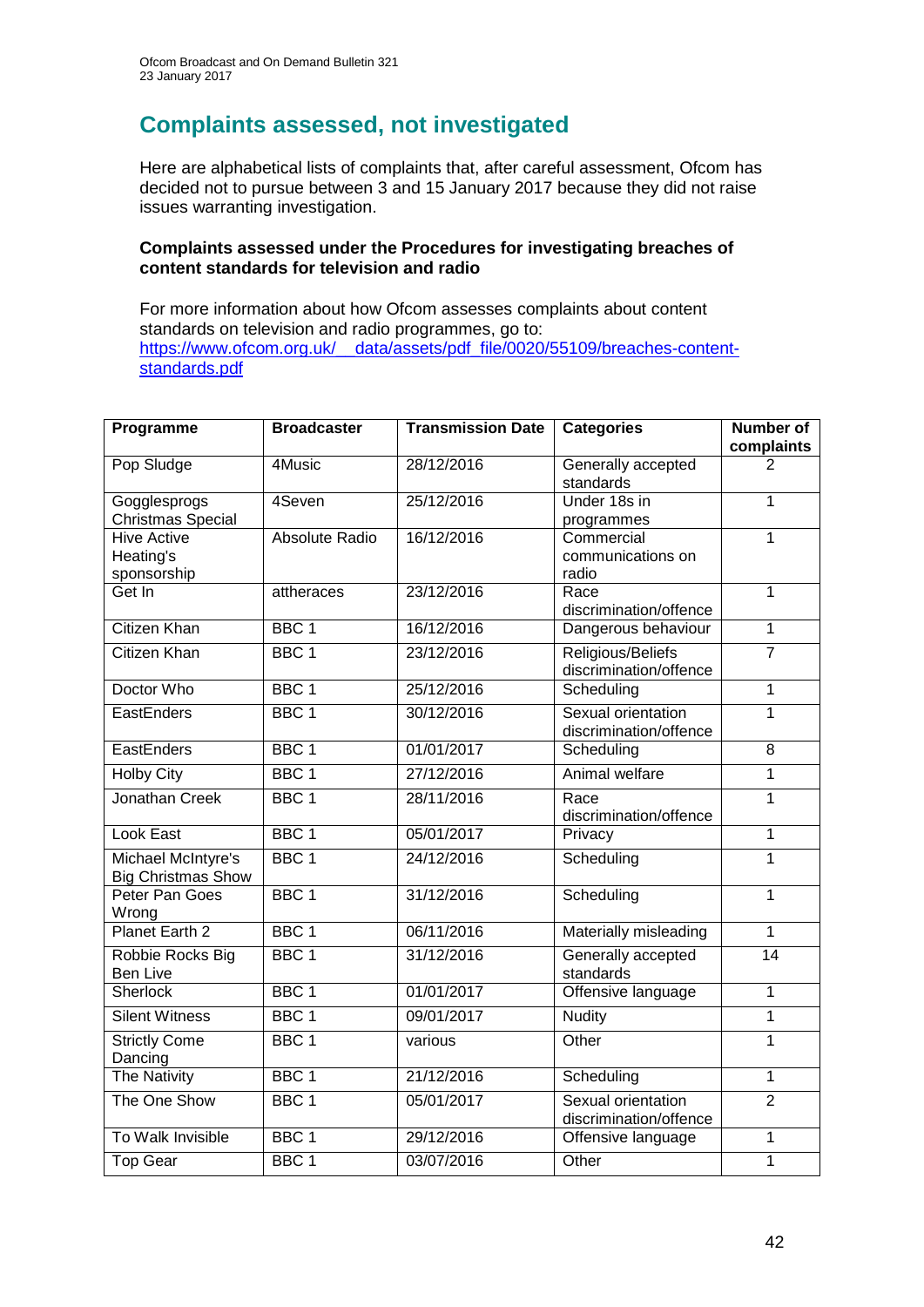# Complaints assessed, not investigated

Here are alphabetical lists of complaints that, after careful assessment, Ofcom has decided not to pursue between 3 and 15 January 2017 because they did not raise issues warranting investigation.

**Complaints assessed under the Procedures for investigating breaches of content standards for television and radio**

For more information about how Ofcom assesses complaints about content standards on television and radio programmes, go to: [https://www.ofcom.org.uk/__data/assets/pdf_file/0020/55109/breaches-content-standards.pdf](https://www.ofcom.org.uk/__data/assets/pdf_file/0020/55109/breaches-content-standards.pdf)

| Programme | Broadcaster | Transmission Date | Categories | Number of complaints |
|---|---|---|---|---|
| Pop Sludge | 4Music | 28/12/2016 | Generally accepted standards | 2 |
| Gogglesprogs Christmas Special | 4Seven | 25/12/2016 | Under 18s in programmes | 1 |
| Hive Active Heating's sponsorship | Absolute Radio | 16/12/2016 | Commercial communications on radio | 1 |
| Get In | attheraces | 23/12/2016 | Race discrimination/offence | 1 |
| Citizen Khan | BBC 1 | 16/12/2016 | Dangerous behaviour | 1 |
| Citizen Khan | BBC 1 | 23/12/2016 | Religious/Beliefs discrimination/offence | 7 |
| Doctor Who | BBC 1 | 25/12/2016 | Scheduling | 1 |
| EastEnders | BBC 1 | 30/12/2016 | Sexual orientation discrimination/offence | 1 |
| EastEnders | BBC 1 | 01/01/2017 | Scheduling | 8 |
| Holby City | BBC 1 | 27/12/2016 | Animal welfare | 1 |
| Jonathan Creek | BBC 1 | 28/11/2016 | Race discrimination/offence | 1 |
| Look East | BBC 1 | 05/01/2017 | Privacy | 1 |
| Michael McIntyre's Big Christmas Show | BBC 1 | 24/12/2016 | Scheduling | 1 |
| Peter Pan Goes Wrong | BBC 1 | 31/12/2016 | Scheduling | 1 |
| Planet Earth 2 | BBC 1 | 06/11/2016 | Materially misleading | 1 |
| Robbie Rocks Big Ben Live | BBC 1 | 31/12/2016 | Generally accepted standards | 14 |
| Sherlock | BBC 1 | 01/01/2017 | Offensive language | 1 |
| Silent Witness | BBC 1 | 09/01/2017 | Nudity | 1 |
| Strictly Come Dancing | BBC 1 | various | Other | 1 |
| The Nativity | BBC 1 | 21/12/2016 | Scheduling | 1 |
| The One Show | BBC 1 | 05/01/2017 | Sexual orientation discrimination/offence | 2 |
| To Walk Invisible | BBC 1 | 29/12/2016 | Offensive language | 1 |
| Top Gear | BBC 1 | 03/07/2016 | Other | 1 |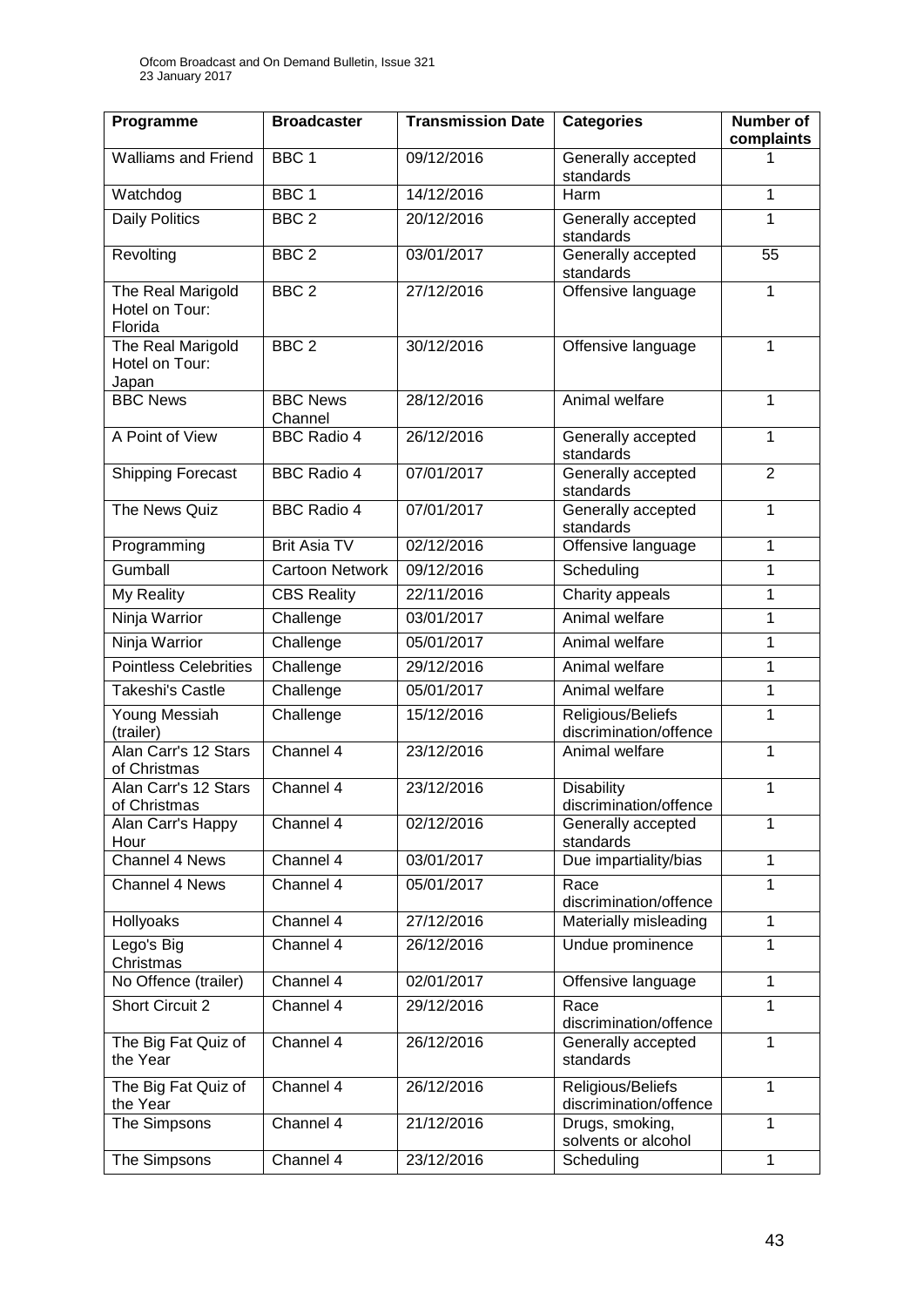| Programme | Broadcaster | Transmission Date | Categories | Number of complaints |
|---|---|---|---|---|
| Walliams and Friend | BBC 1 | 09/12/2016 | Generally accepted standards | 1 |
| Watchdog | BBC 1 | 14/12/2016 | Harm | 1 |
| Daily Politics | BBC 2 | 20/12/2016 | Generally accepted standards | 1 |
| Revolting | BBC 2 | 03/01/2017 | Generally accepted standards | 55 |
| The Real Marigold Hotel on Tour: Florida | BBC 2 | 27/12/2016 | Offensive language | 1 |
| The Real Marigold Hotel on Tour: Japan | BBC 2 | 30/12/2016 | Offensive language | 1 |
| BBC News | BBC News Channel | 28/12/2016 | Animal welfare | 1 |
| A Point of View | BBC Radio 4 | 26/12/2016 | Generally accepted standards | 1 |
| Shipping Forecast | BBC Radio 4 | 07/01/2017 | Generally accepted standards | 2 |
| The News Quiz | BBC Radio 4 | 07/01/2017 | Generally accepted standards | 1 |
| Programming | Brit Asia TV | 02/12/2016 | Offensive language | 1 |
| Gumball | Cartoon Network | 09/12/2016 | Scheduling | 1 |
| My Reality | CBS Reality | 22/11/2016 | Charity appeals | 1 |
| Ninja Warrior | Challenge | 03/01/2017 | Animal welfare | 1 |
| Ninja Warrior | Challenge | 05/01/2017 | Animal welfare | 1 |
| Pointless Celebrities | Challenge | 29/12/2016 | Animal welfare | 1 |
| Takeshi's Castle | Challenge | 05/01/2017 | Animal welfare | 1 |
| Young Messiah (trailer) | Challenge | 15/12/2016 | Religious/Beliefs discrimination/offence | 1 |
| Alan Carr's 12 Stars of Christmas | Channel 4 | 23/12/2016 | Animal welfare | 1 |
| Alan Carr's 12 Stars of Christmas | Channel 4 | 23/12/2016 | Disability discrimination/offence | 1 |
| Alan Carr's Happy Hour | Channel 4 | 02/12/2016 | Generally accepted standards | 1 |
| Channel 4 News | Channel 4 | 03/01/2017 | Due impartiality/bias | 1 |
| Channel 4 News | Channel 4 | 05/01/2017 | Race discrimination/offence | 1 |
| Hollyoaks | Channel 4 | 27/12/2016 | Materially misleading | 1 |
| Lego's Big Christmas | Channel 4 | 26/12/2016 | Undue prominence | 1 |
| No Offence (trailer) | Channel 4 | 02/01/2017 | Offensive language | 1 |
| Short Circuit 2 | Channel 4 | 29/12/2016 | Race discrimination/offence | 1 |
| The Big Fat Quiz of the Year | Channel 4 | 26/12/2016 | Generally accepted standards | 1 |
| The Big Fat Quiz of the Year | Channel 4 | 26/12/2016 | Religious/Beliefs discrimination/offence | 1 |
| The Simpsons | Channel 4 | 21/12/2016 | Drugs, smoking, solvents or alcohol | 1 |
| The Simpsons | Channel 4 | 23/12/2016 | Scheduling | 1 |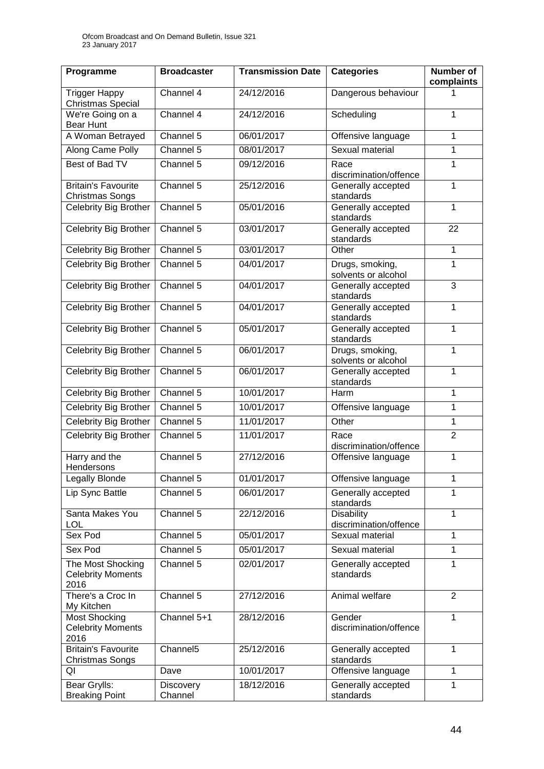| Programme | Broadcaster | Transmission Date | Categories | Number of complaints |
|---|---|---|---|---|
| Trigger Happy Christmas Special | Channel 4 | 24/12/2016 | Dangerous behaviour | 1 |
| We're Going on a Bear Hunt | Channel 4 | 24/12/2016 | Scheduling | 1 |
| A Woman Betrayed | Channel 5 | 06/01/2017 | Offensive language | 1 |
| Along Came Polly | Channel 5 | 08/01/2017 | Sexual material | 1 |
| Best of Bad TV | Channel 5 | 09/12/2016 | Race discrimination/offence | 1 |
| Britain's Favourite Christmas Songs | Channel 5 | 25/12/2016 | Generally accepted standards | 1 |
| Celebrity Big Brother | Channel 5 | 05/01/2016 | Generally accepted standards | 1 |
| Celebrity Big Brother | Channel 5 | 03/01/2017 | Generally accepted standards | 22 |
| Celebrity Big Brother | Channel 5 | 03/01/2017 | Other | 1 |
| Celebrity Big Brother | Channel 5 | 04/01/2017 | Drugs, smoking, solvents or alcohol | 1 |
| Celebrity Big Brother | Channel 5 | 04/01/2017 | Generally accepted standards | 3 |
| Celebrity Big Brother | Channel 5 | 04/01/2017 | Generally accepted standards | 1 |
| Celebrity Big Brother | Channel 5 | 05/01/2017 | Generally accepted standards | 1 |
| Celebrity Big Brother | Channel 5 | 06/01/2017 | Drugs, smoking, solvents or alcohol | 1 |
| Celebrity Big Brother | Channel 5 | 06/01/2017 | Generally accepted standards | 1 |
| Celebrity Big Brother | Channel 5 | 10/01/2017 | Harm | 1 |
| Celebrity Big Brother | Channel 5 | 10/01/2017 | Offensive language | 1 |
| Celebrity Big Brother | Channel 5 | 11/01/2017 | Other | 1 |
| Celebrity Big Brother | Channel 5 | 11/01/2017 | Race discrimination/offence | 2 |
| Harry and the Hendersons | Channel 5 | 27/12/2016 | Offensive language | 1 |
| Legally Blonde | Channel 5 | 01/01/2017 | Offensive language | 1 |
| Lip Sync Battle | Channel 5 | 06/01/2017 | Generally accepted standards | 1 |
| Santa Makes You LOL | Channel 5 | 22/12/2016 | Disability discrimination/offence | 1 |
| Sex Pod | Channel 5 | 05/01/2017 | Sexual material | 1 |
| Sex Pod | Channel 5 | 05/01/2017 | Sexual material | 1 |
| The Most Shocking Celebrity Moments 2016 | Channel 5 | 02/01/2017 | Generally accepted standards | 1 |
| There's a Croc In My Kitchen | Channel 5 | 27/12/2016 | Animal welfare | 2 |
| Most Shocking Celebrity Moments 2016 | Channel 5+1 | 28/12/2016 | Gender discrimination/offence | 1 |
| Britain's Favourite Christmas Songs | Channel5 | 25/12/2016 | Generally accepted standards | 1 |
| QI | Dave | 10/01/2017 | Offensive language | 1 |
| Bear Grylls: Breaking Point | Discovery Channel | 18/12/2016 | Generally accepted standards | 1 |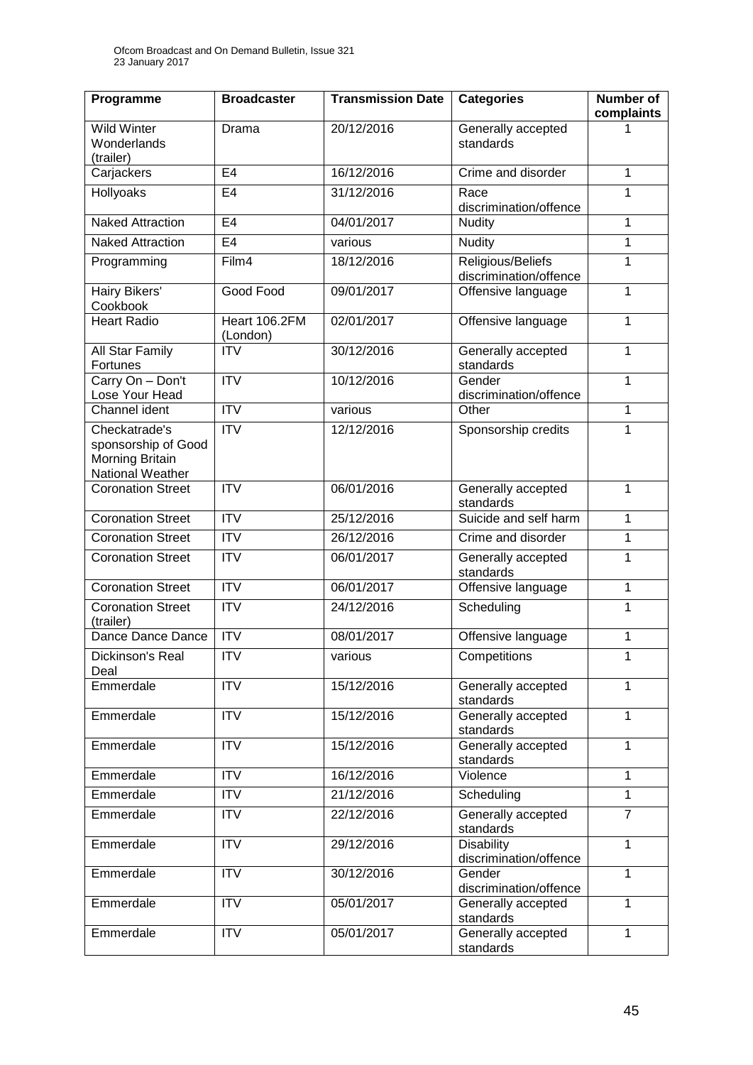| Programme | Broadcaster | Transmission Date | Categories | Number of complaints |
|---|---|---|---|---|
| Wild Winter Wonderlands (trailer) | Drama | 20/12/2016 | Generally accepted standards | 1 |
| Carjackers | E4 | 16/12/2016 | Crime and disorder | 1 |
| Hollyoaks | E4 | 31/12/2016 | Race discrimination/offence | 1 |
| Naked Attraction | E4 | 04/01/2017 | Nudity | 1 |
| Naked Attraction | E4 | various | Nudity | 1 |
| Programming | Film4 | 18/12/2016 | Religious/Beliefs discrimination/offence | 1 |
| Hairy Bikers' Cookbook | Good Food | 09/01/2017 | Offensive language | 1 |
| Heart Radio | Heart 106.2FM (London) | 02/01/2017 | Offensive language | 1 |
| All Star Family Fortunes | ITV | 30/12/2016 | Generally accepted standards | 1 |
| Carry On – Don't Lose Your Head | ITV | 10/12/2016 | Gender discrimination/offence | 1 |
| Channel ident | ITV | various | Other | 1 |
| Checkatrade's sponsorship of Good Morning Britain National Weather | ITV | 12/12/2016 | Sponsorship credits | 1 |
| Coronation Street | ITV | 06/01/2016 | Generally accepted standards | 1 |
| Coronation Street | ITV | 25/12/2016 | Suicide and self harm | 1 |
| Coronation Street | ITV | 26/12/2016 | Crime and disorder | 1 |
| Coronation Street | ITV | 06/01/2017 | Generally accepted standards | 1 |
| Coronation Street | ITV | 06/01/2017 | Offensive language | 1 |
| Coronation Street (trailer) | ITV | 24/12/2016 | Scheduling | 1 |
| Dance Dance Dance | ITV | 08/01/2017 | Offensive language | 1 |
| Dickinson's Real Deal | ITV | various | Competitions | 1 |
| Emmerdale | ITV | 15/12/2016 | Generally accepted standards | 1 |
| Emmerdale | ITV | 15/12/2016 | Generally accepted standards | 1 |
| Emmerdale | ITV | 15/12/2016 | Generally accepted standards | 1 |
| Emmerdale | ITV | 16/12/2016 | Violence | 1 |
| Emmerdale | ITV | 21/12/2016 | Scheduling | 1 |
| Emmerdale | ITV | 22/12/2016 | Generally accepted standards | 7 |
| Emmerdale | ITV | 29/12/2016 | Disability discrimination/offence | 1 |
| Emmerdale | ITV | 30/12/2016 | Gender discrimination/offence | 1 |
| Emmerdale | ITV | 05/01/2017 | Generally accepted standards | 1 |
| Emmerdale | ITV | 05/01/2017 | Generally accepted standards | 1 |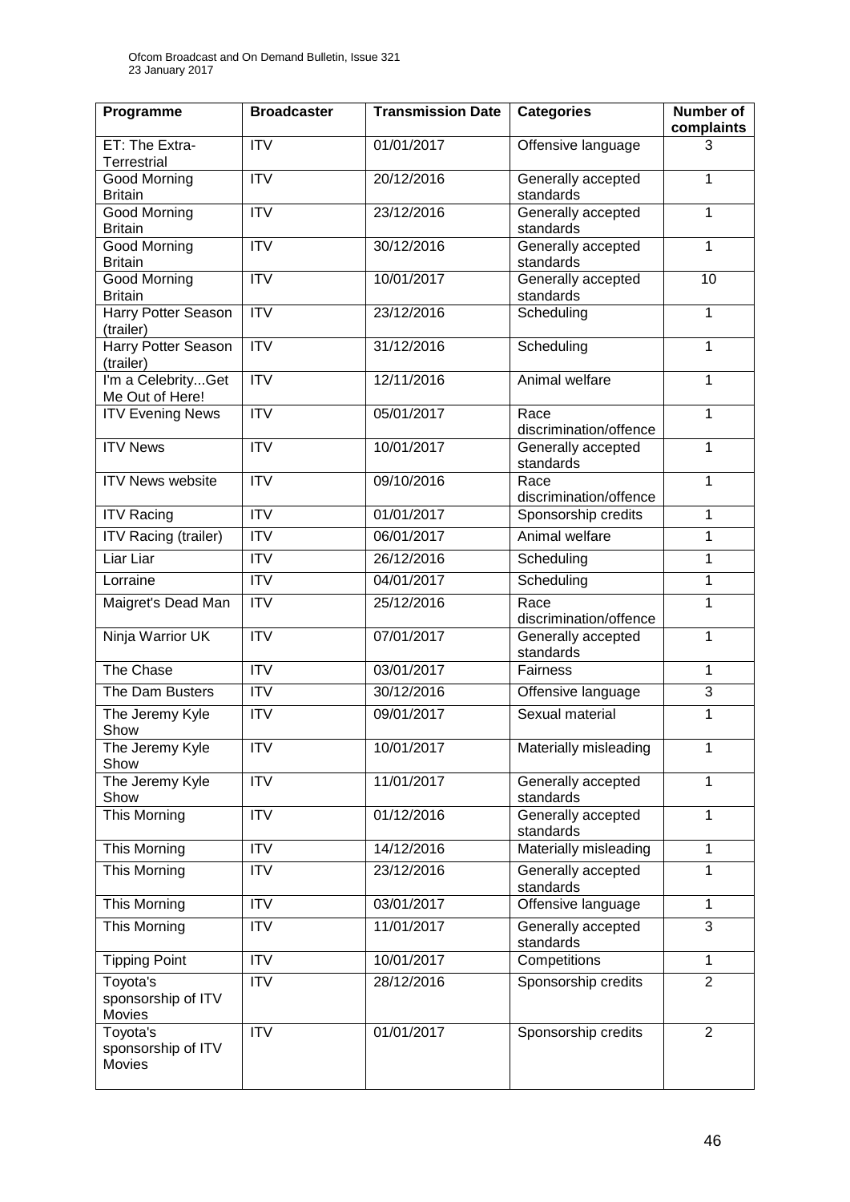| Programme | Broadcaster | Transmission Date | Categories | Number of complaints |
|---|---|---|---|---|
| ET: The Extra-Terrestrial | ITV | 01/01/2017 | Offensive language | 3 |
| Good Morning Britain | ITV | 20/12/2016 | Generally accepted standards | 1 |
| Good Morning Britain | ITV | 23/12/2016 | Generally accepted standards | 1 |
| Good Morning Britain | ITV | 30/12/2016 | Generally accepted standards | 1 |
| Good Morning Britain | ITV | 10/01/2017 | Generally accepted standards | 10 |
| Harry Potter Season (trailer) | ITV | 23/12/2016 | Scheduling | 1 |
| Harry Potter Season (trailer) | ITV | 31/12/2016 | Scheduling | 1 |
| I'm a Celebrity...Get Me Out of Here! | ITV | 12/11/2016 | Animal welfare | 1 |
| ITV Evening News | ITV | 05/01/2017 | Race discrimination/offence | 1 |
| ITV News | ITV | 10/01/2017 | Generally accepted standards | 1 |
| ITV News website | ITV | 09/10/2016 | Race discrimination/offence | 1 |
| ITV Racing | ITV | 01/01/2017 | Sponsorship credits | 1 |
| ITV Racing (trailer) | ITV | 06/01/2017 | Animal welfare | 1 |
| Liar Liar | ITV | 26/12/2016 | Scheduling | 1 |
| Lorraine | ITV | 04/01/2017 | Scheduling | 1 |
| Maigret's Dead Man | ITV | 25/12/2016 | Race discrimination/offence | 1 |
| Ninja Warrior UK | ITV | 07/01/2017 | Generally accepted standards | 1 |
| The Chase | ITV | 03/01/2017 | Fairness | 1 |
| The Dam Busters | ITV | 30/12/2016 | Offensive language | 3 |
| The Jeremy Kyle Show | ITV | 09/01/2017 | Sexual material | 1 |
| The Jeremy Kyle Show | ITV | 10/01/2017 | Materially misleading | 1 |
| The Jeremy Kyle Show | ITV | 11/01/2017 | Generally accepted standards | 1 |
| This Morning | ITV | 01/12/2016 | Generally accepted standards | 1 |
| This Morning | ITV | 14/12/2016 | Materially misleading | 1 |
| This Morning | ITV | 23/12/2016 | Generally accepted standards | 1 |
| This Morning | ITV | 03/01/2017 | Offensive language | 1 |
| This Morning | ITV | 11/01/2017 | Generally accepted standards | 3 |
| Tipping Point | ITV | 10/01/2017 | Competitions | 1 |
| Toyota's sponsorship of ITV Movies | ITV | 28/12/2016 | Sponsorship credits | 2 |
| Toyota's sponsorship of ITV Movies | ITV | 01/01/2017 | Sponsorship credits | 2 |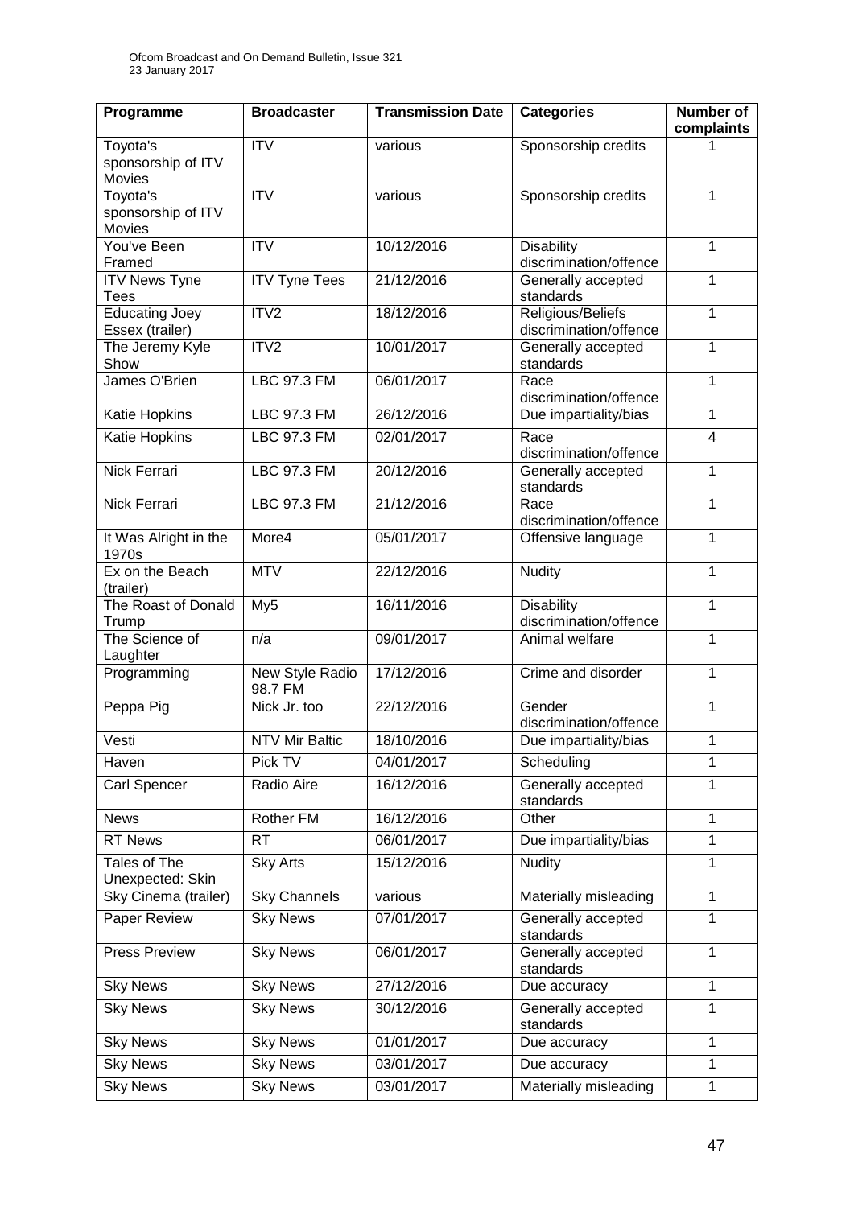| Programme | Broadcaster | Transmission Date | Categories | Number of complaints |
|---|---|---|---|---|
| Toyota's sponsorship of ITV Movies | ITV | various | Sponsorship credits | 1 |
| Toyota's sponsorship of ITV Movies | ITV | various | Sponsorship credits | 1 |
| You've Been Framed | ITV | 10/12/2016 | Disability discrimination/offence | 1 |
| ITV News Tyne Tees | ITV Tyne Tees | 21/12/2016 | Generally accepted standards | 1 |
| Educating Joey Essex (trailer) | ITV2 | 18/12/2016 | Religious/Beliefs discrimination/offence | 1 |
| The Jeremy Kyle Show | ITV2 | 10/01/2017 | Generally accepted standards | 1 |
| James O'Brien | LBC 97.3 FM | 06/01/2017 | Race discrimination/offence | 1 |
| Katie Hopkins | LBC 97.3 FM | 26/12/2016 | Due impartiality/bias | 1 |
| Katie Hopkins | LBC 97.3 FM | 02/01/2017 | Race discrimination/offence | 4 |
| Nick Ferrari | LBC 97.3 FM | 20/12/2016 | Generally accepted standards | 1 |
| Nick Ferrari | LBC 97.3 FM | 21/12/2016 | Race discrimination/offence | 1 |
| It Was Alright in the 1970s | More4 | 05/01/2017 | Offensive language | 1 |
| Ex on the Beach (trailer) | MTV | 22/12/2016 | Nudity | 1 |
| The Roast of Donald Trump | My5 | 16/11/2016 | Disability discrimination/offence | 1 |
| The Science of Laughter | n/a | 09/01/2017 | Animal welfare | 1 |
| Programming | New Style Radio 98.7 FM | 17/12/2016 | Crime and disorder | 1 |
| Peppa Pig | Nick Jr. too | 22/12/2016 | Gender discrimination/offence | 1 |
| Vesti | NTV Mir Baltic | 18/10/2016 | Due impartiality/bias | 1 |
| Haven | Pick TV | 04/01/2017 | Scheduling | 1 |
| Carl Spencer | Radio Aire | 16/12/2016 | Generally accepted standards | 1 |
| News | Rother FM | 16/12/2016 | Other | 1 |
| RT News | RT | 06/01/2017 | Due impartiality/bias | 1 |
| Tales of The Unexpected: Skin | Sky Arts | 15/12/2016 | Nudity | 1 |
| Sky Cinema (trailer) | Sky Channels | various | Materially misleading | 1 |
| Paper Review | Sky News | 07/01/2017 | Generally accepted standards | 1 |
| Press Preview | Sky News | 06/01/2017 | Generally accepted standards | 1 |
| Sky News | Sky News | 27/12/2016 | Due accuracy | 1 |
| Sky News | Sky News | 30/12/2016 | Generally accepted standards | 1 |
| Sky News | Sky News | 01/01/2017 | Due accuracy | 1 |
| Sky News | Sky News | 03/01/2017 | Due accuracy | 1 |
| Sky News | Sky News | 03/01/2017 | Materially misleading | 1 |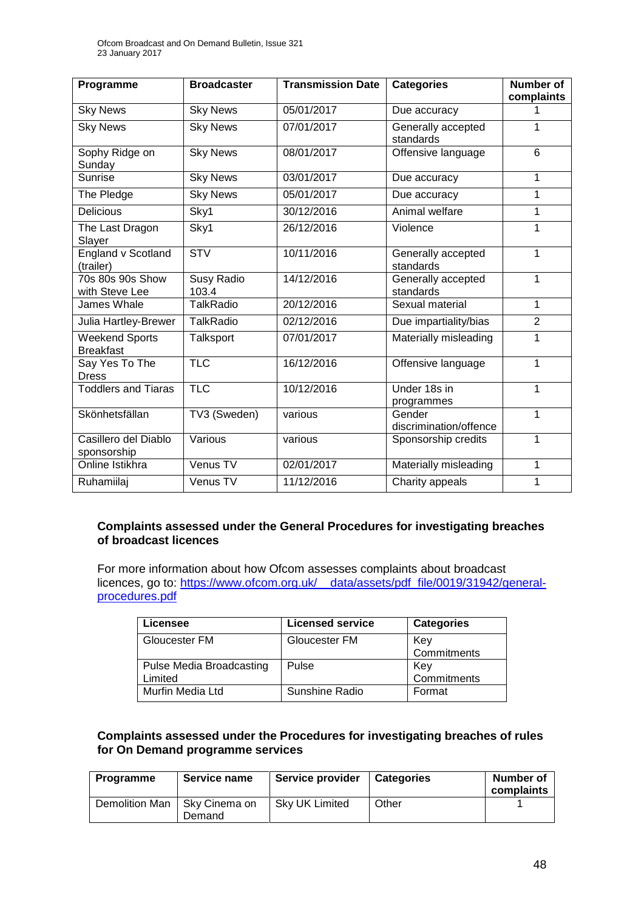| Programme | Broadcaster | Transmission Date | Categories | Number of complaints |
|---|---|---|---|---|
| Sky News | Sky News | 05/01/2017 | Due accuracy | 1 |
| Sky News | Sky News | 07/01/2017 | Generally accepted standards | 1 |
| Sophy Ridge on Sunday | Sky News | 08/01/2017 | Offensive language | 6 |
| Sunrise | Sky News | 03/01/2017 | Due accuracy | 1 |
| The Pledge | Sky News | 05/01/2017 | Due accuracy | 1 |
| Delicious | Sky1 | 30/12/2016 | Animal welfare | 1 |
| The Last Dragon Slayer | Sky1 | 26/12/2016 | Violence | 1 |
| England v Scotland (trailer) | STV | 10/11/2016 | Generally accepted standards | 1 |
| 70s 80s 90s Show with Steve Lee | Susy Radio 103.4 | 14/12/2016 | Generally accepted standards | 1 |
| James Whale | TalkRadio | 20/12/2016 | Sexual material | 1 |
| Julia Hartley-Brewer | TalkRadio | 02/12/2016 | Due impartiality/bias | 2 |
| Weekend Sports Breakfast | Talksport | 07/01/2017 | Materially misleading | 1 |
| Say Yes To The Dress | TLC | 16/12/2016 | Offensive language | 1 |
| Toddlers and Tiaras | TLC | 10/12/2016 | Under 18s in programmes | 1 |
| Skönhetsfällan | TV3 (Sweden) | various | Gender discrimination/offence | 1 |
| Casillero del Diablo sponsorship | Various | various | Sponsorship credits | 1 |
| Online Istikhra | Venus TV | 02/01/2017 | Materially misleading | 1 |
| Ruhamiilaj | Venus TV | 11/12/2016 | Charity appeals | 1 |

### Complaints assessed under the General Procedures for investigating breaches of broadcast licences

For more information about how Ofcom assesses complaints about broadcast licences, go to: https://www.ofcom.org.uk/__data/assets/pdf_file/0019/31942/general-procedures.pdf

| Licensee | Licensed service | Categories |
|---|---|---|
| Gloucester FM | Gloucester FM | Key Commitments |
| Pulse Media Broadcasting Limited | Pulse | Key Commitments |
| Murfin Media Ltd | Sunshine Radio | Format |

### Complaints assessed under the Procedures for investigating breaches of rules for On Demand programme services

| Programme | Service name | Service provider | Categories | Number of complaints |
|---|---|---|---|---|
| Demolition Man | Sky Cinema on Demand | Sky UK Limited | Other | 1 |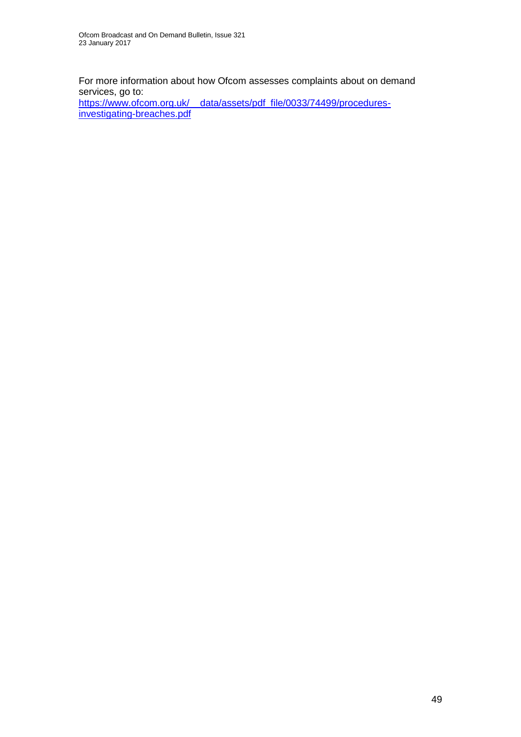For more information about how Ofcom assesses complaints about on demand services, go to:
[https://www.ofcom.org.uk/__data/assets/pdf_file/0033/74499/procedures-investigating-breaches.pdf](https://www.ofcom.org.uk/__data/assets/pdf_file/0033/74499/procedures-investigating-breaches.pdf)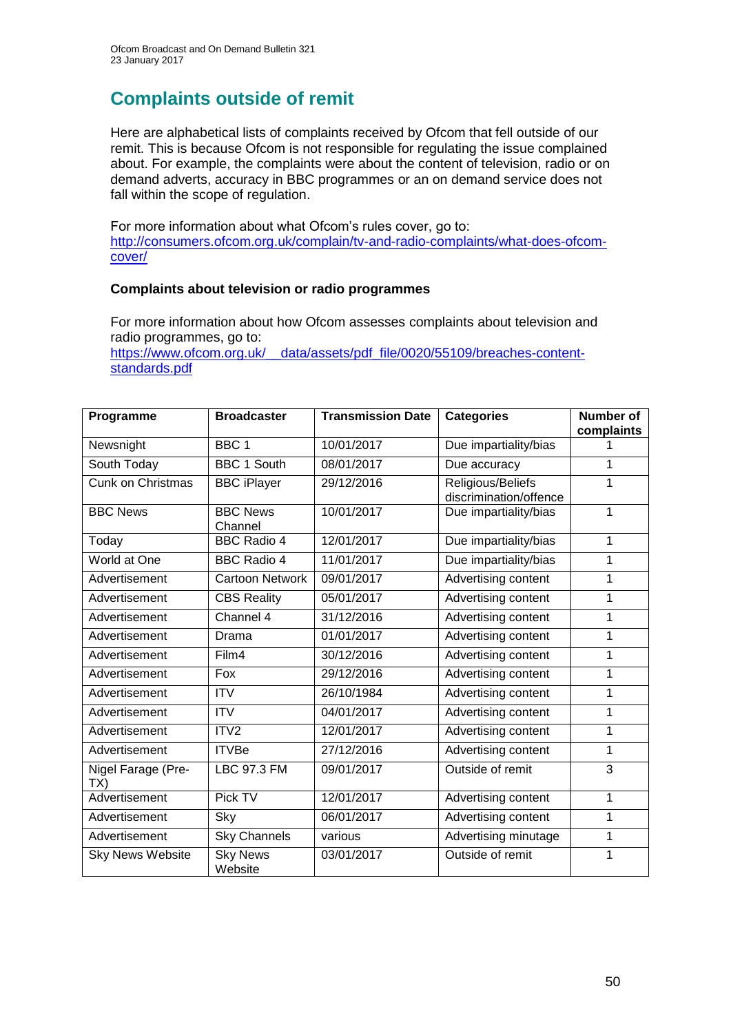## Complaints outside of remit

Here are alphabetical lists of complaints received by Ofcom that fell outside of our remit. This is because Ofcom is not responsible for regulating the issue complained about. For example, the complaints were about the content of television, radio or on demand adverts, accuracy in BBC programmes or an on demand service does not fall within the scope of regulation.

For more information about what Ofcom's rules cover, go to: [http://consumers.ofcom.org.uk/complain/tv-and-radio-complaints/what-does-ofcom-cover/](http://consumers.ofcom.org.uk/complain/tv-and-radio-complaints/what-does-ofcom-cover/)

### Complaints about television or radio programmes

For more information about how Ofcom assesses complaints about television and radio programmes, go to: [https://www.ofcom.org.uk/__data/assets/pdf_file/0020/55109/breaches-content-standards.pdf](https://www.ofcom.org.uk/__data/assets/pdf_file/0020/55109/breaches-content-standards.pdf)

| Programme | Broadcaster | Transmission Date | Categories | Number of complaints |
|---|---|---|---|---|
| Newsnight | BBC 1 | 10/01/2017 | Due impartiality/bias | 1 |
| South Today | BBC 1 South | 08/01/2017 | Due accuracy | 1 |
| Cunk on Christmas | BBC iPlayer | 29/12/2016 | Religious/Beliefs discrimination/offence | 1 |
| BBC News | BBC News Channel | 10/01/2017 | Due impartiality/bias | 1 |
| Today | BBC Radio 4 | 12/01/2017 | Due impartiality/bias | 1 |
| World at One | BBC Radio 4 | 11/01/2017 | Due impartiality/bias | 1 |
| Advertisement | Cartoon Network | 09/01/2017 | Advertising content | 1 |
| Advertisement | CBS Reality | 05/01/2017 | Advertising content | 1 |
| Advertisement | Channel 4 | 31/12/2016 | Advertising content | 1 |
| Advertisement | Drama | 01/01/2017 | Advertising content | 1 |
| Advertisement | Film4 | 30/12/2016 | Advertising content | 1 |
| Advertisement | Fox | 29/12/2016 | Advertising content | 1 |
| Advertisement | ITV | 26/10/1984 | Advertising content | 1 |
| Advertisement | ITV | 04/01/2017 | Advertising content | 1 |
| Advertisement | ITV2 | 12/01/2017 | Advertising content | 1 |
| Advertisement | ITVBe | 27/12/2016 | Advertising content | 1 |
| Nigel Farage (Pre-TX) | LBC 97.3 FM | 09/01/2017 | Outside of remit | 3 |
| Advertisement | Pick TV | 12/01/2017 | Advertising content | 1 |
| Advertisement | Sky | 06/01/2017 | Advertising content | 1 |
| Advertisement | Sky Channels | various | Advertising minutage | 1 |
| Sky News Website | Sky News Website | 03/01/2017 | Outside of remit | 1 |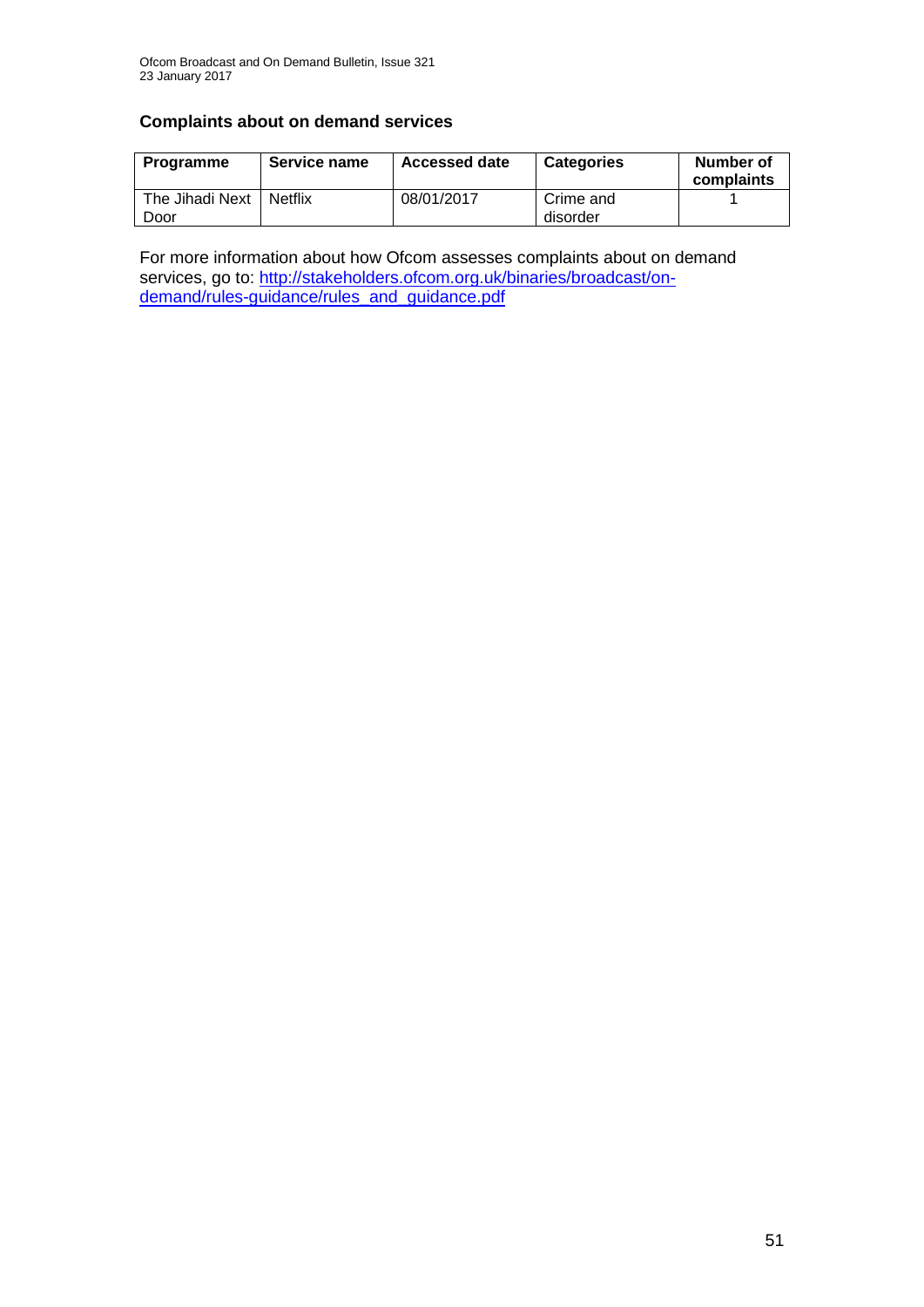### Complaints about on demand services

| Programme | Service name | Accessed date | Categories | Number of complaints |
| --- | --- | --- | --- | --- |
| The Jihadi Next Door | Netflix | 08/01/2017 | Crime and disorder | 1 |

For more information about how Ofcom assesses complaints about on demand services, go to: [http://stakeholders.ofcom.org.uk/binaries/broadcast/on-demand/rules-guidance/rules_and_guidance.pdf](http://stakeholders.ofcom.org.uk/binaries/broadcast/on-demand/rules-guidance/rules_and_guidance.pdf)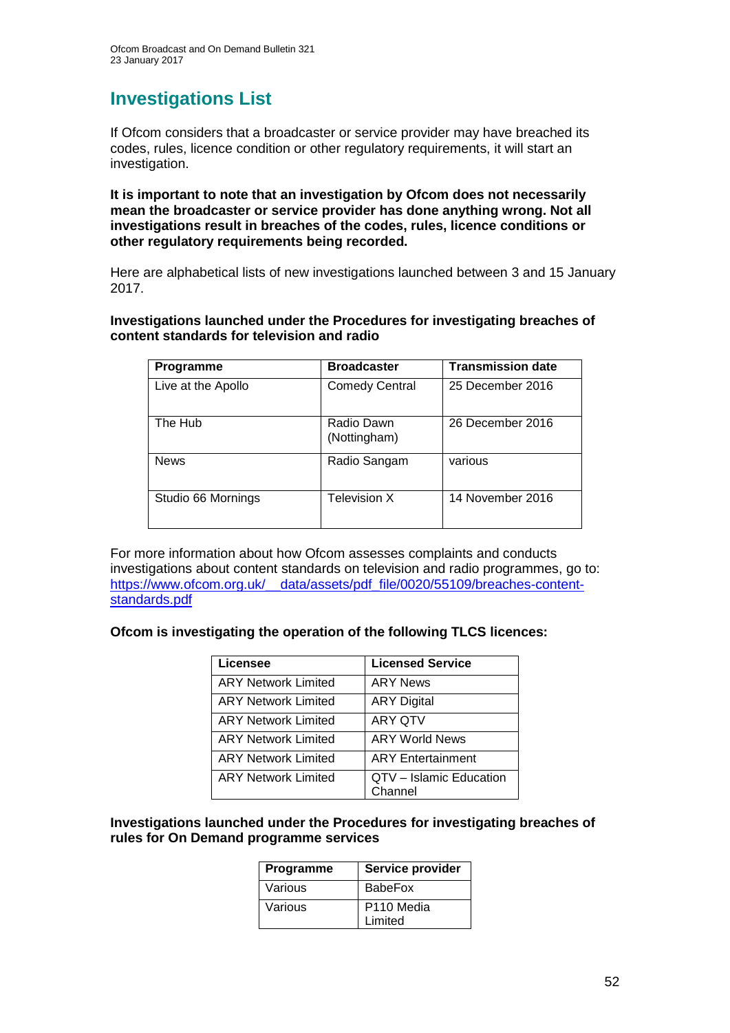# Investigations List

If Ofcom considers that a broadcaster or service provider may have breached its codes, rules, licence condition or other regulatory requirements, it will start an investigation.

**It is important to note that an investigation by Ofcom does not necessarily mean the broadcaster or service provider has done anything wrong. Not all investigations result in breaches of the codes, rules, licence conditions or other regulatory requirements being recorded.**

Here are alphabetical lists of new investigations launched between 3 and 15 January 2017.

**Investigations launched under the Procedures for investigating breaches of content standards for television and radio**

| Programme | Broadcaster | Transmission date |
|---|---|---|
| Live at the Apollo | Comedy Central | 25 December 2016 |
| The Hub | Radio Dawn (Nottingham) | 26 December 2016 |
| News | Radio Sangam | various |
| Studio 66 Mornings | Television X | 14 November 2016 |

For more information about how Ofcom assesses complaints and conducts investigations about content standards on television and radio programmes, go to: https://www.ofcom.org.uk/__data/assets/pdf_file/0020/55109/breaches-content-standards.pdf

**Ofcom is investigating the operation of the following TLCS licences:**

| Licensee | Licensed Service |
|---|---|
| ARY Network Limited | ARY News |
| ARY Network Limited | ARY Digital |
| ARY Network Limited | ARY QTV |
| ARY Network Limited | ARY World News |
| ARY Network Limited | ARY Entertainment |
| ARY Network Limited | QTV – Islamic Education Channel |

**Investigations launched under the Procedures for investigating breaches of rules for On Demand programme services**

| Programme | Service provider |
|---|---|
| Various | BabeFox |
| Various | P110 Media Limited |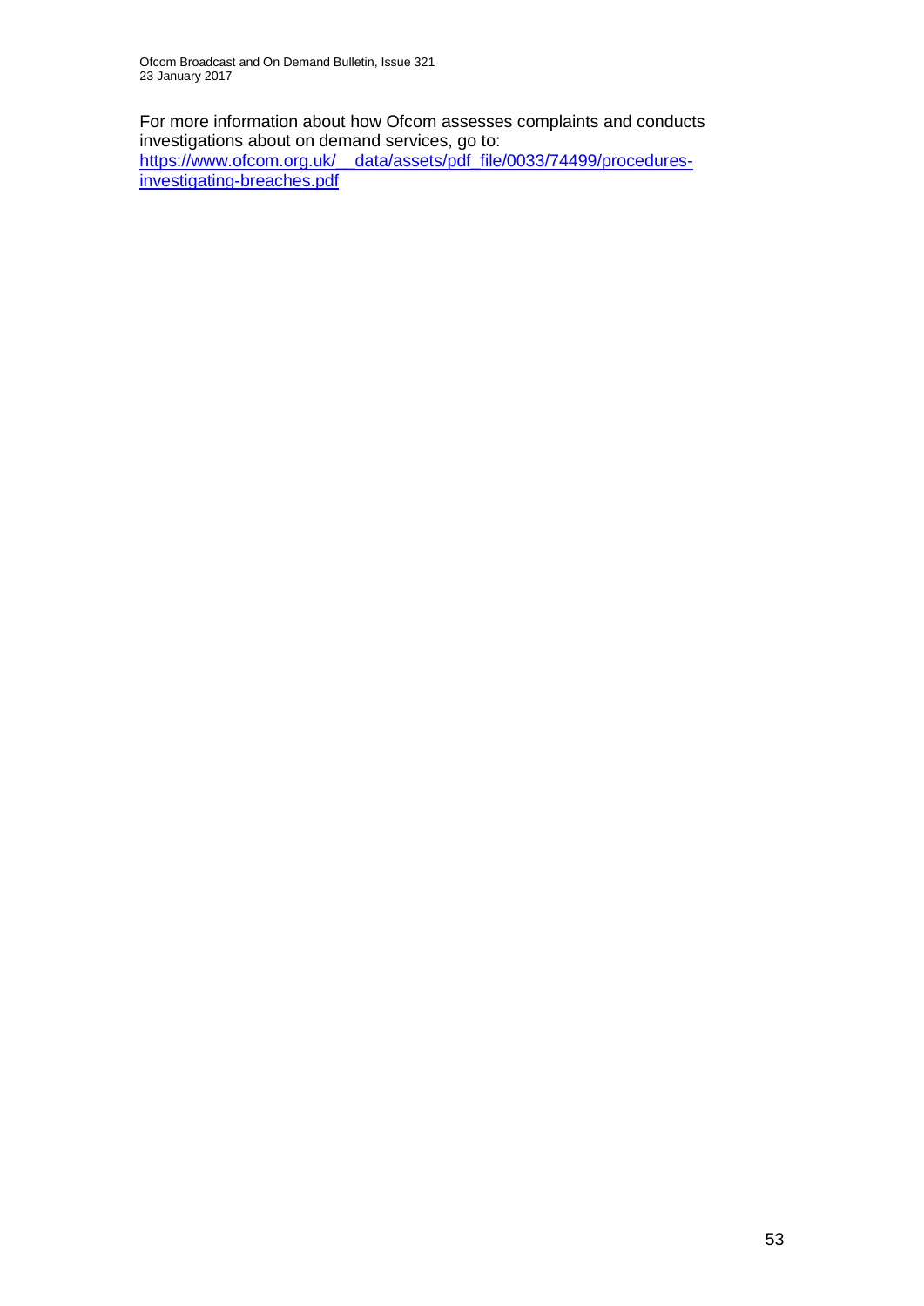For more information about how Ofcom assesses complaints and conducts investigations about on demand services, go to: https://www.ofcom.org.uk/__data/assets/pdf_file/0033/74499/procedures-investigating-breaches.pdf